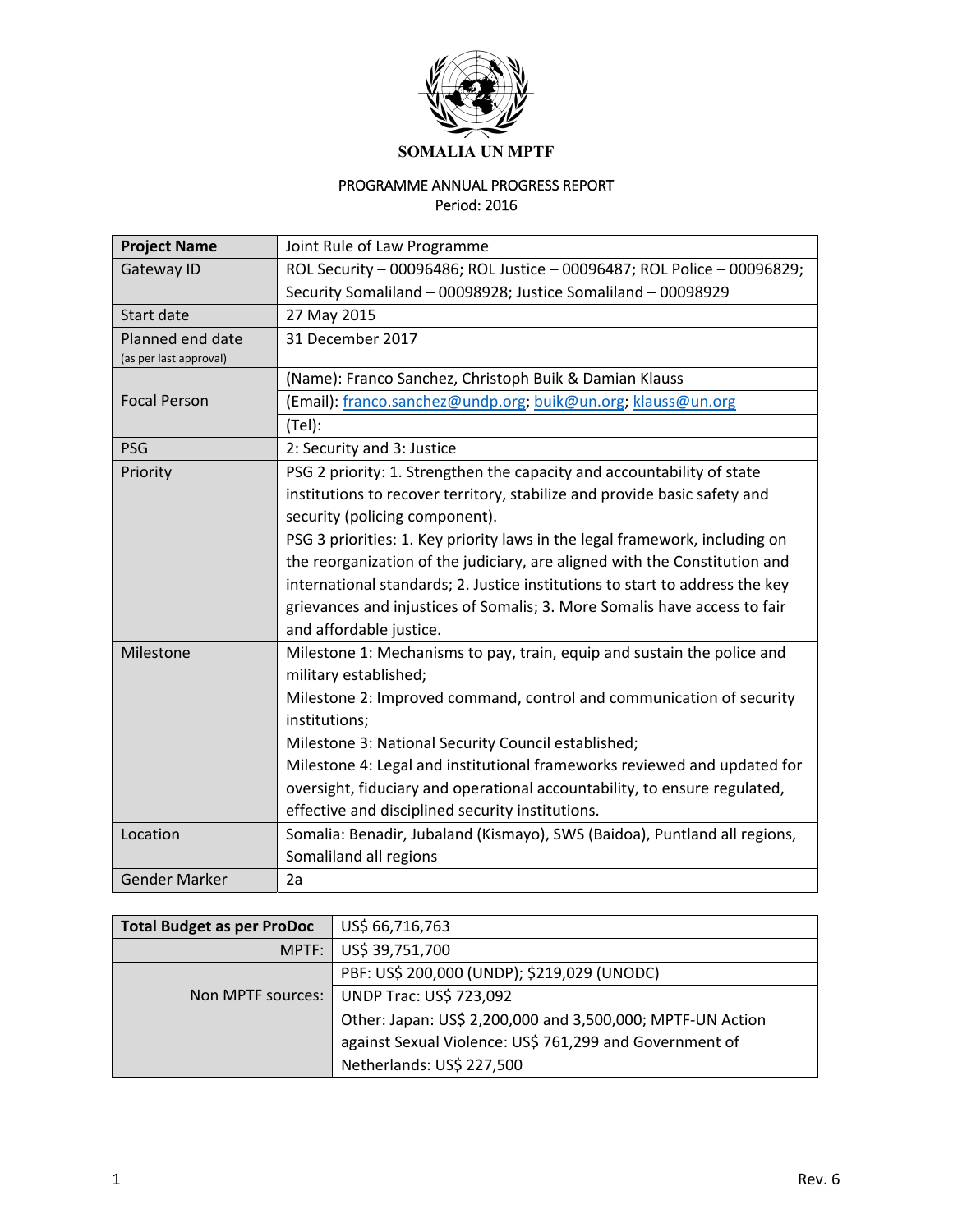**SOMALIA UN MPTF**

PROGRAMME ANNUAL PROGRESS REPORT
Period: 2016

| **Project Name** | Joint Rule of Law Programme |
|---|---|
| Gateway ID | ROL Security – 00096486; ROL Justice – 00096487; ROL Police – 00096829; Security Somaliland – 00098928; Justice Somaliland – 00098929 |
| Start date | 27 May 2015 |
| Planned end date (as per last approval) | 31 December 2017 |
| Focal Person | (Name): Franco Sanchez, Christoph Buik & Damian Klauss |
| | (Email): franco.sanchez@undp.org; buik@un.org; klauss@un.org |
| | (Tel): |
| PSG | 2: Security and 3: Justice |
| Priority | PSG 2 priority: 1. Strengthen the capacity and accountability of state institutions to recover territory, stabilize and provide basic safety and security (policing component).<br>PSG 3 priorities: 1. Key priority laws in the legal framework, including on the reorganization of the judiciary, are aligned with the Constitution and international standards; 2. Justice institutions to start to address the key grievances and injustices of Somalis; 3. More Somalis have access to fair and affordable justice. |
| Milestone | Milestone 1: Mechanisms to pay, train, equip and sustain the police and military established;<br>Milestone 2: Improved command, control and communication of security institutions;<br>Milestone 3: National Security Council established;<br>Milestone 4: Legal and institutional frameworks reviewed and updated for oversight, fiduciary and operational accountability, to ensure regulated, effective and disciplined security institutions. |
| Location | Somalia: Benadir, Jubaland (Kismayo), SWS (Baidoa), Puntland all regions, Somaliland all regions |
| Gender Marker | 2a |

| **Total Budget as per ProDoc** | US$ 66,716,763 |
|---|---|
| MPTF: | US$ 39,751,700 |
| Non MPTF sources: | PBF: US$ 200,000 (UNDP); $219,029 (UNODC) |
| | UNDP Trac: US$ 723,092 |
| | Other: Japan: US$ 2,200,000 and 3,500,000; MPTF-UN Action against Sexual Violence: US$ 761,299 and Government of Netherlands: US$ 227,500 |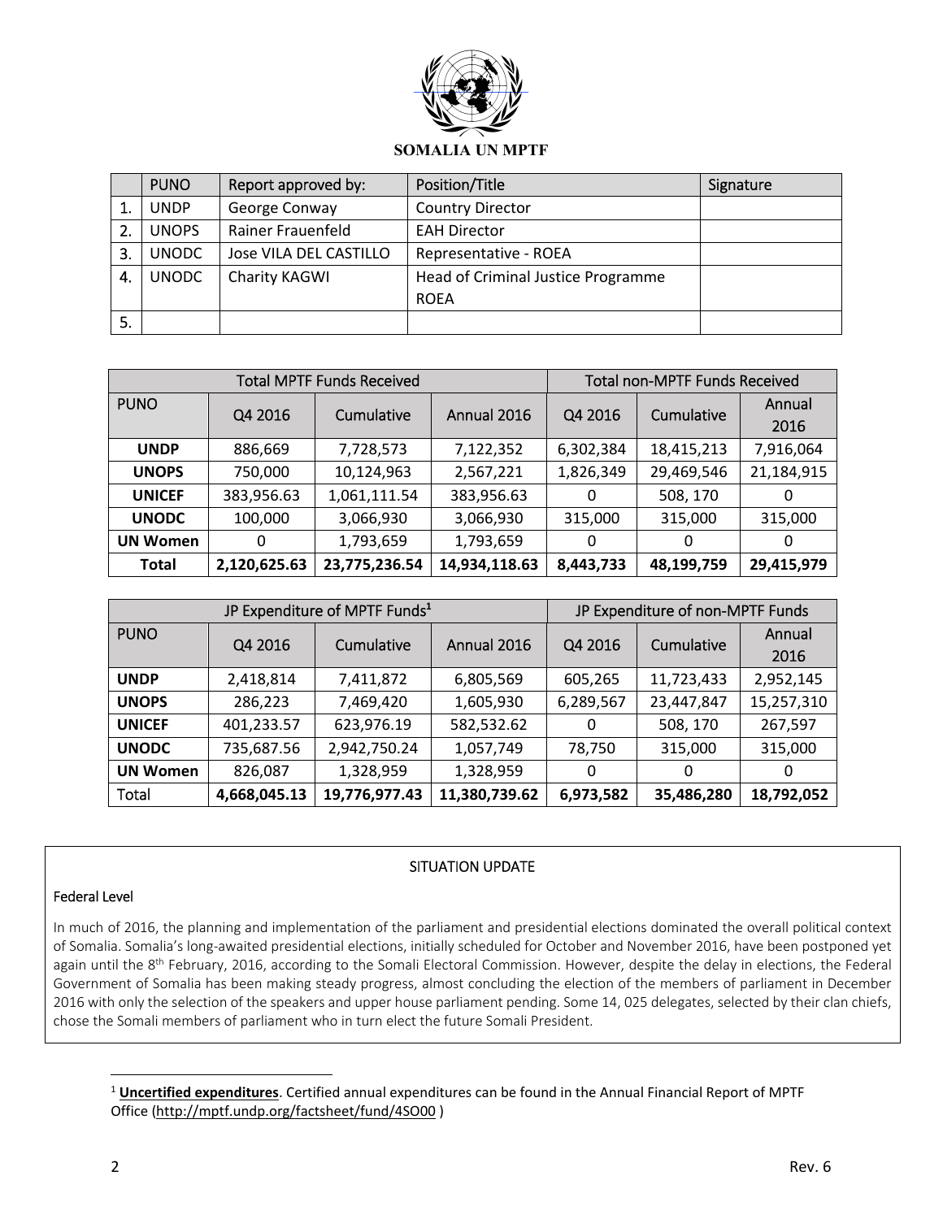**SOMALIA UN MPTF**

| | PUNO | Report approved by: | Position/Title | Signature |
|---|---|---|---|---|
| 1. | UNDP | George Conway | Country Director | |
| 2. | UNOPS | Rainer Frauenfeld | EAH Director | |
| 3. | UNODC | Jose VILA DEL CASTILLO | Representative - ROEA | |
| 4. | UNODC | Charity KAGWI | Head of Criminal Justice Programme ROEA | |
| 5. | | | | |

| Total MPTF Funds Received | | | | Total non-MPTF Funds Received | | |
|---|---|---|---|---|---|---|
| PUNO | Q4 2016 | Cumulative | Annual 2016 | Q4 2016 | Cumulative | Annual 2016 |
| **UNDP** | 886,669 | 7,728,573 | 7,122,352 | 6,302,384 | 18,415,213 | 7,916,064 |
| **UNOPS** | 750,000 | 10,124,963 | 2,567,221 | 1,826,349 | 29,469,546 | 21,184,915 |
| **UNICEF** | 383,956.63 | 1,061,111.54 | 383,956.63 | 0 | 508, 170 | 0 |
| **UNODC** | 100,000 | 3,066,930 | 3,066,930 | 315,000 | 315,000 | 315,000 |
| **UN Women** | 0 | 1,793,659 | 1,793,659 | 0 | 0 | 0 |
| **Total** | **2,120,625.63** | **23,775,236.54** | **14,934,118.63** | **8,443,733** | **48,199,759** | **29,415,979** |

| JP Expenditure of MPTF Funds[1] | | | | JP Expenditure of non-MPTF Funds | | |
|---|---|---|---|---|---|---|
| PUNO | Q4 2016 | Cumulative | Annual 2016 | Q4 2016 | Cumulative | Annual 2016 |
| **UNDP** | 2,418,814 | 7,411,872 | 6,805,569 | 605,265 | 11,723,433 | 2,952,145 |
| **UNOPS** | 286,223 | 7,469,420 | 1,605,930 | 6,289,567 | 23,447,847 | 15,257,310 |
| **UNICEF** | 401,233.57 | 623,976.19 | 582,532.62 | 0 | 508, 170 | 267,597 |
| **UNODC** | 735,687.56 | 2,942,750.24 | 1,057,749 | 78,750 | 315,000 | 315,000 |
| **UN Women** | 826,087 | 1,328,959 | 1,328,959 | 0 | 0 | 0 |
| Total | **4,668,045.13** | **19,776,977.43** | **11,380,739.62** | **6,973,582** | **35,486,280** | **18,792,052** |

## SITUATION UPDATE

### Federal Level

In much of 2016, the planning and implementation of the parliament and presidential elections dominated the overall political context of Somalia. Somalia's long-awaited presidential elections, initially scheduled for October and November 2016, have been postponed yet again until the 8th February, 2016, according to the Somali Electoral Commission. However, despite the delay in elections, the Federal Government of Somalia has been making steady progress, almost concluding the election of the members of parliament in December 2016 with only the selection of the speakers and upper house parliament pending. Some 14, 025 delegates, selected by their clan chiefs, chose the Somali members of parliament who in turn elect the future Somali President.

[1] **Uncertified expenditures**. Certified annual expenditures can be found in the Annual Financial Report of MPTF Office (http://mptf.undp.org/factsheet/fund/4SO00 )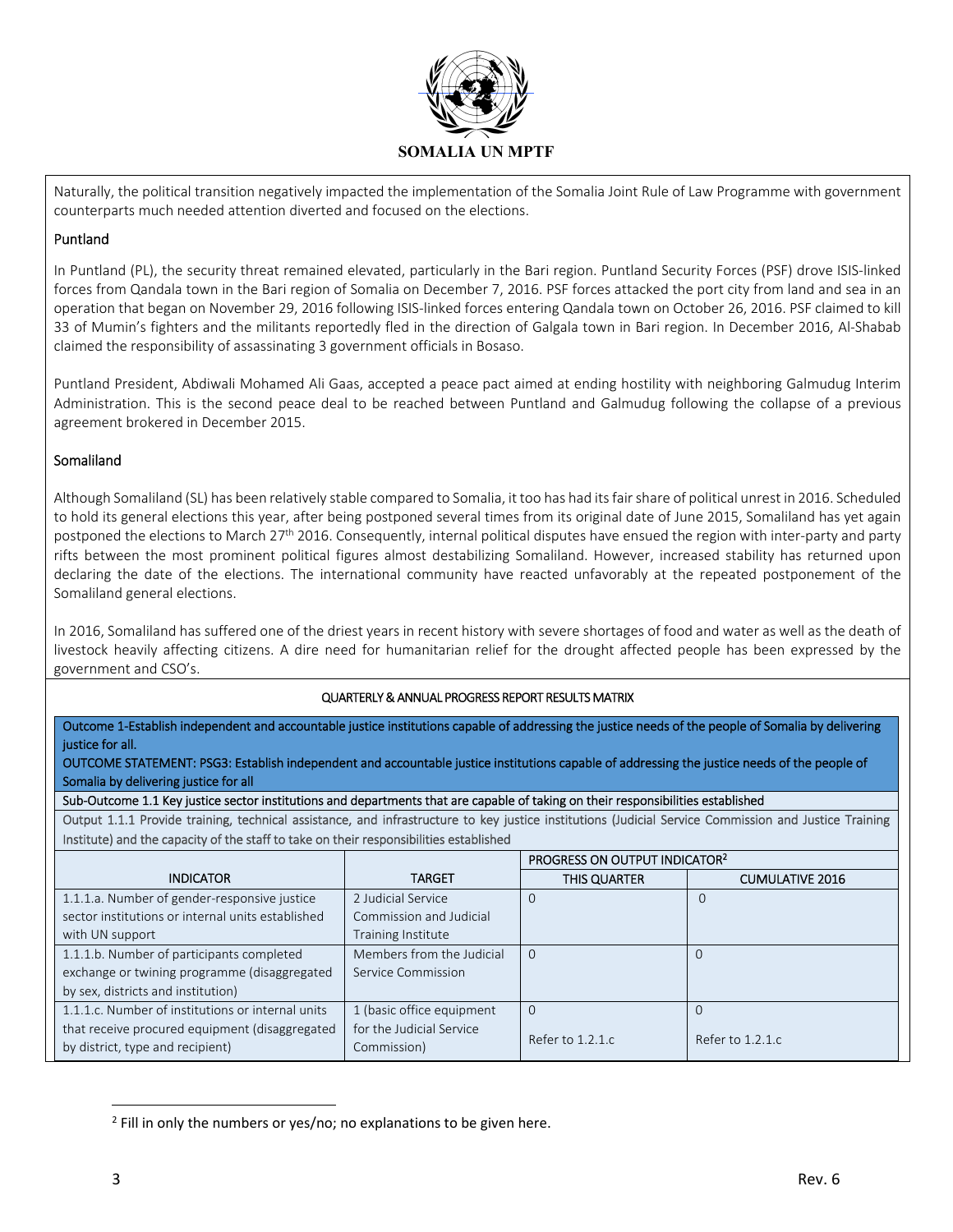Naturally, the political transition negatively impacted the implementation of the Somalia Joint Rule of Law Programme with government counterparts much needed attention diverted and focused on the elections.

Puntland

In Puntland (PL), the security threat remained elevated, particularly in the Bari region. Puntland Security Forces (PSF) drove ISIS-linked forces from Qandala town in the Bari region of Somalia on December 7, 2016. PSF forces attacked the port city from land and sea in an operation that began on November 29, 2016 following ISIS-linked forces entering Qandala town on October 26, 2016. PSF claimed to kill 33 of Mumin's fighters and the militants reportedly fled in the direction of Galgala town in Bari region. In December 2016, Al-Shabab claimed the responsibility of assassinating 3 government officials in Bosaso.

Puntland President, Abdiwali Mohamed Ali Gaas, accepted a peace pact aimed at ending hostility with neighboring Galmudug Interim Administration. This is the second peace deal to be reached between Puntland and Galmudug following the collapse of a previous agreement brokered in December 2015.

Somaliland

Although Somaliland (SL) has been relatively stable compared to Somalia, it too has had its fair share of political unrest in 2016. Scheduled to hold its general elections this year, after being postponed several times from its original date of June 2015, Somaliland has yet again postponed the elections to March 27th 2016. Consequently, internal political disputes have ensued the region with inter-party and party rifts between the most prominent political figures almost destabilizing Somaliland. However, increased stability has returned upon declaring the date of the elections. The international community have reacted unfavorably at the repeated postponement of the Somaliland general elections.

In 2016, Somaliland has suffered one of the driest years in recent history with severe shortages of food and water as well as the death of livestock heavily affecting citizens. A dire need for humanitarian relief for the drought affected people has been expressed by the government and CSO's.

QUARTERLY & ANNUAL PROGRESS REPORT RESULTS MATRIX

Outcome 1-Establish independent and accountable justice institutions capable of addressing the justice needs of the people of Somalia by delivering justice for all.

OUTCOME STATEMENT: PSG3: Establish independent and accountable justice institutions capable of addressing the justice needs of the people of Somalia by delivering justice for all

Sub-Outcome 1.1 Key justice sector institutions and departments that are capable of taking on their responsibilities established

Output 1.1.1 Provide training, technical assistance, and infrastructure to key justice institutions (Judicial Service Commission and Justice Training Institute) and the capacity of the staff to take on their responsibilities established

| INDICATOR | TARGET | PROGRESS ON OUTPUT INDICATOR[2] | |
|---|---|---|---|
| | | THIS QUARTER | CUMULATIVE 2016 |
| 1.1.1.a. Number of gender-responsive justice sector institutions or internal units established with UN support | 2 Judicial Service Commission and Judicial Training Institute | 0 | 0 |
| 1.1.1.b. Number of participants completed exchange or twining programme (disaggregated by sex, districts and institution) | Members from the Judicial Service Commission | 0 | 0 |
| 1.1.1.c. Number of institutions or internal units that receive procured equipment (disaggregated by district, type and recipient) | 1 (basic office equipment for the Judicial Service Commission) | 0<br>Refer to 1.2.1.c | 0<br>Refer to 1.2.1.c |

[2] Fill in only the numbers or yes/no; no explanations to be given here.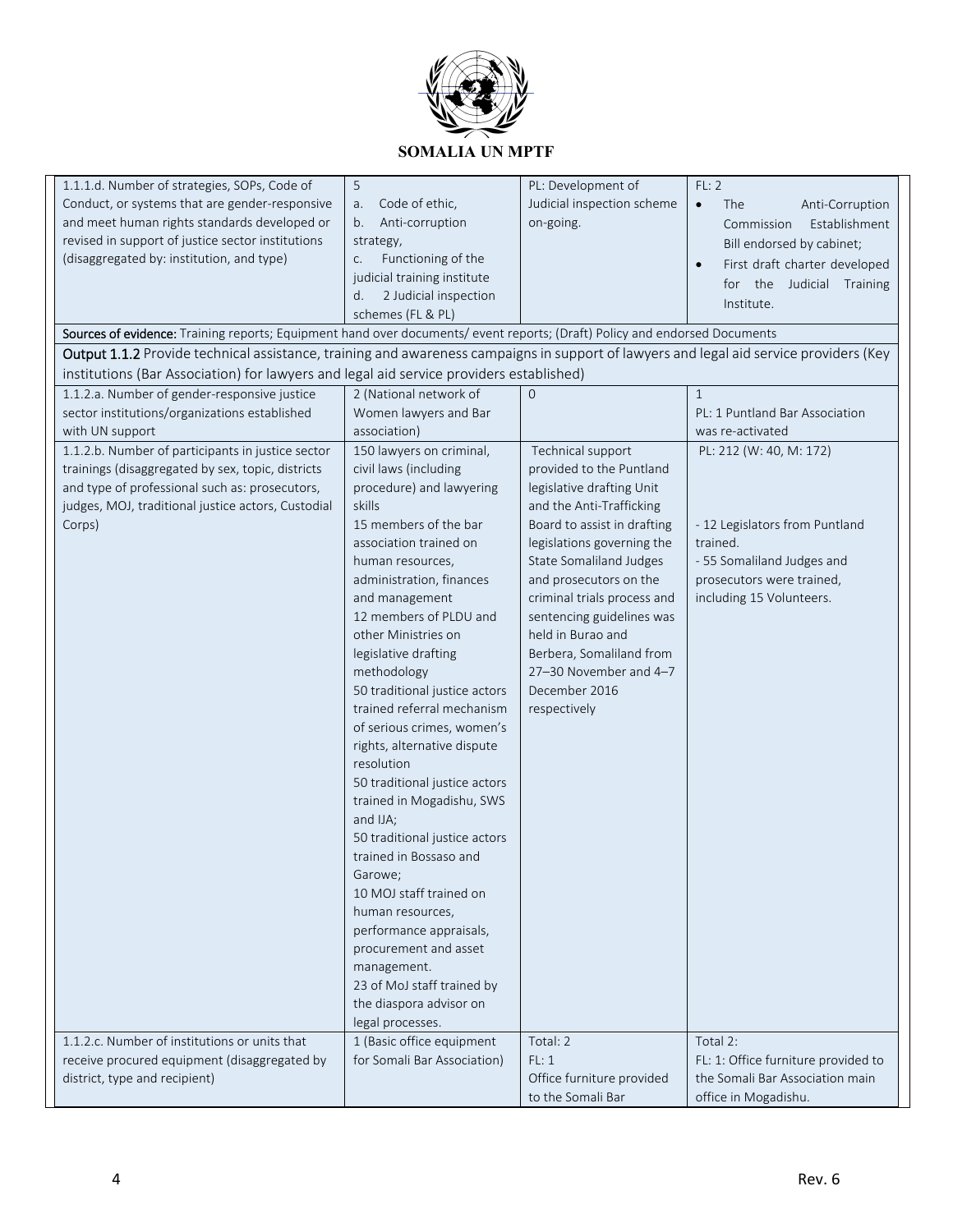# SOMALIA UN MPTF

| | | | |
|---|---|---|---|
| 1.1.1.d. Number of strategies, SOPs, Code of Conduct, or systems that are gender-responsive and meet human rights standards developed or revised in support of justice sector institutions (disaggregated by: institution, and type) | 5<br>a. Code of ethic,<br>b. Anti-corruption strategy,<br>c. Functioning of the judicial training institute<br>d. 2 Judicial inspection schemes (FL & PL) | PL: Development of Judicial inspection scheme on-going. | FL: 2<br>• The Anti-Corruption Commission Establishment Bill endorsed by cabinet;<br>• First draft charter developed for the Judicial Training Institute. |
| **Sources of evidence:** Training reports; Equipment hand over documents/ event reports; (Draft) Policy and endorsed Documents | | | |
| **Output 1.1.2** Provide technical assistance, training and awareness campaigns in support of lawyers and legal aid service providers (Key institutions (Bar Association) for lawyers and legal aid service providers established) | | | |
| 1.1.2.a. Number of gender-responsive justice sector institutions/organizations established with UN support | 2 (National network of Women lawyers and Bar association) | 0 | 1<br>PL: 1 Puntland Bar Association was re-activated |
| 1.1.2.b. Number of participants in justice sector trainings (disaggregated by sex, topic, districts and type of professional such as: prosecutors, judges, MOJ, traditional justice actors, Custodial Corps) | 150 lawyers on criminal, civil laws (including procedure) and lawyering skills<br>15 members of the bar association trained on human resources, administration, finances and management<br>12 members of PLDU and other Ministries on legislative drafting methodology<br>50 traditional justice actors trained referral mechanism of serious crimes, women's rights, alternative dispute resolution<br>50 traditional justice actors trained in Mogadishu, SWS and IJA;<br>50 traditional justice actors trained in Bossaso and Garowe;<br>10 MOJ staff trained on human resources, performance appraisals, procurement and asset management.<br>23 of MoJ staff trained by the diaspora advisor on legal processes. | Technical support provided to the Puntland legislative drafting Unit and the Anti-Trafficking Board to assist in drafting legislations governing the State Somaliland Judges and prosecutors on the criminal trials process and sentencing guidelines was held in Burao and Berbera, Somaliland from 27–30 November and 4–7 December 2016 respectively | PL: 212 (W: 40, M: 172)<br><br>- 12 Legislators from Puntland trained.<br>- 55 Somaliland Judges and prosecutors were trained, including 15 Volunteers. |
| 1.1.2.c. Number of institutions or units that receive procured equipment (disaggregated by district, type and recipient) | 1 (Basic office equipment for Somali Bar Association) | Total: 2<br>FL: 1<br>Office furniture provided to the Somali Bar | Total 2:<br>FL: 1: Office furniture provided to the Somali Bar Association main office in Mogadishu. |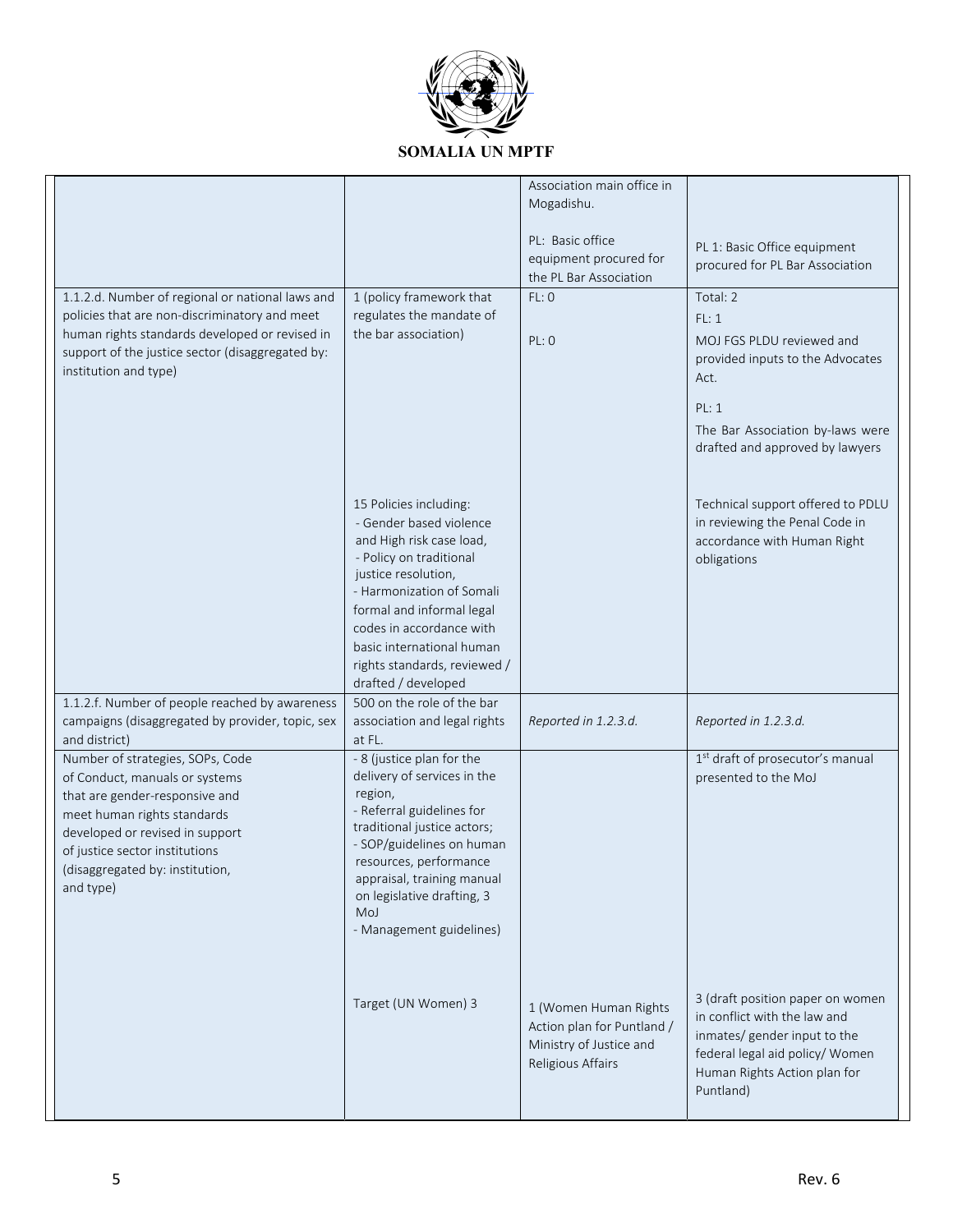**SOMALIA UN MPTF**

| | | | |
|---|---|---|---|
| | | Association main office in Mogadishu.<br><br>PL: Basic office equipment procured for the PL Bar Association | PL 1: Basic Office equipment procured for PL Bar Association |
| 1.1.2.d. Number of regional or national laws and policies that are non-discriminatory and meet human rights standards developed or revised in support of the justice sector (disaggregated by: institution and type) | 1 (policy framework that regulates the mandate of the bar association) | FL: 0<br><br>PL: 0 | Total: 2<br>FL: 1<br>MOJ FGS PLDU reviewed and provided inputs to the Advocates Act.<br>PL: 1<br>The Bar Association by-laws were drafted and approved by lawyers |
| | 15 Policies including:<br>- Gender based violence and High risk case load,<br>- Policy on traditional justice resolution,<br>- Harmonization of Somali formal and informal legal codes in accordance with basic international human rights standards, reviewed / drafted / developed | | Technical support offered to PDLU in reviewing the Penal Code in accordance with Human Right obligations |
| 1.1.2.f. Number of people reached by awareness campaigns (disaggregated by provider, topic, sex and district) | 500 on the role of the bar association and legal rights at FL. | *Reported in 1.2.3.d.* | *Reported in 1.2.3.d.* |
| Number of strategies, SOPs, Code of Conduct, manuals or systems that are gender-responsive and meet human rights standards developed or revised in support of justice sector institutions (disaggregated by: institution, and type) | - 8 (justice plan for the delivery of services in the region,<br>- Referral guidelines for traditional justice actors;<br>- SOP/guidelines on human resources, performance appraisal, training manual on legislative drafting, 3 MoJ<br>- Management guidelines) | | 1st draft of prosecutor's manual presented to the MoJ |
| | Target (UN Women) 3 | 1 (Women Human Rights Action plan for Puntland / Ministry of Justice and Religious Affairs | 3 (draft position paper on women in conflict with the law and inmates/ gender input to the federal legal aid policy/ Women Human Rights Action plan for Puntland) |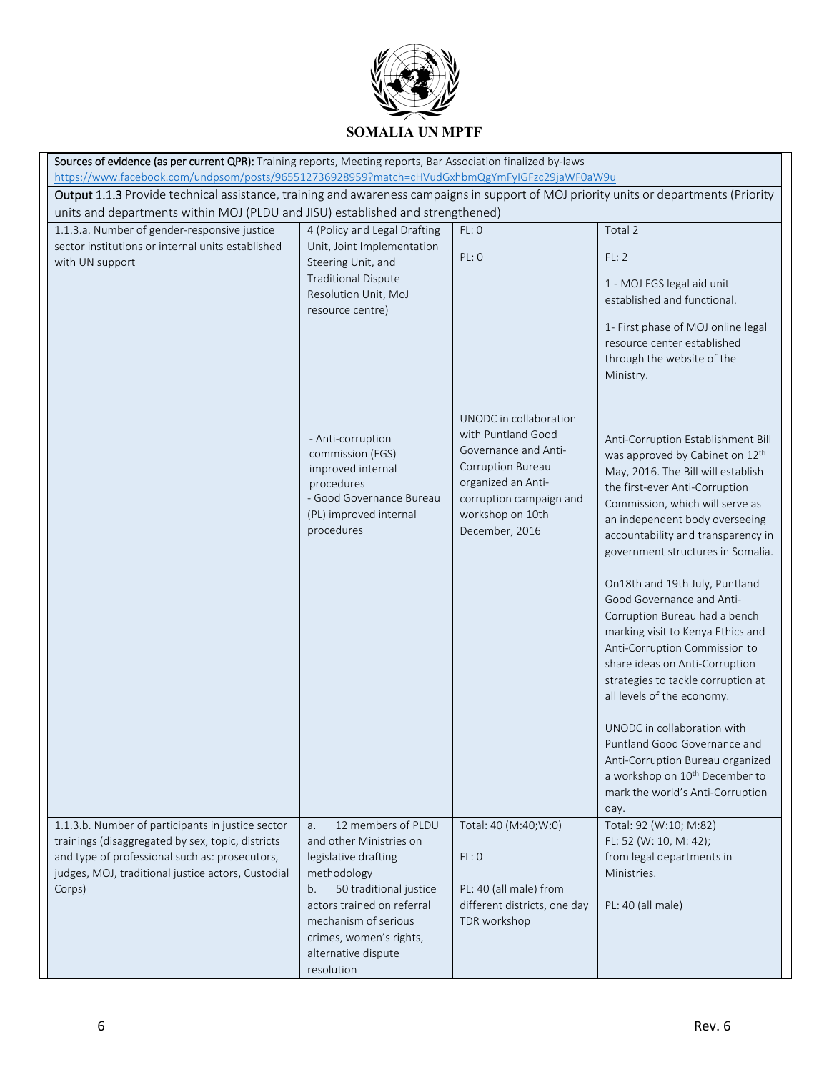**SOMALIA UN MPTF**

| | | | |
|---|---|---|---|
| **Sources of evidence (as per current QPR):** Training reports, Meeting reports, Bar Association finalized by-laws https://www.facebook.com/undpsom/posts/965512736928959?match=cHVudGxhbmQgYmFyIGFzc29jaWF0aW9u | | | |
| **Output 1.1.3** Provide technical assistance, training and awareness campaigns in support of MOJ priority units or departments (Priority units and departments within MOJ (PLDU and JISU) established and strengthened) | | | |
| 1.1.3.a. Number of gender-responsive justice sector institutions or internal units established with UN support | 4 (Policy and Legal Drafting Unit, Joint Implementation Steering Unit, and Traditional Dispute Resolution Unit, MoJ resource centre)<br><br>- Anti-corruption commission (FGS) improved internal procedures<br>- Good Governance Bureau (PL) improved internal procedures | FL: 0<br><br>PL: 0<br><br>UNODC in collaboration with Puntland Good Governance and Anti-Corruption Bureau organized an Anti-corruption campaign and workshop on 10th December, 2016 | Total 2<br><br>FL: 2<br><br>1 - MOJ FGS legal aid unit established and functional.<br><br>1- First phase of MOJ online legal resource center established through the website of the Ministry.<br><br>Anti-Corruption Establishment Bill was approved by Cabinet on 12th May, 2016. The Bill will establish the first-ever Anti-Corruption Commission, which will serve as an independent body overseeing accountability and transparency in government structures in Somalia.<br><br>On18th and 19th July, Puntland Good Governance and Anti-Corruption Bureau had a bench marking visit to Kenya Ethics and Anti-Corruption Commission to share ideas on Anti-Corruption strategies to tackle corruption at all levels of the economy.<br><br>UNODC in collaboration with Puntland Good Governance and Anti-Corruption Bureau organized a workshop on 10th December to mark the world's Anti-Corruption day. |
| 1.1.3.b. Number of participants in justice sector trainings (disaggregated by sex, topic, districts and type of professional such as: prosecutors, judges, MOJ, traditional justice actors, Custodial Corps) | a. 12 members of PLDU and other Ministries on legislative drafting methodology<br>b. 50 traditional justice actors trained on referral mechanism of serious crimes, women's rights, alternative dispute resolution | Total: 40 (M:40;W:0)<br><br>FL: 0<br><br>PL: 40 (all male) from different districts, one day TDR workshop | Total: 92 (W:10; M:82)<br>FL: 52 (W: 10, M: 42);<br>from legal departments in Ministries.<br><br>PL: 40 (all male) |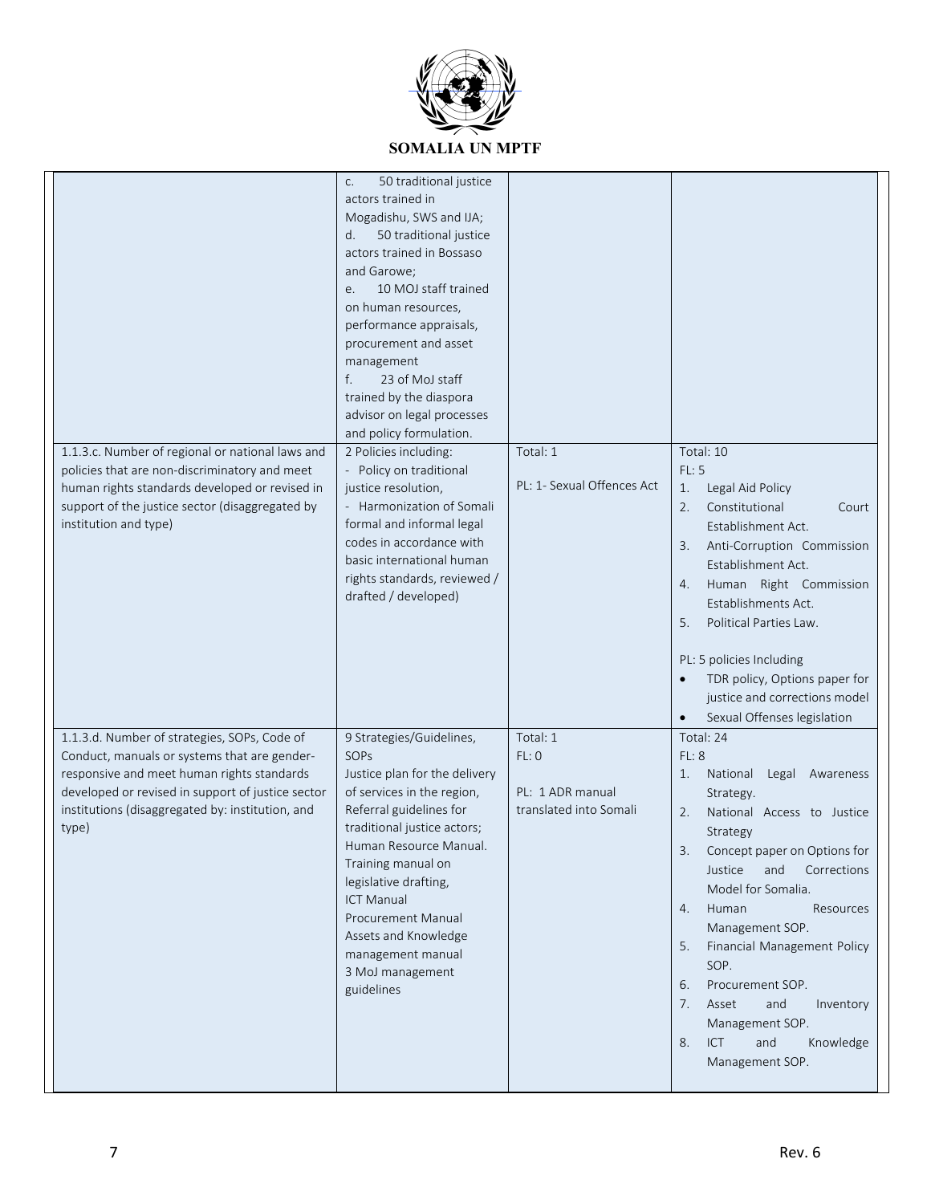| | | | |
|---|---|---|---|
| | c. 50 traditional justice actors trained in Mogadishu, SWS and IJA;<br>d. 50 traditional justice actors trained in Bossaso and Garowe;<br>e. 10 MOJ staff trained on human resources, performance appraisals, procurement and asset management<br>f. 23 of MoJ staff trained by the diaspora advisor on legal processes and policy formulation. | | |
| 1.1.3.c. Number of regional or national laws and policies that are non-discriminatory and meet human rights standards developed or revised in support of the justice sector (disaggregated by institution and type) | 2 Policies including:<br>- Policy on traditional justice resolution,<br>- Harmonization of Somali formal and informal legal codes in accordance with basic international human rights standards, reviewed / drafted / developed) | Total: 1<br><br>PL: 1- Sexual Offences Act | Total: 10<br>FL: 5<br>1. Legal Aid Policy<br>2. Constitutional Court Establishment Act.<br>3. Anti-Corruption Commission Establishment Act.<br>4. Human Right Commission Establishments Act.<br>5. Political Parties Law.<br><br>PL: 5 policies Including<br>• TDR policy, Options paper for justice and corrections model<br>• Sexual Offenses legislation |
| 1.1.3.d. Number of strategies, SOPs, Code of Conduct, manuals or systems that are gender-responsive and meet human rights standards developed or revised in support of justice sector institutions (disaggregated by: institution, and type) | 9 Strategies/Guidelines, SOPs<br>Justice plan for the delivery of services in the region,<br>Referral guidelines for traditional justice actors;<br>Human Resource Manual.<br>Training manual on legislative drafting,<br>ICT Manual<br>Procurement Manual<br>Assets and Knowledge management manual<br>3 MoJ management guidelines | Total: 1<br>FL: 0<br><br>PL: 1 ADR manual translated into Somali | Total: 24<br>FL: 8<br>1. National Legal Awareness Strategy.<br>2. National Access to Justice Strategy<br>3. Concept paper on Options for Justice and Corrections Model for Somalia.<br>4. Human Resources Management SOP.<br>5. Financial Management Policy SOP.<br>6. Procurement SOP.<br>7. Asset and Inventory Management SOP.<br>8. ICT and Knowledge Management SOP. |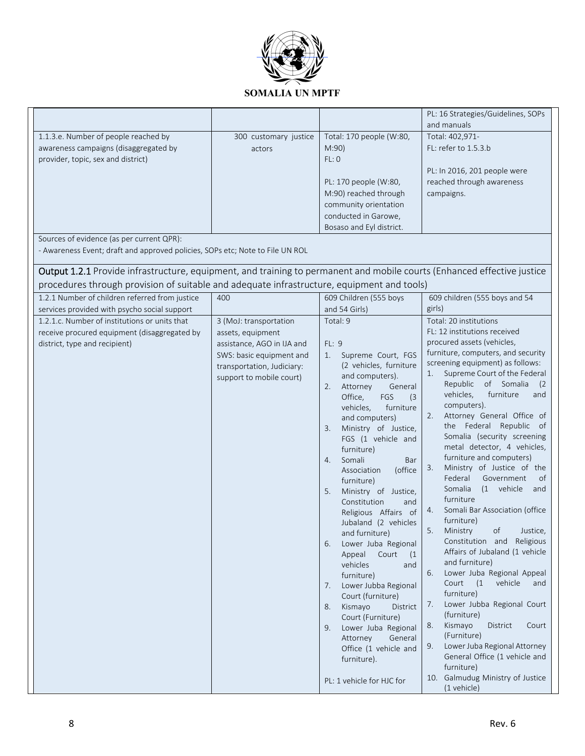| | | | PL: 16 Strategies/Guidelines, SOPs and manuals |
|---|---|---|---|
| 1.1.3.e. Number of people reached by awareness campaigns (disaggregated by provider, topic, sex and district) | 300 customary justice actors | Total: 170 people (W:80, M:90)<br>FL: 0<br><br>PL: 170 people (W:80, M:90) reached through community orientation conducted in Garowe, Bosaso and Eyl district. | Total: 402,971-<br>FL: refer to 1.5.3.b<br><br>PL: In 2016, 201 people were reached through awareness campaigns. |
| Sources of evidence (as per current QPR):<br>- Awareness Event; draft and approved policies, SOPs etc; Note to File UN ROL | | | |
| **Output 1.2.1** Provide infrastructure, equipment, and training to permanent and mobile courts (Enhanced effective justice procedures through provision of suitable and adequate infrastructure, equipment and tools) | | | |
| 1.2.1 Number of children referred from justice services provided with psycho social support | 400 | 609 Children (555 boys and 54 Girls) | 609 children (555 boys and 54 girls) |
| 1.2.1.c. Number of institutions or units that receive procured equipment (disaggregated by district, type and recipient) | 3 (MoJ: transportation assets, equipment assistance, AGO in IJA and SWS: basic equipment and transportation, Judiciary: support to mobile court) | Total: 9<br><br>FL: 9<br>1. Supreme Court, FGS (2 vehicles, furniture and computers).<br>2. Attorney General Office, FGS (3 vehicles, furniture and computers)<br>3. Ministry of Justice, FGS (1 vehicle and furniture)<br>4. Somali Bar Association (office furniture)<br>5. Ministry of Justice, Constitution and Religious Affairs of Jubaland (2 vehicles and furniture)<br>6. Lower Juba Regional Appeal Court (1 vehicles and furniture)<br>7. Lower Jubba Regional Court (furniture)<br>8. Kismayo District Court (Furniture)<br>9. Lower Juba Regional Attorney General Office (1 vehicle and furniture).<br><br>PL: 1 vehicle for HJC for | Total: 20 institutions<br>FL: 12 institutions received procured assets (vehicles, furniture, computers, and security screening equipment) as follows:<br>1. Supreme Court of the Federal Republic of Somalia (2 vehicles, furniture and computers).<br>2. Attorney General Office of the Federal Republic of Somalia (security screening metal detector, 4 vehicles, furniture and computers)<br>3. Ministry of Justice of the Federal Government of Somalia (1 vehicle and furniture<br>4. Somali Bar Association (office furniture)<br>5. Ministry of Justice, Constitution and Religious Affairs of Jubaland (1 vehicle and furniture)<br>6. Lower Juba Regional Appeal Court (1 vehicle and furniture)<br>7. Lower Jubba Regional Court (furniture)<br>8. Kismayo District Court (Furniture)<br>9. Lower Juba Regional Attorney General Office (1 vehicle and furniture)<br>10. Galmudug Ministry of Justice (1 vehicle) |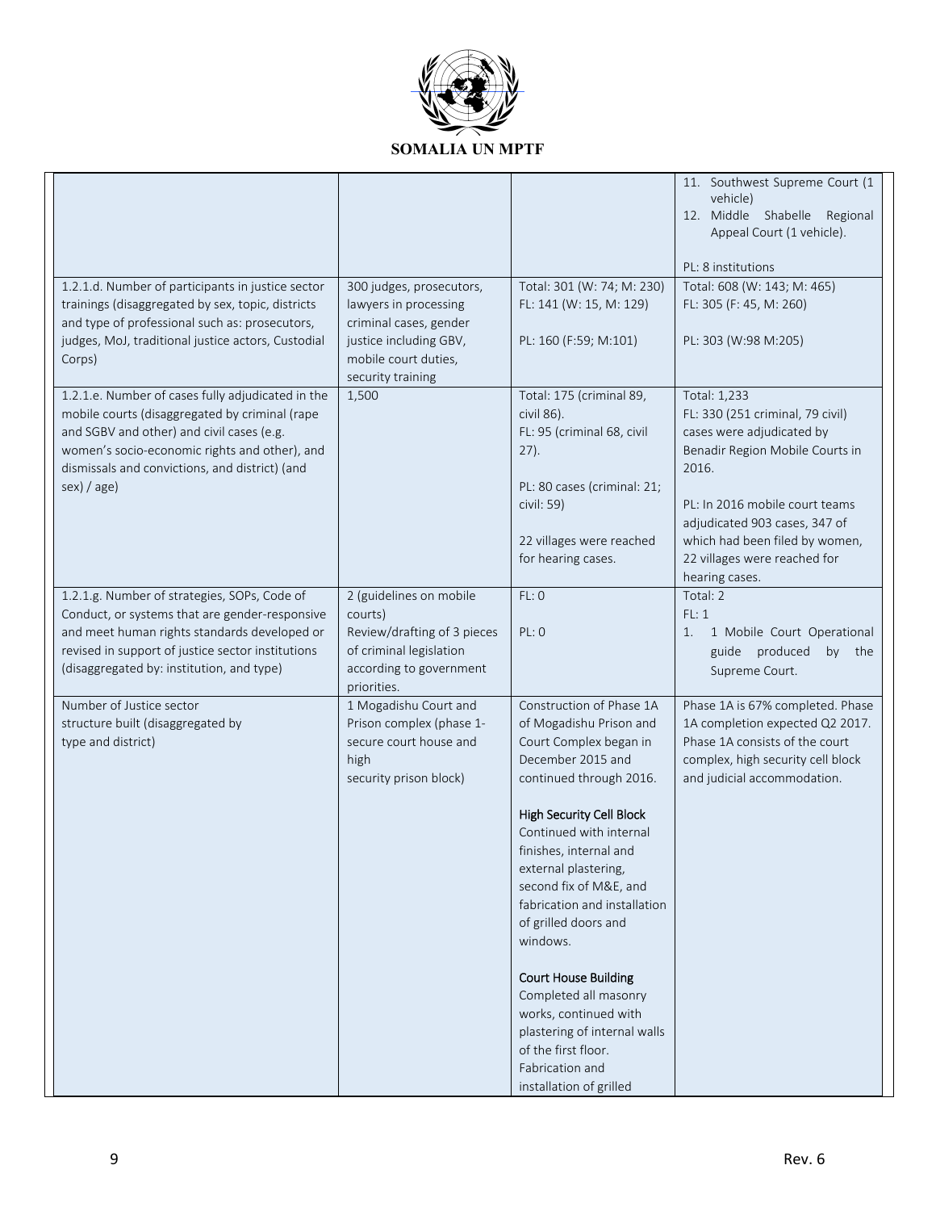| | | | |
|---|---|---|---|
| | | | 11. Southwest Supreme Court (1 vehicle)<br>12. Middle Shabelle Regional Appeal Court (1 vehicle).<br><br>PL: 8 institutions |
| 1.2.1.d. Number of participants in justice sector trainings (disaggregated by sex, topic, districts and type of professional such as: prosecutors, judges, MoJ, traditional justice actors, Custodial Corps) | 300 judges, prosecutors, lawyers in processing criminal cases, gender justice including GBV, mobile court duties, security training | Total: 301 (W: 74; M: 230)<br>FL: 141 (W: 15, M: 129)<br><br>PL: 160 (F:59; M:101) | Total: 608 (W: 143; M: 465)<br>FL: 305 (F: 45, M: 260)<br><br>PL: 303 (W:98 M:205) |
| 1.2.1.e. Number of cases fully adjudicated in the mobile courts (disaggregated by criminal (rape and SGBV and other) and civil cases (e.g. women's socio-economic rights and other), and dismissals and convictions, and district) (and sex) / age) | 1,500 | Total: 175 (criminal 89, civil 86).<br>FL: 95 (criminal 68, civil 27).<br><br>PL: 80 cases (criminal: 21; civil: 59)<br><br>22 villages were reached for hearing cases. | Total: 1,233<br>FL: 330 (251 criminal, 79 civil) cases were adjudicated by Benadir Region Mobile Courts in 2016.<br><br>PL: In 2016 mobile court teams adjudicated 903 cases, 347 of which had been filed by women, 22 villages were reached for hearing cases. |
| 1.2.1.g. Number of strategies, SOPs, Code of Conduct, or systems that are gender-responsive and meet human rights standards developed or revised in support of justice sector institutions (disaggregated by: institution, and type) | 2 (guidelines on mobile courts)<br>Review/drafting of 3 pieces of criminal legislation according to government priorities. | FL: 0<br><br>PL: 0 | Total: 2<br>FL: 1<br>1. 1 Mobile Court Operational guide produced by the Supreme Court. |
| Number of Justice sector structure built (disaggregated by type and district) | 1 Mogadishu Court and Prison complex (phase 1- secure court house and high security prison block) | Construction of Phase 1A of Mogadishu Prison and Court Complex began in December 2015 and continued through 2016.<br><br>High Security Cell Block<br>Continued with internal finishes, internal and external plastering, second fix of M&E, and fabrication and installation of grilled doors and windows.<br><br>Court House Building<br>Completed all masonry works, continued with plastering of internal walls of the first floor. Fabrication and installation of grilled | Phase 1A is 67% completed. Phase 1A completion expected Q2 2017. Phase 1A consists of the court complex, high security cell block and judicial accommodation. |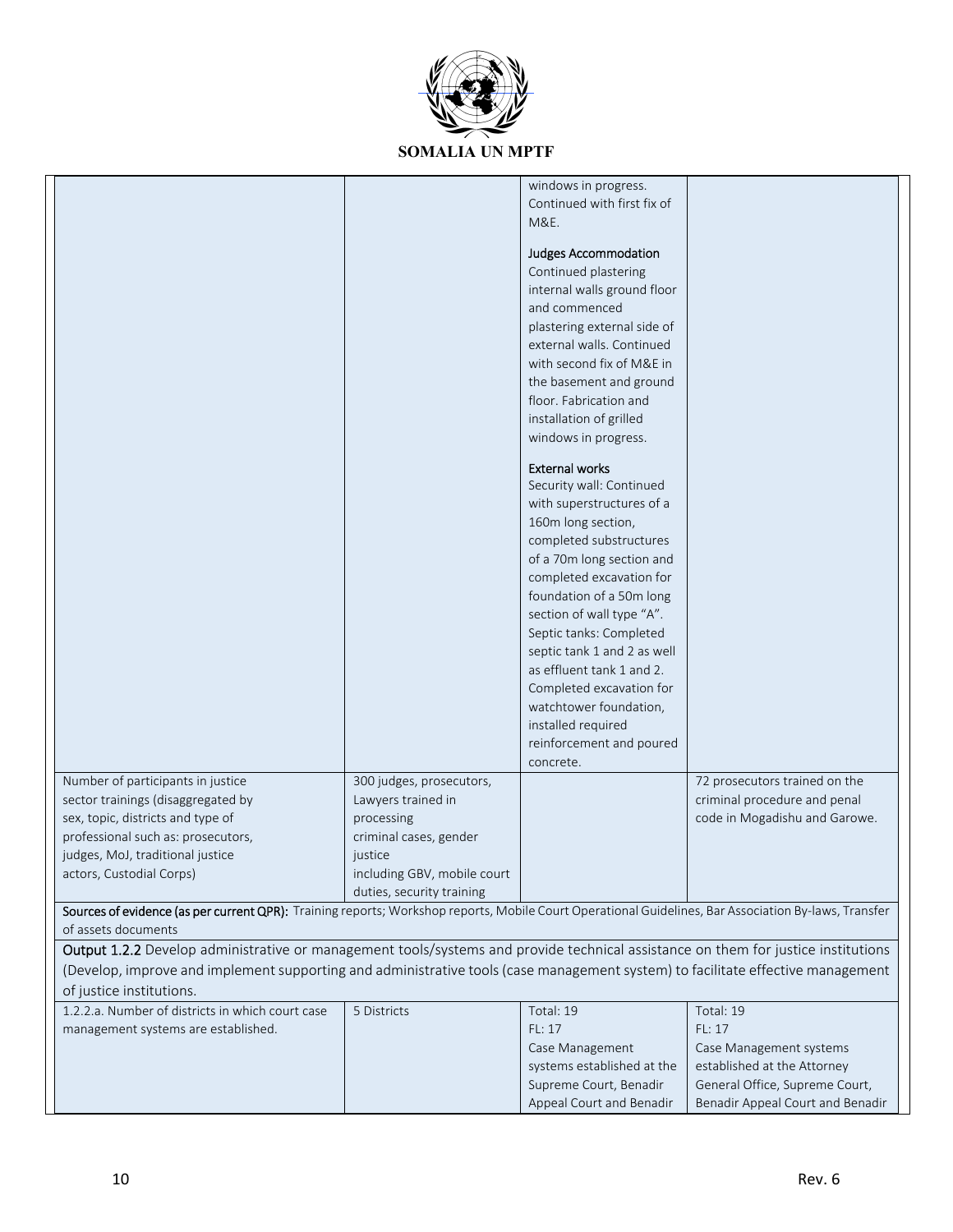| | | | |
|---|---|---|---|
| | | windows in progress. Continued with first fix of M&E.<br><br>Judges Accommodation<br>Continued plastering internal walls ground floor and commenced plastering external side of external walls. Continued with second fix of M&E in the basement and ground floor. Fabrication and installation of grilled windows in progress.<br><br>External works<br>Security wall: Continued with superstructures of a 160m long section, completed substructures of a 70m long section and completed excavation for foundation of a 50m long section of wall type "A". Septic tanks: Completed septic tank 1 and 2 as well as effluent tank 1 and 2. Completed excavation for watchtower foundation, installed required reinforcement and poured concrete. | |
| Number of participants in justice sector trainings (disaggregated by sex, topic, districts and type of professional such as: prosecutors, judges, MoJ, traditional justice actors, Custodial Corps) | 300 judges, prosecutors, Lawyers trained in processing criminal cases, gender justice including GBV, mobile court duties, security training | | 72 prosecutors trained on the criminal procedure and penal code in Mogadishu and Garowe. |
| **Sources of evidence (as per current QPR):** Training reports; Workshop reports, Mobile Court Operational Guidelines, Bar Association By-laws, Transfer of assets documents | | | |
| **Output 1.2.2** Develop administrative or management tools/systems and provide technical assistance on them for justice institutions (Develop, improve and implement supporting and administrative tools (case management system) to facilitate effective management of justice institutions. | | | |
| 1.2.2.a. Number of districts in which court case management systems are established. | 5 Districts | Total: 19<br>FL: 17<br>Case Management systems established at the Supreme Court, Benadir Appeal Court and Benadir | Total: 19<br>FL: 17<br>Case Management systems established at the Attorney General Office, Supreme Court, Benadir Appeal Court and Benadir |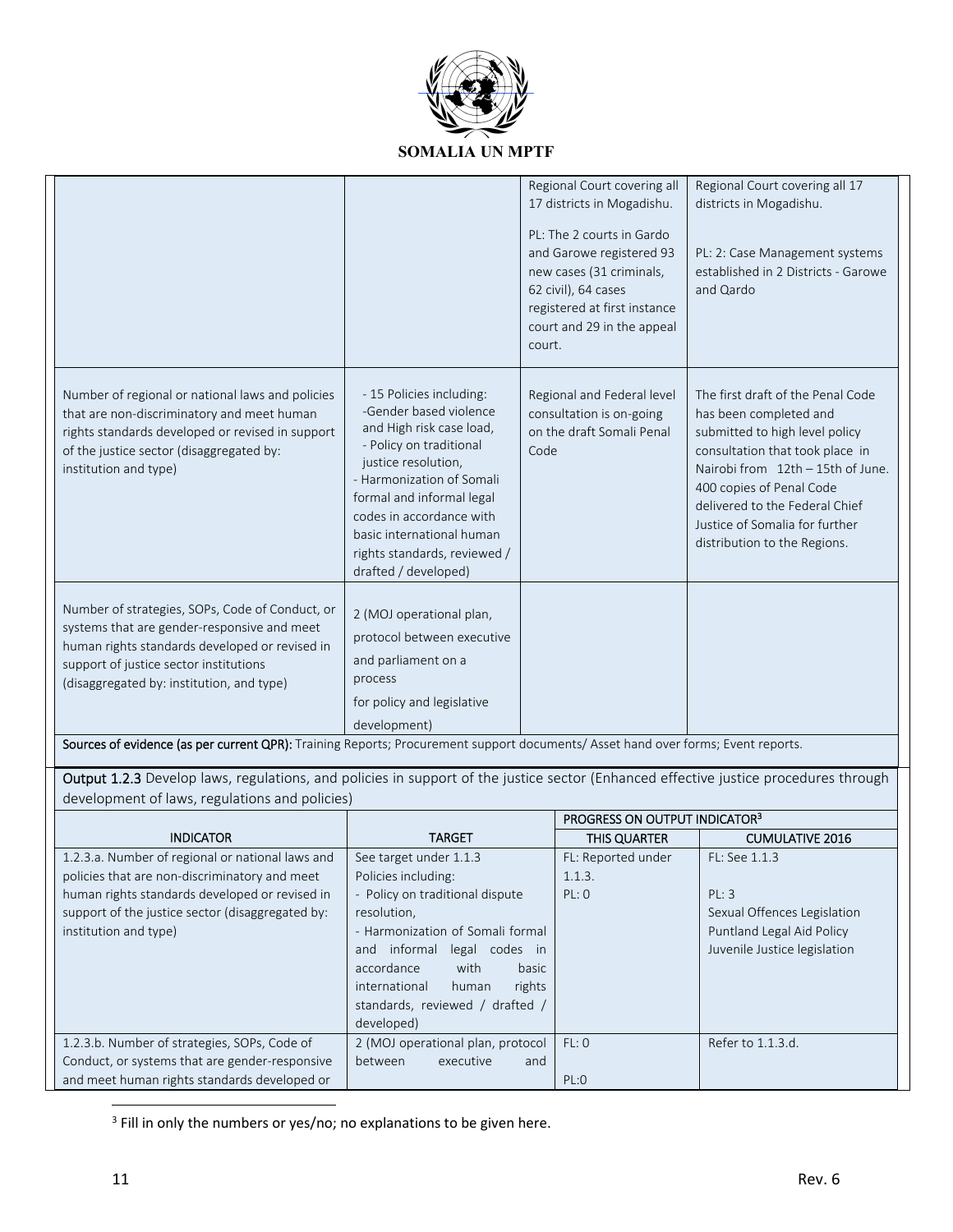| | | | |
|---|---|---|---|
| | | Regional Court covering all 17 districts in Mogadishu.<br><br>PL: The 2 courts in Gardo and Garowe registered 93 new cases (31 criminals, 62 civil), 64 cases registered at first instance court and 29 in the appeal court. | Regional Court covering all 17 districts in Mogadishu.<br><br>PL: 2: Case Management systems established in 2 Districts - Garowe and Qardo |
| Number of regional or national laws and policies that are non-discriminatory and meet human rights standards developed or revised in support of the justice sector (disaggregated by: institution and type) | - 15 Policies including:<br>-Gender based violence and High risk case load,<br>- Policy on traditional justice resolution,<br>- Harmonization of Somali formal and informal legal codes in accordance with basic international human rights standards, reviewed / drafted / developed) | Regional and Federal level consultation is on-going on the draft Somali Penal Code | The first draft of the Penal Code has been completed and submitted to high level policy consultation that took place in Nairobi from 12th – 15th of June. 400 copies of Penal Code delivered to the Federal Chief Justice of Somalia for further distribution to the Regions. |
| Number of strategies, SOPs, Code of Conduct, or systems that are gender-responsive and meet human rights standards developed or revised in support of justice sector institutions (disaggregated by: institution, and type) | 2 (MOJ operational plan, protocol between executive and parliament on a process for policy and legislative development) | | |

**Sources of evidence (as per current QPR):** Training Reports; Procurement support documents/ Asset hand over forms; Event reports.

**Output 1.2.3** Develop laws, regulations, and policies in support of the justice sector (Enhanced effective justice procedures through development of laws, regulations and policies)

| INDICATOR | TARGET | PROGRESS ON OUTPUT INDICATOR[3] | |
|---|---|---|---|
| | | THIS QUARTER | CUMULATIVE 2016 |
| 1.2.3.a. Number of regional or national laws and policies that are non-discriminatory and meet human rights standards developed or revised in support of the justice sector (disaggregated by: institution and type) | See target under 1.1.3<br>Policies including:<br>- Policy on traditional dispute resolution,<br>- Harmonization of Somali formal and informal legal codes in accordance with basic international human rights standards, reviewed / drafted / developed) | FL: Reported under 1.1.3.<br>PL: 0 | FL: See 1.1.3<br><br>PL: 3<br>Sexual Offences Legislation<br>Puntland Legal Aid Policy<br>Juvenile Justice legislation |
| 1.2.3.b. Number of strategies, SOPs, Code of Conduct, or systems that are gender-responsive and meet human rights standards developed or | 2 (MOJ operational plan, protocol between executive and | FL: 0<br><br>PL:0 | Refer to 1.1.3.d. |

[3] Fill in only the numbers or yes/no; no explanations to be given here.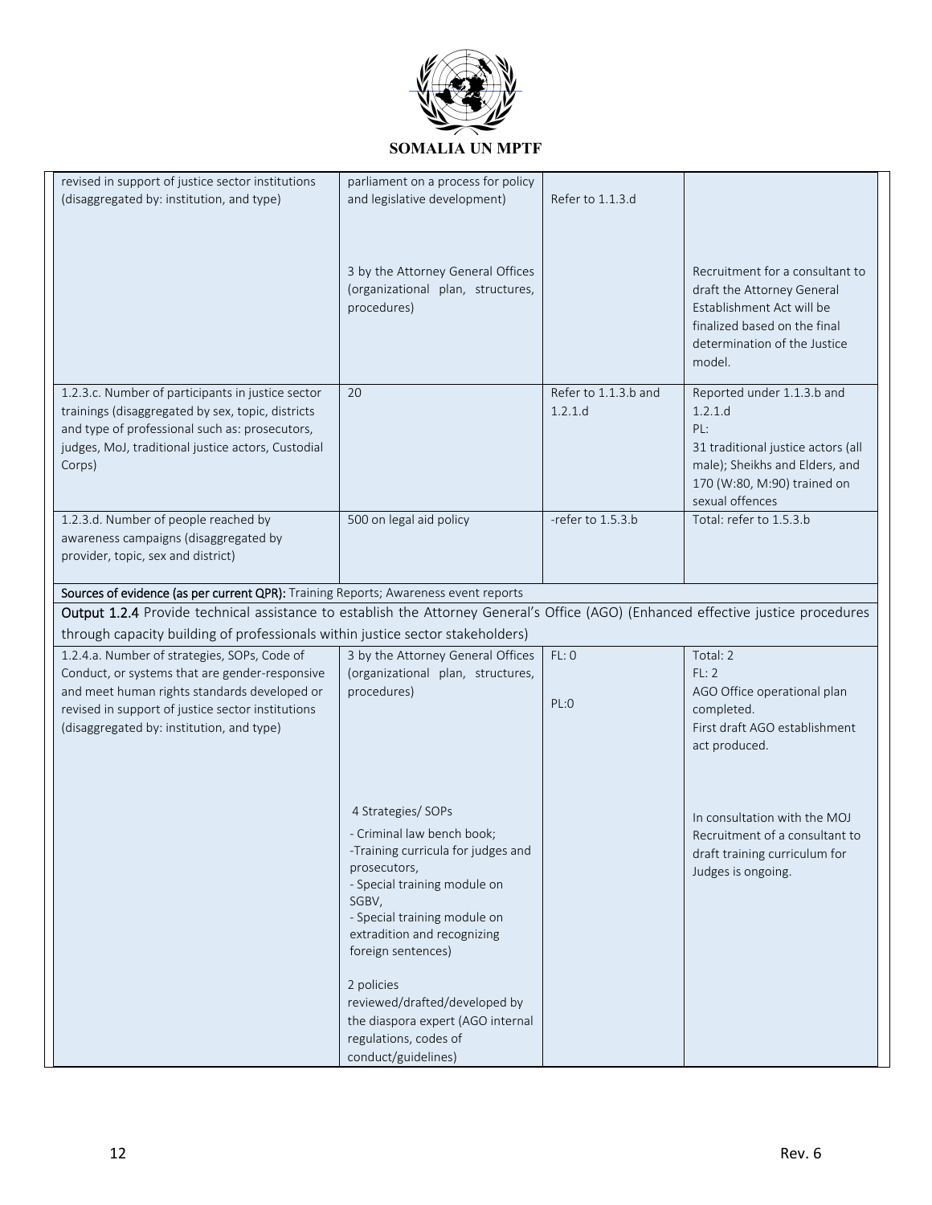| | | | |
|---|---|---|---|
| revised in support of justice sector institutions (disaggregated by: institution, and type) | parliament on a process for policy and legislative development) | Refer to 1.1.3.d | |
| | 3 by the Attorney General Offices (organizational plan, structures, procedures) | | Recruitment for a consultant to draft the Attorney General Establishment Act will be finalized based on the final determination of the Justice model. |
| 1.2.3.c. Number of participants in justice sector trainings (disaggregated by sex, topic, districts and type of professional such as: prosecutors, judges, MoJ, traditional justice actors, Custodial Corps) | 20 | Refer to 1.1.3.b and 1.2.1.d | Reported under 1.1.3.b and 1.2.1.d<br>PL:<br>31 traditional justice actors (all male); Sheikhs and Elders, and 170 (W:80, M:90) trained on sexual offences |
| 1.2.3.d. Number of people reached by awareness campaigns (disaggregated by provider, topic, sex and district) | 500 on legal aid policy | -refer to 1.5.3.b | Total: refer to 1.5.3.b |
| **Sources of evidence (as per current QPR):** Training Reports; Awareness event reports | | | |
| **Output 1.2.4** Provide technical assistance to establish the Attorney General's Office (AGO) (Enhanced effective justice procedures through capacity building of professionals within justice sector stakeholders) | | | |
| 1.2.4.a. Number of strategies, SOPs, Code of Conduct, or systems that are gender-responsive and meet human rights standards developed or revised in support of justice sector institutions (disaggregated by: institution, and type) | 3 by the Attorney General Offices (organizational plan, structures, procedures) | FL: 0<br><br>PL:0 | Total: 2<br>FL: 2<br>AGO Office operational plan completed.<br>First draft AGO establishment act produced. |
| | 4 Strategies/ SOPs<br>- Criminal law bench book;<br>-Training curricula for judges and prosecutors,<br>- Special training module on SGBV,<br>- Special training module on extradition and recognizing foreign sentences)<br><br>2 policies reviewed/drafted/developed by the diaspora expert (AGO internal regulations, codes of conduct/guidelines) | | In consultation with the MOJ Recruitment of a consultant to draft training curriculum for Judges is ongoing. |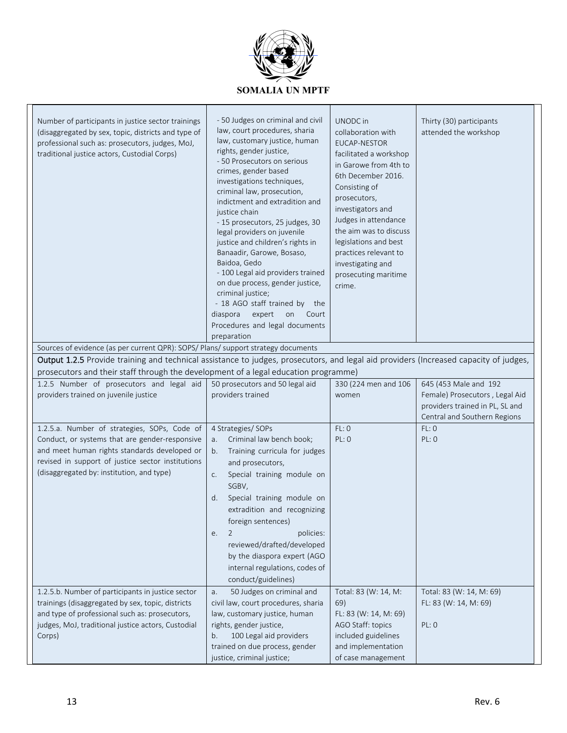| | | | |
|---|---|---|---|
| Number of participants in justice sector trainings (disaggregated by sex, topic, districts and type of professional such as: prosecutors, judges, MoJ, traditional justice actors, Custodial Corps) | - 50 Judges on criminal and civil law, court procedures, sharia law, customary justice, human rights, gender justice,<br>- 50 Prosecutors on serious crimes, gender based investigations techniques, criminal law, prosecution, indictment and extradition and justice chain<br>- 15 prosecutors, 25 judges, 30 legal providers on juvenile justice and children's rights in Banaadir, Garowe, Bosaso, Baidoa, Gedo<br>- 100 Legal aid providers trained on due process, gender justice, criminal justice;<br>- 18 AGO staff trained by the diaspora expert on Court Procedures and legal documents preparation | UNODC in collaboration with EUCAP-NESTOR facilitated a workshop in Garowe from 4th to 6th December 2016. Consisting of prosecutors, investigators and Judges in attendance the aim was to discuss legislations and best practices relevant to investigating and prosecuting maritime crime. | Thirty (30) participants attended the workshop |
| Sources of evidence (as per current QPR): SOPS/ Plans/ support strategy documents | | | |
| **Output 1.2.5** Provide training and technical assistance to judges, prosecutors, and legal aid providers (Increased capacity of judges, prosecutors and their staff through the development of a legal education programme) | | | |
| 1.2.5 Number of prosecutors and legal aid providers trained on juvenile justice | 50 prosecutors and 50 legal aid providers trained | 330 (224 men and 106 women | 645 (453 Male and 192 Female) Prosecutors , Legal Aid providers trained in PL, SL and Central and Southern Regions |
| 1.2.5.a. Number of strategies, SOPs, Code of Conduct, or systems that are gender-responsive and meet human rights standards developed or revised in support of justice sector institutions (disaggregated by: institution, and type) | 4 Strategies/ SOPs<br>a. Criminal law bench book;<br>b. Training curricula for judges and prosecutors,<br>c. Special training module on SGBV,<br>d. Special training module on extradition and recognizing foreign sentences)<br>e. 2 policies: reviewed/drafted/developed by the diaspora expert (AGO internal regulations, codes of conduct/guidelines) | FL: 0<br>PL: 0 | FL: 0<br>PL: 0 |
| 1.2.5.b. Number of participants in justice sector trainings (disaggregated by sex, topic, districts and type of professional such as: prosecutors, judges, MoJ, traditional justice actors, Custodial Corps) | a. 50 Judges on criminal and civil law, court procedures, sharia law, customary justice, human rights, gender justice,<br>b. 100 Legal aid providers trained on due process, gender justice, criminal justice; | Total: 83 (W: 14, M: 69)<br>FL: 83 (W: 14, M: 69)<br>AGO Staff: topics included guidelines and implementation of case management | Total: 83 (W: 14, M: 69)<br>FL: 83 (W: 14, M: 69)<br><br>PL: 0 |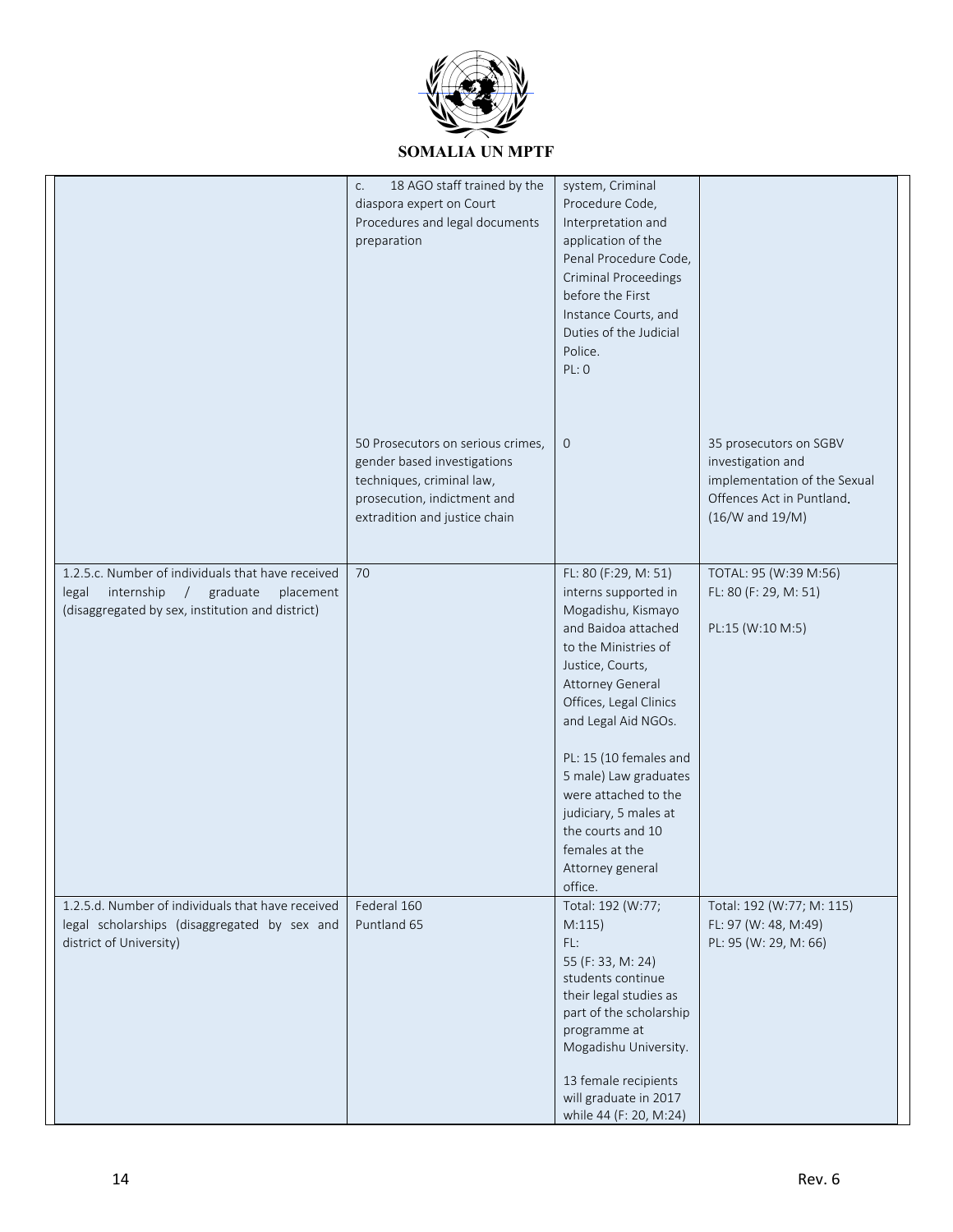| | | | |
|---|---|---|---|
| | c. 18 AGO staff trained by the diaspora expert on Court Procedures and legal documents preparation | system, Criminal Procedure Code, Interpretation and application of the Penal Procedure Code, Criminal Proceedings before the First Instance Courts, and Duties of the Judicial Police.<br>PL: 0 | |
| | 50 Prosecutors on serious crimes, gender based investigations techniques, criminal law, prosecution, indictment and extradition and justice chain | 0 | 35 prosecutors on SGBV investigation and implementation of the Sexual Offences Act in Puntland. (16/W and 19/M) |
| 1.2.5.c. Number of individuals that have received legal internship / graduate placement (disaggregated by sex, institution and district) | 70 | FL: 80 (F:29, M: 51) interns supported in Mogadishu, Kismayo and Baidoa attached to the Ministries of Justice, Courts, Attorney General Offices, Legal Clinics and Legal Aid NGOs.<br><br>PL: 15 (10 females and 5 male) Law graduates were attached to the judiciary, 5 males at the courts and 10 females at the Attorney general office. | TOTAL: 95 (W:39 M:56)<br>FL: 80 (F: 29, M: 51)<br><br>PL:15 (W:10 M:5) |
| 1.2.5.d. Number of individuals that have received legal scholarships (disaggregated by sex and district of University) | Federal 160<br>Puntland 65 | Total: 192 (W:77; M:115)<br>FL:<br>55 (F: 33, M: 24) students continue their legal studies as part of the scholarship programme at Mogadishu University.<br><br>13 female recipients will graduate in 2017 while 44 (F: 20, M:24) | Total: 192 (W:77; M: 115)<br>FL: 97 (W: 48, M:49)<br>PL: 95 (W: 29, M: 66) |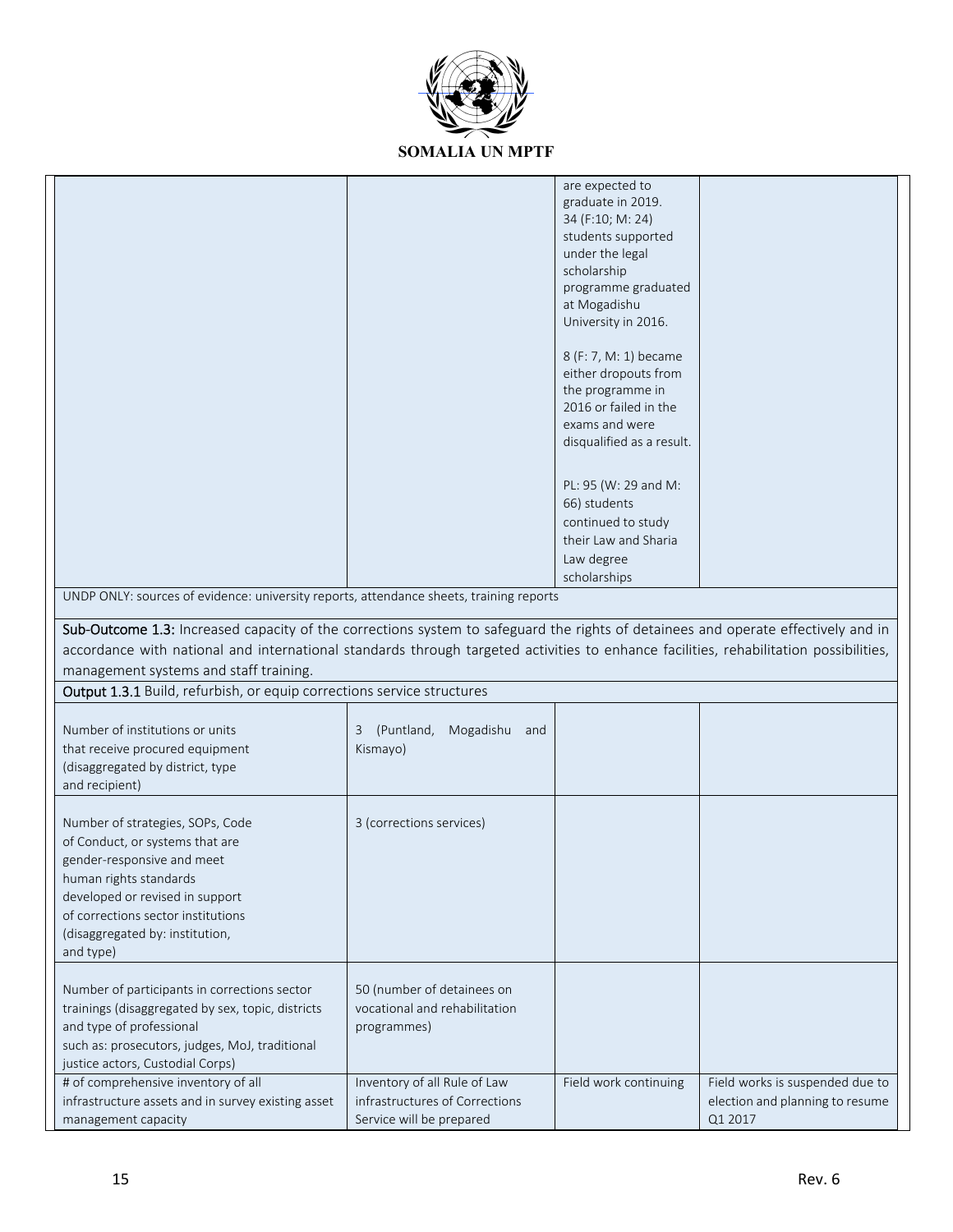| | | are expected to graduate in 2019.<br>34 (F:10; M: 24) students supported under the legal scholarship programme graduated at Mogadishu University in 2016.<br><br>8 (F: 7, M: 1) became either dropouts from the programme in 2016 or failed in the exams and were disqualified as a result.<br><br>PL: 95 (W: 29 and M: 66) students continued to study their Law and Sharia Law degree scholarships | |
|---|---|---|---|
| UNDP ONLY: sources of evidence: university reports, attendance sheets, training reports | | | |
| **Sub-Outcome 1.3:** Increased capacity of the corrections system to safeguard the rights of detainees and operate effectively and in accordance with national and international standards through targeted activities to enhance facilities, rehabilitation possibilities, management systems and staff training. | | | |
| **Output 1.3.1** Build, refurbish, or equip corrections service structures | | | |
| Number of institutions or units that receive procured equipment (disaggregated by district, type and recipient) | 3 (Puntland, Mogadishu and Kismayo) | | |
| Number of strategies, SOPs, Code of Conduct, or systems that are gender-responsive and meet human rights standards developed or revised in support of corrections sector institutions (disaggregated by: institution, and type) | 3 (corrections services) | | |
| Number of participants in corrections sector trainings (disaggregated by sex, topic, districts and type of professional such as: prosecutors, judges, MoJ, traditional justice actors, Custodial Corps) | 50 (number of detainees on vocational and rehabilitation programmes) | | |
| # of comprehensive inventory of all infrastructure assets and in survey existing asset management capacity | Inventory of all Rule of Law infrastructures of Corrections Service will be prepared | Field work continuing | Field works is suspended due to election and planning to resume Q1 2017 |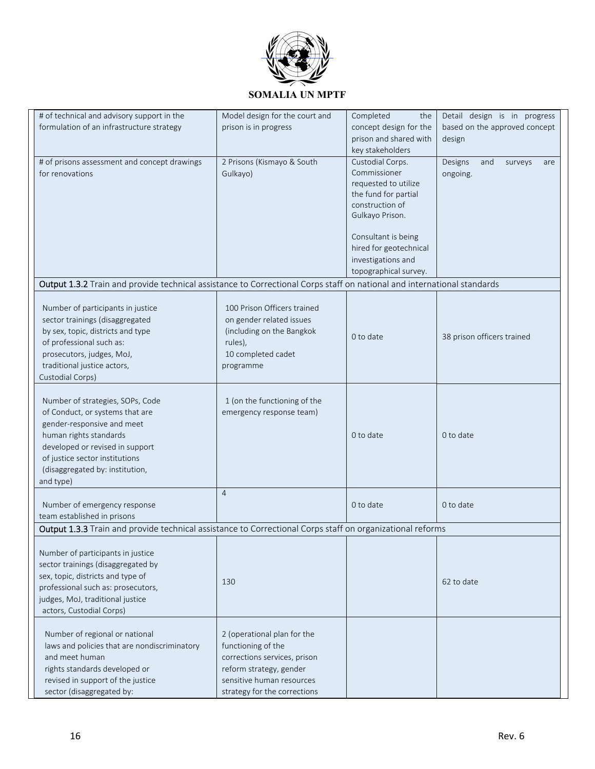| | | | |
|---|---|---|---|
| # of technical and advisory support in the formulation of an infrastructure strategy | Model design for the court and prison is in progress | Completed the concept design for the prison and shared with key stakeholders | Detail design is in progress based on the approved concept design |
| # of prisons assessment and concept drawings for renovations | 2 Prisons (Kismayo & South Gulkayo) | Custodial Corps. Commissioner requested to utilize the fund for partial construction of Gulkayo Prison.<br><br>Consultant is being hired for geotechnical investigations and topographical survey. | Designs and surveys are ongoing. |
| **Output 1.3.2** Train and provide technical assistance to Correctional Corps staff on national and international standards | | | |
| Number of participants in justice sector trainings (disaggregated by sex, topic, districts and type of professional such as: prosecutors, judges, MoJ, traditional justice actors, Custodial Corps) | 100 Prison Officers trained on gender related issues (including on the Bangkok rules),<br>10 completed cadet programme | 0 to date | 38 prison officers trained |
| Number of strategies, SOPs, Code of Conduct, or systems that are gender-responsive and meet human rights standards developed or revised in support of justice sector institutions (disaggregated by: institution, and type) | 1 (on the functioning of the emergency response team) | 0 to date | 0 to date |
| Number of emergency response team established in prisons | 4 | 0 to date | 0 to date |
| **Output 1.3.3** Train and provide technical assistance to Correctional Corps staff on organizational reforms | | | |
| Number of participants in justice sector trainings (disaggregated by sex, topic, districts and type of professional such as: prosecutors, judges, MoJ, traditional justice actors, Custodial Corps) | 130 | | 62 to date |
| Number of regional or national laws and policies that are nondiscriminatory and meet human rights standards developed or revised in support of the justice sector (disaggregated by: | 2 (operational plan for the functioning of the corrections services, prison reform strategy, gender sensitive human resources strategy for the corrections | | |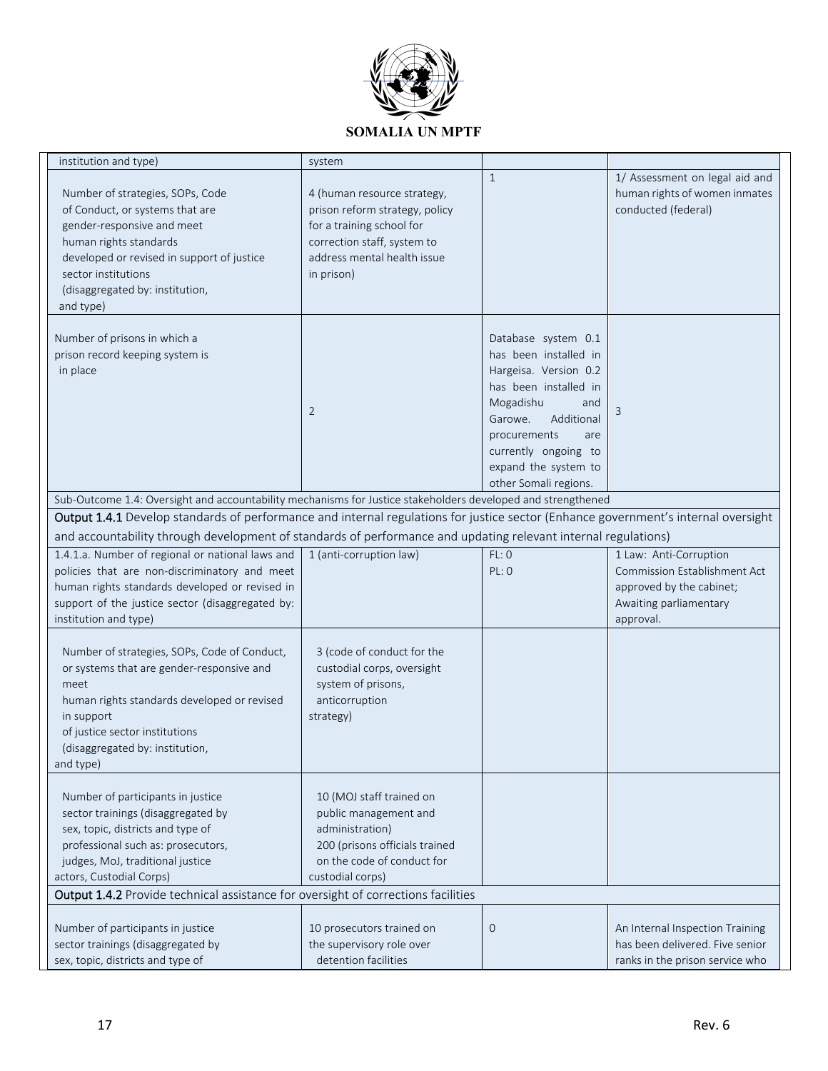| institution and type) | system | | |
|---|---|---|---|
| Number of strategies, SOPs, Code of Conduct, or systems that are gender-responsive and meet human rights standards developed or revised in support of justice sector institutions (disaggregated by: institution, and type) | 4 (human resource strategy, prison reform strategy, policy for a training school for correction staff, system to address mental health issue in prison) | 1 | 1/ Assessment on legal aid and human rights of women inmates conducted (federal) |
| Number of prisons in which a prison record keeping system is in place | 2 | Database system 0.1 has been installed in Hargeisa. Version 0.2 has been installed in Mogadishu and Garowe. Additional procurements are currently ongoing to expand the system to other Somali regions. | 3 |
| Sub-Outcome 1.4: Oversight and accountability mechanisms for Justice stakeholders developed and strengthened | | | |
| **Output 1.4.1** Develop standards of performance and internal regulations for justice sector (Enhance government's internal oversight and accountability through development of standards of performance and updating relevant internal regulations) | | | |
| 1.4.1.a. Number of regional or national laws and policies that are non-discriminatory and meet human rights standards developed or revised in support of the justice sector (disaggregated by: institution and type) | 1 (anti-corruption law) | FL: 0<br>PL: 0 | 1 Law: Anti-Corruption Commission Establishment Act approved by the cabinet; Awaiting parliamentary approval. |
| Number of strategies, SOPs, Code of Conduct, or systems that are gender-responsive and meet human rights standards developed or revised in support of justice sector institutions (disaggregated by: institution, and type) | 3 (code of conduct for the custodial corps, oversight system of prisons, anticorruption strategy) | | |
| Number of participants in justice sector trainings (disaggregated by sex, topic, districts and type of professional such as: prosecutors, judges, MoJ, traditional justice actors, Custodial Corps) | 10 (MOJ staff trained on public management and administration)<br>200 (prisons officials trained on the code of conduct for custodial corps) | | |
| **Output 1.4.2** Provide technical assistance for oversight of corrections facilities | | | |
| Number of participants in justice sector trainings (disaggregated by sex, topic, districts and type of | 10 prosecutors trained on the supervisory role over detention facilities | 0 | An Internal Inspection Training has been delivered. Five senior ranks in the prison service who |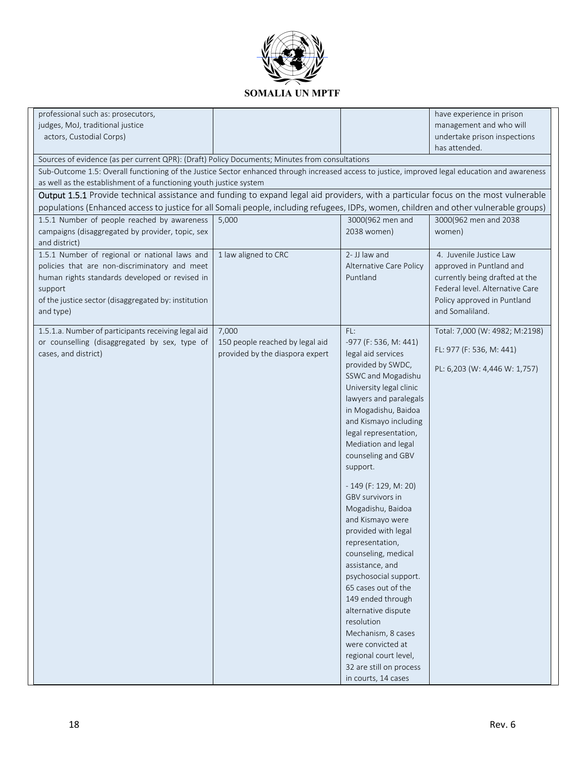| | | | |
|---|---|---|---|
| professional such as: prosecutors, judges, MoJ, traditional justice actors, Custodial Corps) | | | have experience in prison management and who will undertake prison inspections has attended. |
| Sources of evidence (as per current QPR): (Draft) Policy Documents; Minutes from consultations | | | |
| Sub-Outcome 1.5: Overall functioning of the Justice Sector enhanced through increased access to justice, improved legal education and awareness as well as the establishment of a functioning youth justice system | | | |
| **Output 1.5.1** Provide technical assistance and funding to expand legal aid providers, with a particular focus on the most vulnerable populations (Enhanced access to justice for all Somali people, including refugees, IDPs, women, children and other vulnerable groups) | | | |
| 1.5.1 Number of people reached by awareness campaigns (disaggregated by provider, topic, sex and district) | 5,000 | 3000(962 men and 2038 women) | 3000(962 men and 2038 women) |
| 1.5.1 Number of regional or national laws and policies that are non-discriminatory and meet human rights standards developed or revised in support of the justice sector (disaggregated by: institution and type) | 1 law aligned to CRC | 2- JJ law and Alternative Care Policy Puntland | 4. Juvenile Justice Law approved in Puntland and currently being drafted at the Federal level. Alternative Care Policy approved in Puntland and Somaliland. |
| 1.5.1.a. Number of participants receiving legal aid or counselling (disaggregated by sex, type of cases, and district) | 7,000<br>150 people reached by legal aid provided by the diaspora expert | FL:<br>-977 (F: 536, M: 441) legal aid services provided by SWDC, SSWC and Mogadishu University legal clinic lawyers and paralegals in Mogadishu, Baidoa and Kismayo including legal representation, Mediation and legal counseling and GBV support.<br><br>- 149 (F: 129, M: 20) GBV survivors in Mogadishu, Baidoa and Kismayo were provided with legal representation, counseling, medical assistance, and psychosocial support. 65 cases out of the 149 ended through alternative dispute resolution Mechanism, 8 cases were convicted at regional court level, 32 are still on process in courts, 14 cases | Total: 7,000 (W: 4982; M:2198)<br><br>FL: 977 (F: 536, M: 441)<br><br>PL: 6,203 (W: 4,446 W: 1,757) |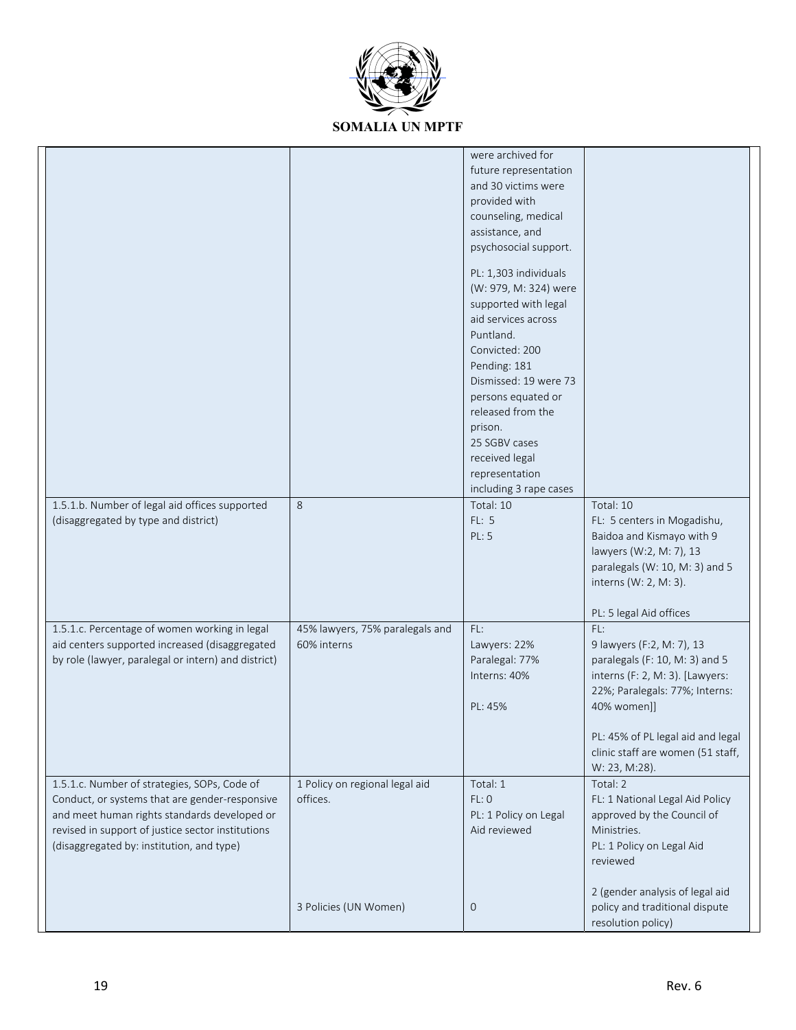| | | | |
|---|---|---|---|
| | | were archived for future representation and 30 victims were provided with counseling, medical assistance, and psychosocial support.<br><br>PL: 1,303 individuals (W: 979, M: 324) were supported with legal aid services across Puntland.<br>Convicted: 200<br>Pending: 181<br>Dismissed: 19 were 73 persons equated or released from the prison.<br>25 SGBV cases received legal representation including 3 rape cases | |
| 1.5.1.b. Number of legal aid offices supported (disaggregated by type and district) | 8 | Total: 10<br>FL: 5<br>PL: 5 | Total: 10<br>FL: 5 centers in Mogadishu, Baidoa and Kismayo with 9 lawyers (W:2, M: 7), 13 paralegals (W: 10, M: 3) and 5 interns (W: 2, M: 3).<br><br>PL: 5 legal Aid offices |
| 1.5.1.c. Percentage of women working in legal aid centers supported increased (disaggregated by role (lawyer, paralegal or intern) and district) | 45% lawyers, 75% paralegals and 60% interns | FL:<br>Lawyers: 22%<br>Paralegal: 77%<br>Interns: 40%<br><br>PL: 45% | FL:<br>9 lawyers (F:2, M: 7), 13 paralegals (F: 10, M: 3) and 5 interns (F: 2, M: 3). [Lawyers: 22%; Paralegals: 77%; Interns: 40% women]]<br><br>PL: 45% of PL legal aid and legal clinic staff are women (51 staff, W: 23, M:28). |
| 1.5.1.c. Number of strategies, SOPs, Code of Conduct, or systems that are gender-responsive and meet human rights standards developed or revised in support of justice sector institutions (disaggregated by: institution, and type) | 1 Policy on regional legal aid offices.<br><br><br><br>3 Policies (UN Women) | Total: 1<br>FL: 0<br>PL: 1 Policy on Legal Aid reviewed<br><br><br><br>0 | Total: 2<br>FL: 1 National Legal Aid Policy approved by the Council of Ministries.<br>PL: 1 Policy on Legal Aid reviewed<br><br>2 (gender analysis of legal aid policy and traditional dispute resolution policy) |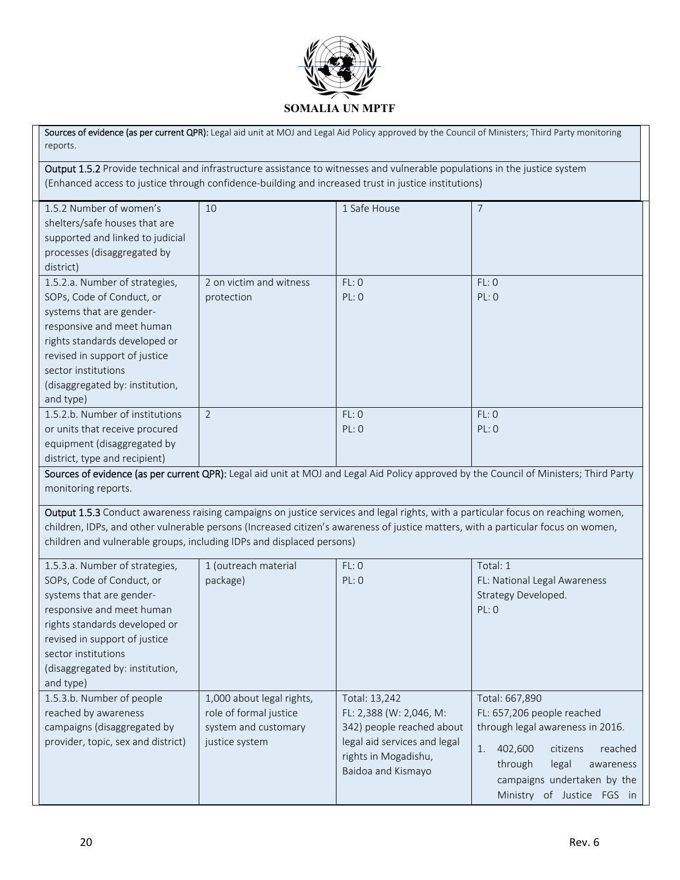Sources of evidence (as per current QPR): Legal aid unit at MOJ and Legal Aid Policy approved by the Council of Ministers; Third Party monitoring reports.

**Output 1.5.2** Provide technical and infrastructure assistance to witnesses and vulnerable populations in the justice system (Enhanced access to justice through confidence-building and increased trust in justice institutions)

| | | | |
|---|---|---|---|
| 1.5.2 Number of women's shelters/safe houses that are supported and linked to judicial processes (disaggregated by district) | 10 | 1 Safe House | 7 |
| 1.5.2.a. Number of strategies, SOPs, Code of Conduct, or systems that are gender-responsive and meet human rights standards developed or revised in support of justice sector institutions (disaggregated by: institution, and type) | 2 on victim and witness protection | FL: 0<br>PL: 0 | FL: 0<br>PL: 0 |
| 1.5.2.b. Number of institutions or units that receive procured equipment (disaggregated by district, type and recipient) | 2 | FL: 0<br>PL: 0 | FL: 0<br>PL: 0 |

**Sources of evidence (as per current QPR):** Legal aid unit at MOJ and Legal Aid Policy approved by the Council of Ministers; Third Party monitoring reports.

**Output 1.5.3** Conduct awareness raising campaigns on justice services and legal rights, with a particular focus on reaching women, children, IDPs, and other vulnerable persons (Increased citizen's awareness of justice matters, with a particular focus on women, children and vulnerable groups, including IDPs and displaced persons)

| | | | |
|---|---|---|---|
| 1.5.3.a. Number of strategies, SOPs, Code of Conduct, or systems that are gender-responsive and meet human rights standards developed or revised in support of justice sector institutions (disaggregated by: institution, and type) | 1 (outreach material package) | FL: 0<br>PL: 0 | Total: 1<br>FL: National Legal Awareness Strategy Developed.<br>PL: 0 |
| 1.5.3.b. Number of people reached by awareness campaigns (disaggregated by provider, topic, sex and district) | 1,000 about legal rights, role of formal justice system and customary justice system | Total: 13,242<br>FL: 2,388 (W: 2,046, M: 342) people reached about legal aid services and legal rights in Mogadishu, Baidoa and Kismayo | Total: 667,890<br>FL: 657,206 people reached through legal awareness in 2016.<br>1. 402,600 citizens reached through legal awareness campaigns undertaken by the Ministry of Justice FGS in |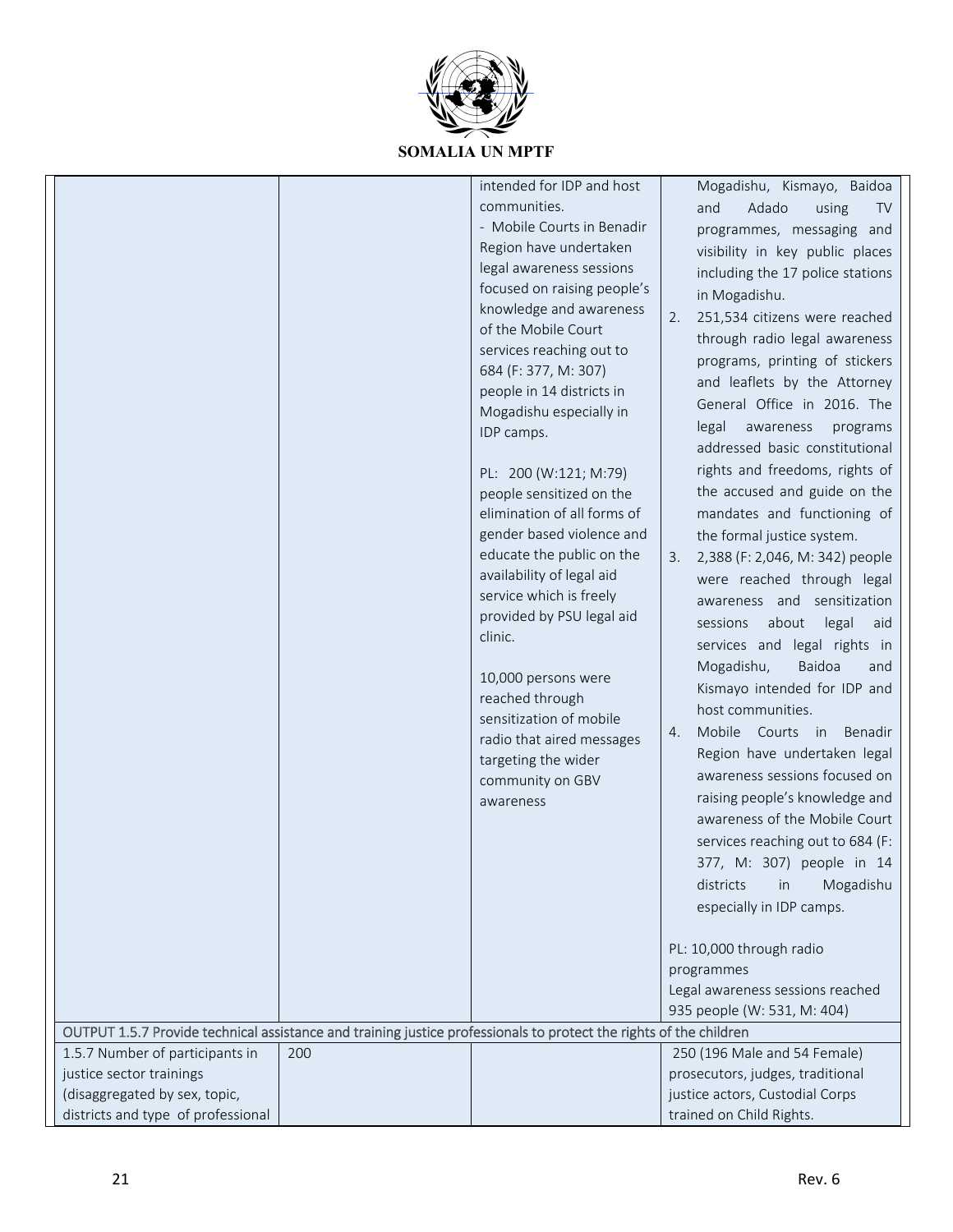| | | | |
|---|---|---|---|
| | | intended for IDP and host communities.<br>- Mobile Courts in Benadir Region have undertaken legal awareness sessions focused on raising people's knowledge and awareness of the Mobile Court services reaching out to 684 (F: 377, M: 307) people in 14 districts in Mogadishu especially in IDP camps.<br><br>PL: 200 (W:121; M:79) people sensitized on the elimination of all forms of gender based violence and educate the public on the availability of legal aid service which is freely provided by PSU legal aid clinic.<br><br>10,000 persons were reached through sensitization of mobile radio that aired messages targeting the wider community on GBV awareness | Mogadishu, Kismayo, Baidoa and Adado using TV programmes, messaging and visibility in key public places including the 17 police stations in Mogadishu.<br>2. 251,534 citizens were reached through radio legal awareness programs, printing of stickers and leaflets by the Attorney General Office in 2016. The legal awareness programs addressed basic constitutional rights and freedoms, rights of the accused and guide on the mandates and functioning of the formal justice system.<br>3. 2,388 (F: 2,046, M: 342) people were reached through legal awareness and sensitization sessions about legal aid services and legal rights in Mogadishu, Baidoa and Kismayo intended for IDP and host communities.<br>4. Mobile Courts in Benadir Region have undertaken legal awareness sessions focused on raising people's knowledge and awareness of the Mobile Court services reaching out to 684 (F: 377, M: 307) people in 14 districts in Mogadishu especially in IDP camps.<br><br>PL: 10,000 through radio programmes<br>Legal awareness sessions reached 935 people (W: 531, M: 404) |
| OUTPUT 1.5.7 Provide technical assistance and training justice professionals to protect the rights of the children | | | |
| 1.5.7 Number of participants in justice sector trainings (disaggregated by sex, topic, districts and type of professional | 200 | | 250 (196 Male and 54 Female) prosecutors, judges, traditional justice actors, Custodial Corps trained on Child Rights. |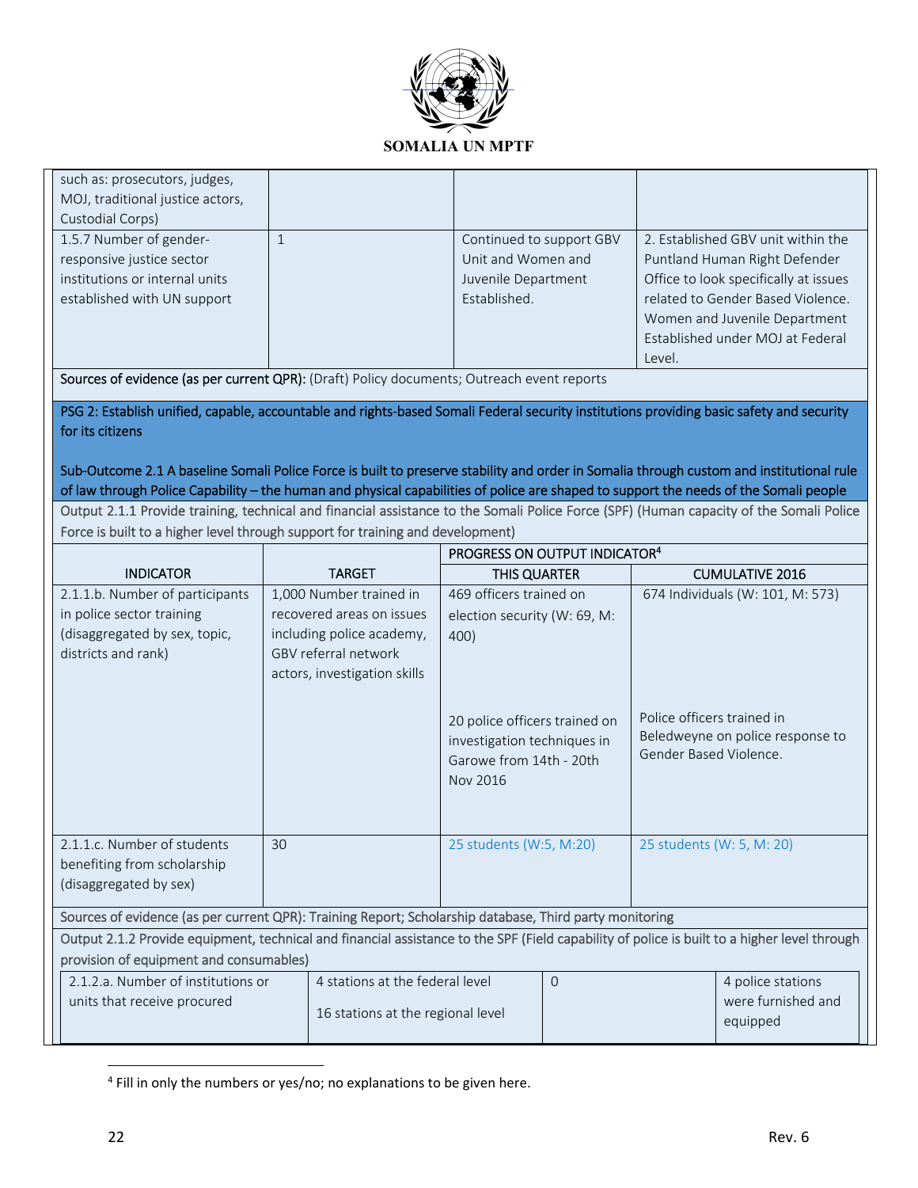| | | | |
|---|---|---|---|
| such as: prosecutors, judges, MOJ, traditional justice actors, Custodial Corps) | | | |
| 1.5.7 Number of gender-responsive justice sector institutions or internal units established with UN support | 1 | Continued to support GBV Unit and Women and Juvenile Department Established. | 2. Established GBV unit within the Puntland Human Right Defender Office to look specifically at issues related to Gender Based Violence. Women and Juvenile Department Established under MOJ at Federal Level. |

Sources of evidence (as per current QPR): (Draft) Policy documents; Outreach event reports

**PSG 2: Establish unified, capable, accountable and rights-based Somali Federal security institutions providing basic safety and security for its citizens**

**Sub-Outcome 2.1 A baseline Somali Police Force is built to preserve stability and order in Somalia through custom and institutional rule of law through Police Capability – the human and physical capabilities of police are shaped to support the needs of the Somali people**

Output 2.1.1 Provide training, technical and financial assistance to the Somali Police Force (SPF) (Human capacity of the Somali Police Force is built to a higher level through support for training and development)

| INDICATOR | TARGET | PROGRESS ON OUTPUT INDICATOR[4] | |
|---|---|---|---|
| | | THIS QUARTER | CUMULATIVE 2016 |
| 2.1.1.b. Number of participants in police sector training (disaggregated by sex, topic, districts and rank) | 1,000 Number trained in recovered areas on issues including police academy, GBV referral network actors, investigation skills | 469 officers trained on election security (W: 69, M: 400)<br><br>20 police officers trained on investigation techniques in Garowe from 14th - 20th Nov 2016 | 674 Individuals (W: 101, M: 573)<br><br>Police officers trained in Beledweyne on police response to Gender Based Violence. |
| 2.1.1.c. Number of students benefiting from scholarship (disaggregated by sex) | 30 | 25 students (W:5, M:20) | 25 students (W: 5, M: 20) |

Sources of evidence (as per current QPR): Training Report; Scholarship database, Third party monitoring

Output 2.1.2 Provide equipment, technical and financial assistance to the SPF (Field capability of police is built to a higher level through provision of equipment and consumables)

| | | | |
|---|---|---|---|
| 2.1.2.a. Number of institutions or units that receive procured | 4 stations at the federal level<br><br>16 stations at the regional level | 0 | 4 police stations were furnished and equipped |

[4] Fill in only the numbers or yes/no; no explanations to be given here.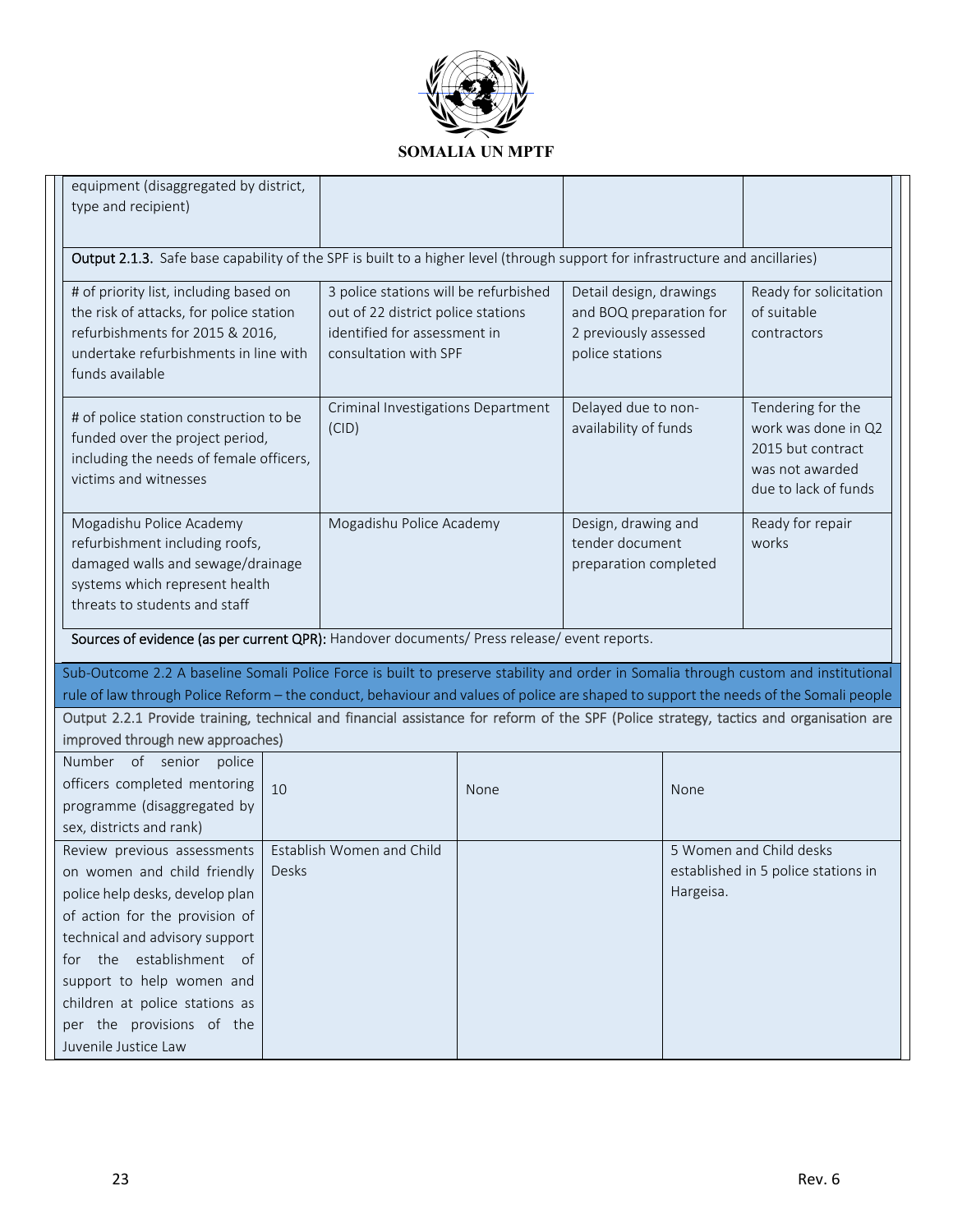| | | | |
|---|---|---|---|
| equipment (disaggregated by district, type and recipient) | | | |
| **Output 2.1.3.** Safe base capability of the SPF is built to a higher level (through support for infrastructure and ancillaries) | | | |
| # of priority list, including based on the risk of attacks, for police station refurbishments for 2015 & 2016, undertake refurbishments in line with funds available | 3 police stations will be refurbished out of 22 district police stations identified for assessment in consultation with SPF | Detail design, drawings and BOQ preparation for 2 previously assessed police stations | Ready for solicitation of suitable contractors |
| # of police station construction to be funded over the project period, including the needs of female officers, victims and witnesses | Criminal Investigations Department (CID) | Delayed due to non-availability of funds | Tendering for the work was done in Q2 2015 but contract was not awarded due to lack of funds |
| Mogadishu Police Academy refurbishment including roofs, damaged walls and sewage/drainage systems which represent health threats to students and staff | Mogadishu Police Academy | Design, drawing and tender document preparation completed | Ready for repair works |
| **Sources of evidence (as per current QPR):** Handover documents/ Press release/ event reports. | | | |
| Sub-Outcome 2.2 A baseline Somali Police Force is built to preserve stability and order in Somalia through custom and institutional rule of law through Police Reform – the conduct, behaviour and values of police are shaped to support the needs of the Somali people | | | |
| Output 2.2.1 Provide training, technical and financial assistance for reform of the SPF (Police strategy, tactics and organisation are improved through new approaches) | | | |
| Number of senior police officers completed mentoring programme (disaggregated by sex, districts and rank) | 10 | None | None |
| Review previous assessments on women and child friendly police help desks, develop plan of action for the provision of technical and advisory support for the establishment of support to help women and children at police stations as per the provisions of the Juvenile Justice Law | Establish Women and Child Desks | | 5 Women and Child desks established in 5 police stations in Hargeisa. |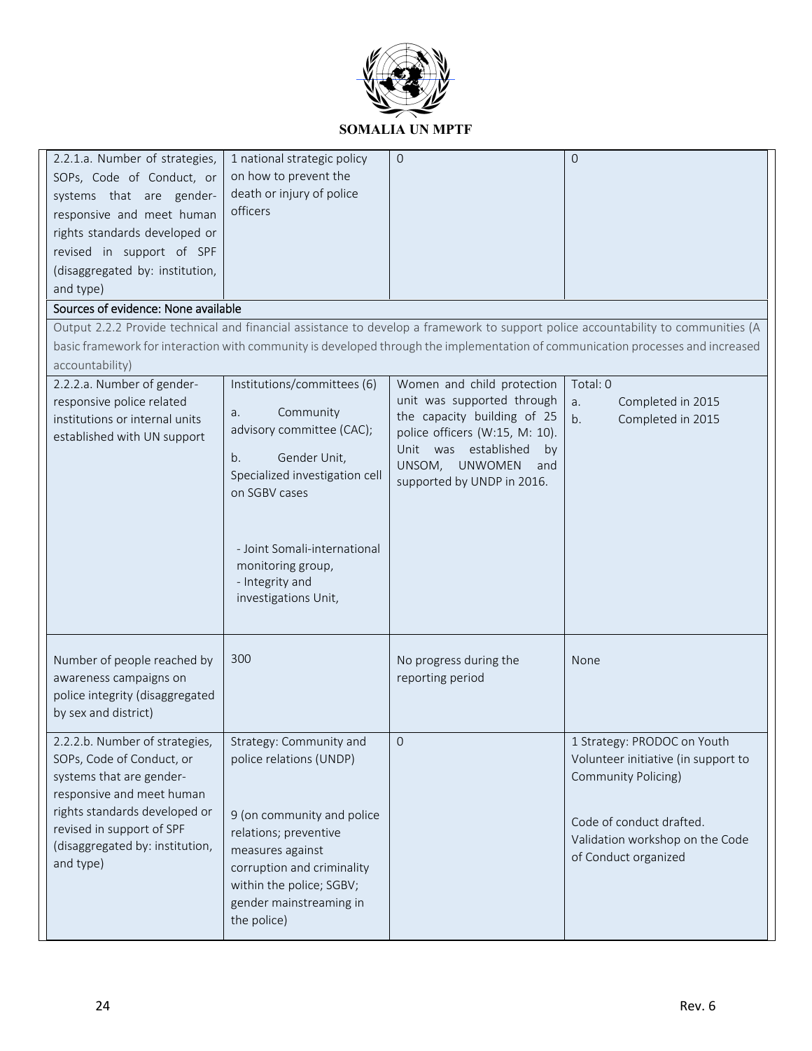| | | | |
|---|---|---|---|
| 2.2.1.a. Number of strategies, SOPs, Code of Conduct, or systems that are gender-responsive and meet human rights standards developed or revised in support of SPF (disaggregated by: institution, and type) | 1 national strategic policy on how to prevent the death or injury of police officers | 0 | 0 |
| Sources of evidence: None available | | | |
| Output 2.2.2 Provide technical and financial assistance to develop a framework to support police accountability to communities (A basic framework for interaction with community is developed through the implementation of communication processes and increased accountability) | | | |
| 2.2.2.a. Number of gender-responsive police related institutions or internal units established with UN support | Institutions/committees (6)<br><br>a. Community advisory committee (CAC);<br><br>b. Gender Unit, Specialized investigation cell on SGBV cases<br><br>- Joint Somali-international monitoring group,<br>- Integrity and investigations Unit, | Women and child protection unit was supported through the capacity building of 25 police officers (W:15, M: 10). Unit was established by UNSOM, UNWOMEN and supported by UNDP in 2016. | Total: 0<br>a. Completed in 2015<br>b. Completed in 2015 |
| Number of people reached by awareness campaigns on police integrity (disaggregated by sex and district) | 300 | No progress during the reporting period | None |
| 2.2.2.b. Number of strategies, SOPs, Code of Conduct, or systems that are gender-responsive and meet human rights standards developed or revised in support of SPF (disaggregated by: institution, and type) | Strategy: Community and police relations (UNDP)<br><br>9 (on community and police relations; preventive measures against corruption and criminality within the police; SGBV; gender mainstreaming in the police) | 0 | 1 Strategy: PRODOC on Youth Volunteer initiative (in support to Community Policing)<br><br>Code of conduct drafted.<br>Validation workshop on the Code of Conduct organized |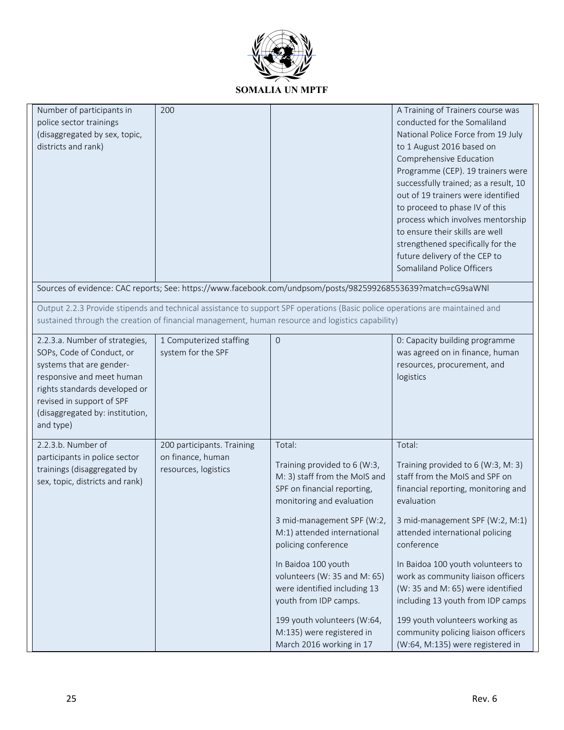| | | | |
|---|---|---|---|
| Number of participants in police sector trainings (disaggregated by sex, topic, districts and rank) | 200 | | A Training of Trainers course was conducted for the Somaliland National Police Force from 19 July to 1 August 2016 based on Comprehensive Education Programme (CEP). 19 trainers were successfully trained; as a result, 10 out of 19 trainers were identified to proceed to phase IV of this process which involves mentorship to ensure their skills are well strengthened specifically for the future delivery of the CEP to Somaliland Police Officers |
| Sources of evidence: CAC reports; See: https://www.facebook.com/undpsom/posts/982599268553639?match=cG9saWNl | | | |
| Output 2.2.3 Provide stipends and technical assistance to support SPF operations (Basic police operations are maintained and sustained through the creation of financial management, human resource and logistics capability) | | | |
| 2.2.3.a. Number of strategies, SOPs, Code of Conduct, or systems that are gender-responsive and meet human rights standards developed or revised in support of SPF (disaggregated by: institution, and type) | 1 Computerized staffing system for the SPF | 0 | 0: Capacity building programme was agreed on in finance, human resources, procurement, and logistics |
| 2.2.3.b. Number of participants in police sector trainings (disaggregated by sex, topic, districts and rank) | 200 participants. Training on finance, human resources, logistics | Total:<br><br>Training provided to 6 (W:3, M: 3) staff from the MoIS and SPF on financial reporting, monitoring and evaluation<br><br>3 mid-management SPF (W:2, M:1) attended international policing conference<br><br>In Baidoa 100 youth volunteers (W: 35 and M: 65) were identified including 13 youth from IDP camps.<br><br>199 youth volunteers (W:64, M:135) were registered in March 2016 working in 17 | Total:<br><br>Training provided to 6 (W:3, M: 3) staff from the MoIS and SPF on financial reporting, monitoring and evaluation<br><br>3 mid-management SPF (W:2, M:1) attended international policing conference<br><br>In Baidoa 100 youth volunteers to work as community liaison officers (W: 35 and M: 65) were identified including 13 youth from IDP camps<br><br>199 youth volunteers working as community policing liaison officers (W:64, M:135) were registered in |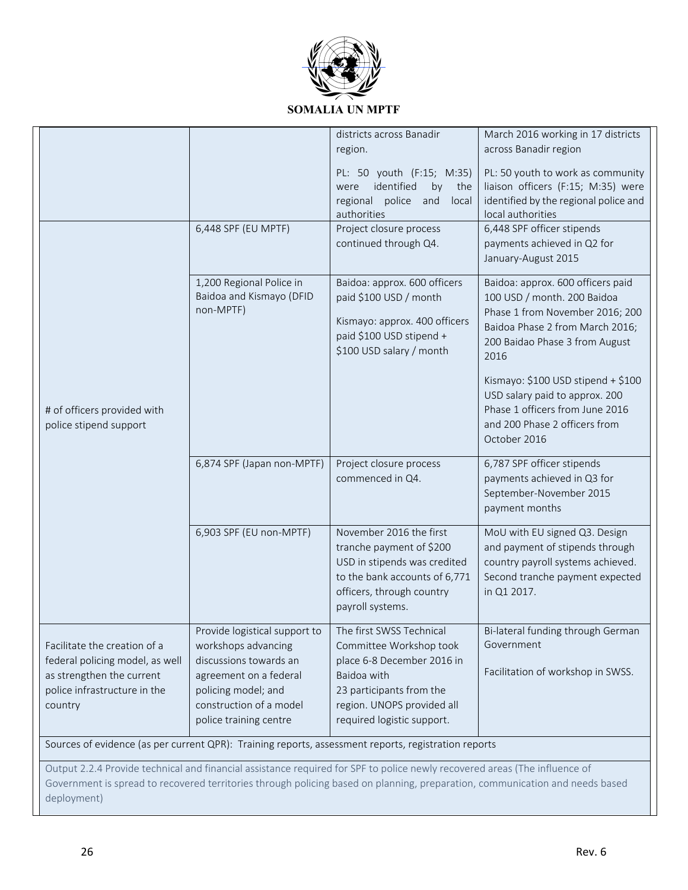| | | | |
|---|---|---|---|
| | | districts across Banadir region.<br><br>PL: 50 youth (F:15; M:35) were identified by the regional police and local authorities | March 2016 working in 17 districts across Banadir region<br><br>PL: 50 youth to work as community liaison officers (F:15; M:35) were identified by the regional police and local authorities |
| # of officers provided with police stipend support | 6,448 SPF (EU MPTF) | Project closure process continued through Q4. | 6,448 SPF officer stipends payments achieved in Q2 for January-August 2015 |
| | 1,200 Regional Police in Baidoa and Kismayo (DFID non-MPTF) | Baidoa: approx. 600 officers paid $100 USD / month<br><br>Kismayo: approx. 400 officers paid $100 USD stipend + $100 USD salary / month | Baidoa: approx. 600 officers paid 100 USD / month. 200 Baidoa Phase 1 from November 2016; 200 Baidoa Phase 2 from March 2016; 200 Baidao Phase 3 from August 2016<br><br>Kismayo: $100 USD stipend + $100 USD salary paid to approx. 200 Phase 1 officers from June 2016 and 200 Phase 2 officers from October 2016 |
| | 6,874 SPF (Japan non-MPTF) | Project closure process commenced in Q4. | 6,787 SPF officer stipends payments achieved in Q3 for September-November 2015 payment months |
| | 6,903 SPF (EU non-MPTF) | November 2016 the first tranche payment of $200 USD in stipends was credited to the bank accounts of 6,771 officers, through country payroll systems. | MoU with EU signed Q3. Design and payment of stipends through country payroll systems achieved. Second tranche payment expected in Q1 2017. |
| Facilitate the creation of a federal policing model, as well as strengthen the current police infrastructure in the country | Provide logistical support to workshops advancing discussions towards an agreement on a federal policing model; and construction of a model police training centre | The first SWSS Technical Committee Workshop took place 6-8 December 2016 in Baidoa with 23 participants from the region. UNOPS provided all required logistic support. | Bi-lateral funding through German Government<br><br>Facilitation of workshop in SWSS. |
| Sources of evidence (as per current QPR): Training reports, assessment reports, registration reports | | | |
| Output 2.2.4 Provide technical and financial assistance required for SPF to police newly recovered areas (The influence of Government is spread to recovered territories through policing based on planning, preparation, communication and needs based deployment) | | | |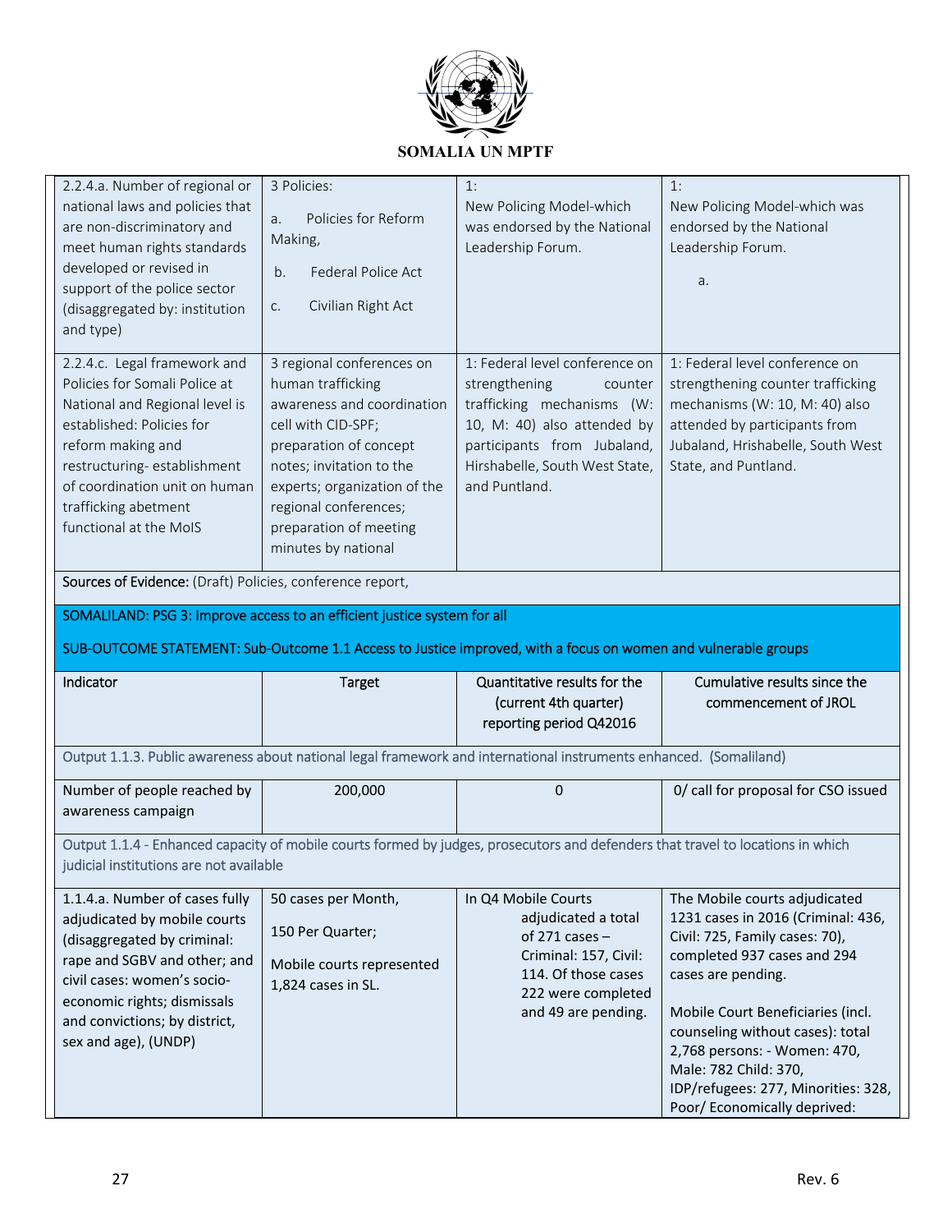| | | | |
|---|---|---|---|
| 2.2.4.a. Number of regional or national laws and policies that are non-discriminatory and meet human rights standards developed or revised in support of the police sector (disaggregated by: institution and type) | 3 Policies:<br>a. Policies for Reform Making,<br>b. Federal Police Act<br>c. Civilian Right Act | 1:<br>New Policing Model-which was endorsed by the National Leadership Forum. | 1:<br>New Policing Model-which was endorsed by the National Leadership Forum.<br>a. |
| 2.2.4.c. Legal framework and Policies for Somali Police at National and Regional level is established: Policies for reform making and restructuring- establishment of coordination unit on human trafficking abetment functional at the MoIS | 3 regional conferences on human trafficking awareness and coordination cell with CID-SPF; preparation of concept notes; invitation to the experts; organization of the regional conferences; preparation of meeting minutes by national | 1: Federal level conference on strengthening counter trafficking mechanisms (W: 10, M: 40) also attended by participants from Jubaland, Hirshabelle, South West State, and Puntland. | 1: Federal level conference on strengthening counter trafficking mechanisms (W: 10, M: 40) also attended by participants from Jubaland, Hrishabelle, South West State, and Puntland. |
| Sources of Evidence: (Draft) Policies, conference report, | | | |

SOMALILAND: PSG 3: Improve access to an efficient justice system for all

SUB-OUTCOME STATEMENT: Sub-Outcome 1.1 Access to Justice improved, with a focus on women and vulnerable groups

| Indicator | Target | Quantitative results for the (current 4th quarter) reporting period Q42016 | Cumulative results since the commencement of JROL |
|---|---|---|---|
| Output 1.1.3. Public awareness about national legal framework and international instruments enhanced. (Somaliland) | | | |
| Number of people reached by awareness campaign | 200,000 | 0 | 0/ call for proposal for CSO issued |
| Output 1.1.4 - Enhanced capacity of mobile courts formed by judges, prosecutors and defenders that travel to locations in which judicial institutions are not available | | | |
| 1.1.4.a. Number of cases fully adjudicated by mobile courts (disaggregated by criminal: rape and SGBV and other; and civil cases: women's socio-economic rights; dismissals and convictions; by district, sex and age), (UNDP) | 50 cases per Month,<br>150 Per Quarter;<br>Mobile courts represented 1,824 cases in SL. | In Q4 Mobile Courts adjudicated a total of 271 cases – Criminal: 157, Civil: 114. Of those cases 222 were completed and 49 are pending. | The Mobile courts adjudicated 1231 cases in 2016 (Criminal: 436, Civil: 725, Family cases: 70), completed 937 cases and 294 cases are pending.<br><br>Mobile Court Beneficiaries (incl. counseling without cases): total 2,768 persons: - Women: 470, Male: 782 Child: 370, IDP/refugees: 277, Minorities: 328, Poor/ Economically deprived: |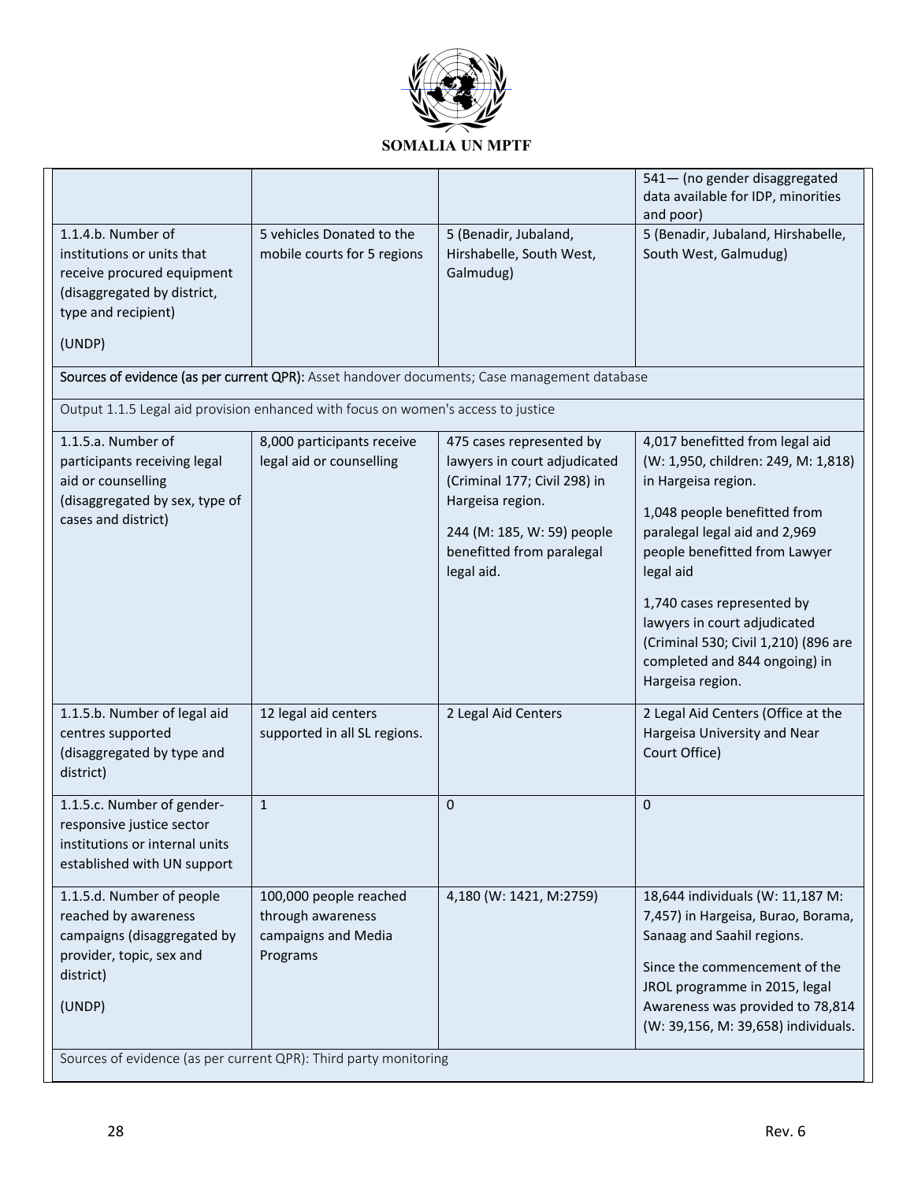|  |  |  | 541— (no gender disaggregated data available for IDP, minorities and poor) |
|---|---|---|---|
| 1.1.4.b. Number of institutions or units that receive procured equipment (disaggregated by district, type and recipient)<br><br>(UNDP) | 5 vehicles Donated to the mobile courts for 5 regions | 5 (Benadir, Jubaland, Hirshabelle, South West, Galmudug) | 5 (Benadir, Jubaland, Hirshabelle, South West, Galmudug) |
| **Sources of evidence (as per current QPR):** Asset handover documents; Case management database |  |  |  |
| Output 1.1.5 Legal aid provision enhanced with focus on women's access to justice |  |  |  |
| 1.1.5.a. Number of participants receiving legal aid or counselling (disaggregated by sex, type of cases and district) | 8,000 participants receive legal aid or counselling | 475 cases represented by lawyers in court adjudicated (Criminal 177; Civil 298) in Hargeisa region.<br><br>244 (M: 185, W: 59) people benefitted from paralegal legal aid. | 4,017 benefitted from legal aid (W: 1,950, children: 249, M: 1,818) in Hargeisa region.<br><br>1,048 people benefitted from paralegal legal aid and 2,969 people benefitted from Lawyer legal aid<br><br>1,740 cases represented by lawyers in court adjudicated (Criminal 530; Civil 1,210) (896 are completed and 844 ongoing) in Hargeisa region. |
| 1.1.5.b. Number of legal aid centres supported (disaggregated by type and district) | 12 legal aid centers supported in all SL regions. | 2 Legal Aid Centers | 2 Legal Aid Centers (Office at the Hargeisa University and Near Court Office) |
| 1.1.5.c. Number of gender-responsive justice sector institutions or internal units established with UN support | 1 | 0 | 0 |
| 1.1.5.d. Number of people reached by awareness campaigns (disaggregated by provider, topic, sex and district)<br><br>(UNDP) | 100,000 people reached through awareness campaigns and Media Programs | 4,180 (W: 1421, M:2759) | 18,644 individuals (W: 11,187 M: 7,457) in Hargeisa, Burao, Borama, Sanaag and Saahil regions.<br><br>Since the commencement of the JROL programme in 2015, legal Awareness was provided to 78,814 (W: 39,156, M: 39,658) individuals. |
| Sources of evidence (as per current QPR): Third party monitoring |  |  |  |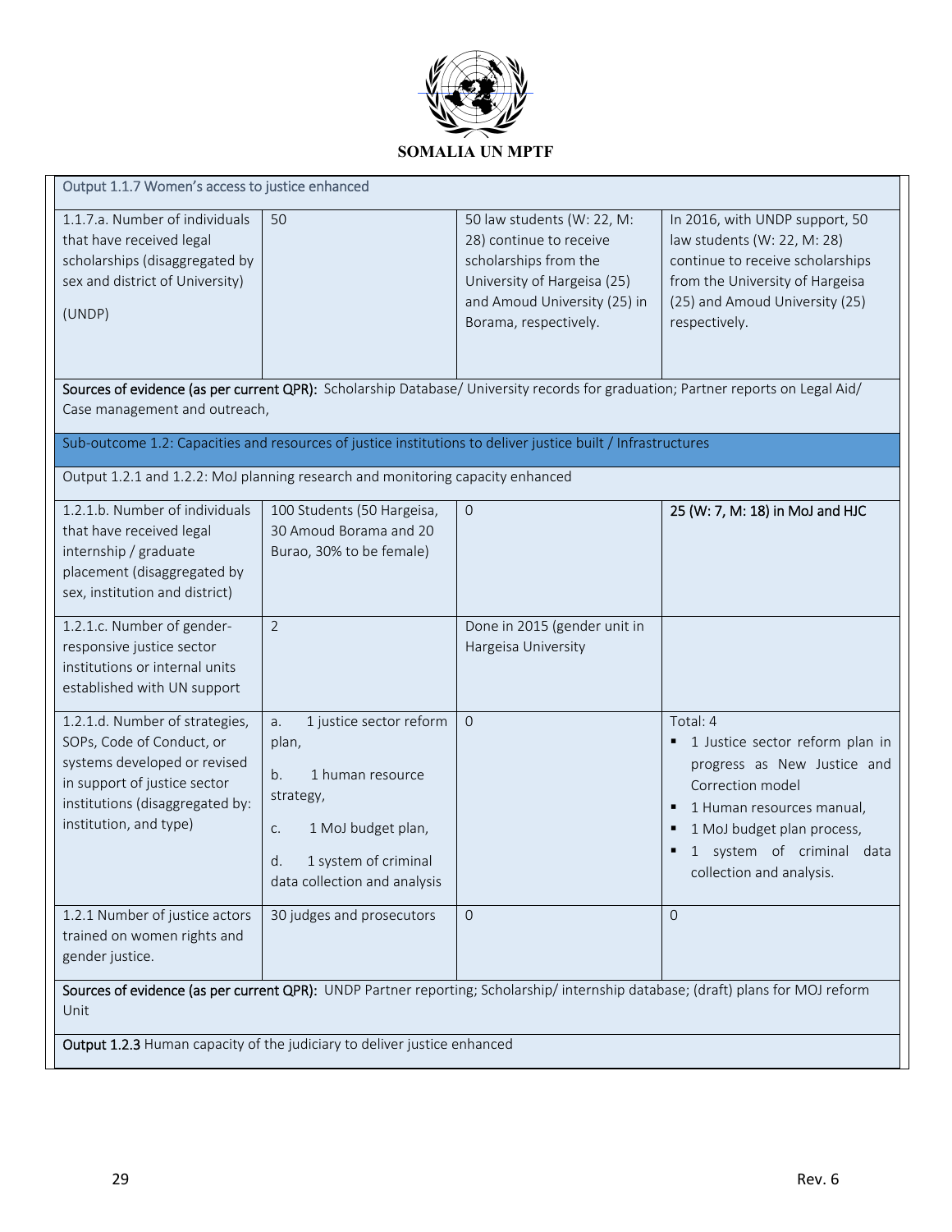| Output 1.1.7 Women's access to justice enhanced | | | |
|---|---|---|---|
| 1.1.7.a. Number of individuals that have received legal scholarships (disaggregated by sex and district of University)<br><br>(UNDP) | 50 | 50 law students (W: 22, M: 28) continue to receive scholarships from the University of Hargeisa (25) and Amoud University (25) in Borama, respectively. | In 2016, with UNDP support, 50 law students (W: 22, M: 28) continue to receive scholarships from the University of Hargeisa (25) and Amoud University (25) respectively. |
| **Sources of evidence (as per current QPR):** Scholarship Database/ University records for graduation; Partner reports on Legal Aid/ Case management and outreach, | | | |
| Sub-outcome 1.2: Capacities and resources of justice institutions to deliver justice built / Infrastructures | | | |
| Output 1.2.1 and 1.2.2: MoJ planning research and monitoring capacity enhanced | | | |
| 1.2.1.b. Number of individuals that have received legal internship / graduate placement (disaggregated by sex, institution and district) | 100 Students (50 Hargeisa, 30 Amoud Borama and 20 Burao, 30% to be female) | 0 | 25 (W: 7, M: 18) in MoJ and HJC |
| 1.2.1.c. Number of gender-responsive justice sector institutions or internal units established with UN support | 2 | Done in 2015 (gender unit in Hargeisa University | |
| 1.2.1.d. Number of strategies, SOPs, Code of Conduct, or systems developed or revised in support of justice sector institutions (disaggregated by: institution, and type) | a. 1 justice sector reform plan,<br><br>b. 1 human resource strategy,<br><br>c. 1 MoJ budget plan,<br><br>d. 1 system of criminal data collection and analysis | 0 | Total: 4<br>- 1 Justice sector reform plan in progress as New Justice and Correction model<br>- 1 Human resources manual,<br>- 1 MoJ budget plan process,<br>- 1 system of criminal data collection and analysis. |
| 1.2.1 Number of justice actors trained on women rights and gender justice. | 30 judges and prosecutors | 0 | 0 |
| **Sources of evidence (as per current QPR):** UNDP Partner reporting; Scholarship/ internship database; (draft) plans for MOJ reform Unit | | | |
| **Output 1.2.3** Human capacity of the judiciary to deliver justice enhanced | | | |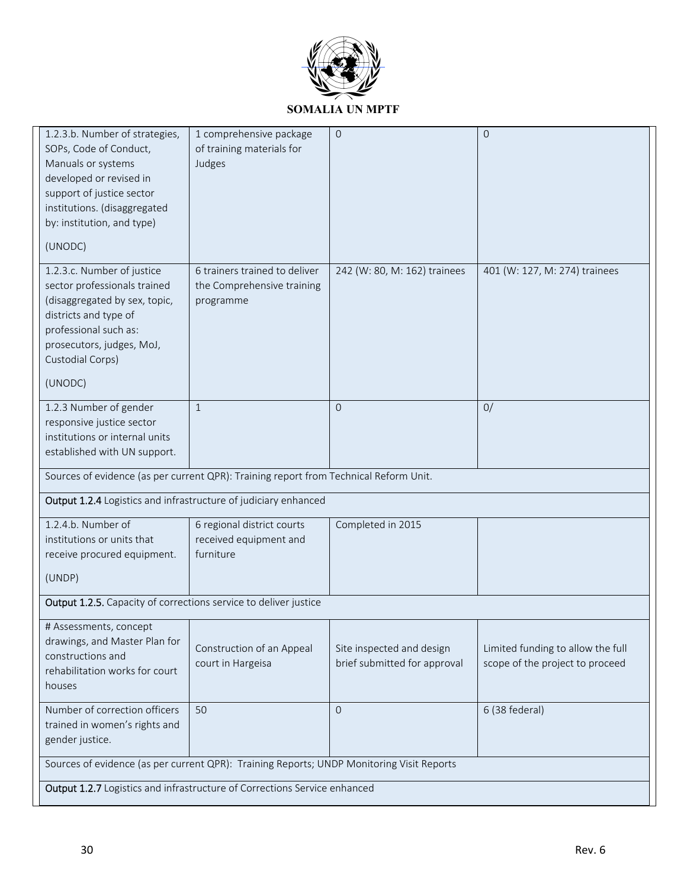| | | | |
|---|---|---|---|
| 1.2.3.b. Number of strategies, SOPs, Code of Conduct, Manuals or systems developed or revised in support of justice sector institutions. (disaggregated by: institution, and type)<br><br>(UNODC) | 1 comprehensive package of training materials for Judges | 0 | 0 |
| 1.2.3.c. Number of justice sector professionals trained (disaggregated by sex, topic, districts and type of professional such as: prosecutors, judges, MoJ, Custodial Corps)<br><br>(UNODC) | 6 trainers trained to deliver the Comprehensive training programme | 242 (W: 80, M: 162) trainees | 401 (W: 127, M: 274) trainees |
| 1.2.3 Number of gender responsive justice sector institutions or internal units established with UN support. | 1 | 0 | 0/ |
| Sources of evidence (as per current QPR): Training report from Technical Reform Unit. | | | |
| **Output 1.2.4** Logistics and infrastructure of judiciary enhanced | | | |
| 1.2.4.b. Number of institutions or units that receive procured equipment.<br><br>(UNDP) | 6 regional district courts received equipment and furniture | Completed in 2015 | |
| **Output 1.2.5.** Capacity of corrections service to deliver justice | | | |
| # Assessments, concept drawings, and Master Plan for constructions and rehabilitation works for court houses | Construction of an Appeal court in Hargeisa | Site inspected and design brief submitted for approval | Limited funding to allow the full scope of the project to proceed |
| Number of correction officers trained in women's rights and gender justice. | 50 | 0 | 6 (38 federal) |
| Sources of evidence (as per current QPR): Training Reports; UNDP Monitoring Visit Reports | | | |
| **Output 1.2.7** Logistics and infrastructure of Corrections Service enhanced | | | |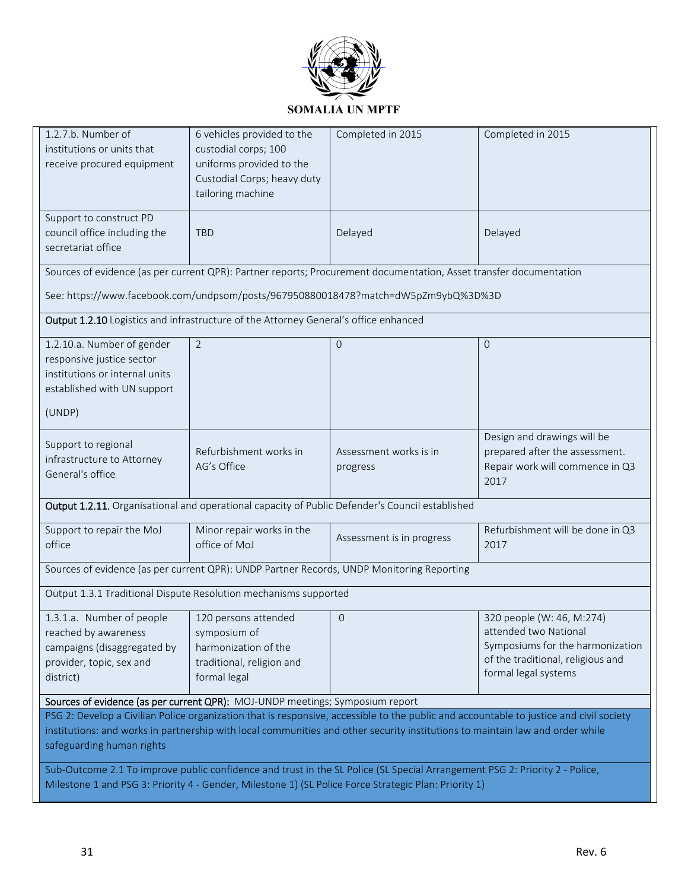SOMALIA UN MPTF

| | | | |
|---|---|---|---|
| 1.2.7.b. Number of institutions or units that receive procured equipment | 6 vehicles provided to the custodial corps; 100 uniforms provided to the Custodial Corps; heavy duty tailoring machine | Completed in 2015 | Completed in 2015 |
| Support to construct PD council office including the secretariat office | TBD | Delayed | Delayed |
| Sources of evidence (as per current QPR): Partner reports; Procurement documentation, Asset transfer documentation<br><br>See: https://www.facebook.com/undpsom/posts/967950880018478?match=dW5pZm9ybQ%3D%3D | | | |
| **Output 1.2.10** Logistics and infrastructure of the Attorney General's office enhanced | | | |
| 1.2.10.a. Number of gender responsive justice sector institutions or internal units established with UN support<br><br>(UNDP) | 2 | 0 | 0 |
| Support to regional infrastructure to Attorney General's office | Refurbishment works in AG's Office | Assessment works is in progress | Design and drawings will be prepared after the assessment. Repair work will commence in Q3 2017 |
| **Output 1.2.11.** Organisational and operational capacity of Public Defender's Council established | | | |
| Support to repair the MoJ office | Minor repair works in the office of MoJ | Assessment is in progress | Refurbishment will be done in Q3 2017 |
| Sources of evidence (as per current QPR): UNDP Partner Records, UNDP Monitoring Reporting | | | |
| Output 1.3.1 Traditional Dispute Resolution mechanisms supported | | | |
| 1.3.1.a. Number of people reached by awareness campaigns (disaggregated by provider, topic, sex and district) | 120 persons attended symposium of harmonization of the traditional, religion and formal legal | 0 | 320 people (W: 46, M:274) attended two National Symposiums for the harmonization of the traditional, religious and formal legal systems |
| **Sources of evidence (as per current QPR):** MOJ-UNDP meetings; Symposium report | | | |
| PSG 2: Develop a Civilian Police organization that is responsive, accessible to the public and accountable to justice and civil society institutions: and works in partnership with local communities and other security institutions to maintain law and order while safeguarding human rights | | | |
| Sub-Outcome 2.1 To improve public confidence and trust in the SL Police (SL Special Arrangement PSG 2: Priority 2 - Police, Milestone 1 and PSG 3: Priority 4 - Gender, Milestone 1) (SL Police Force Strategic Plan: Priority 1) | | | |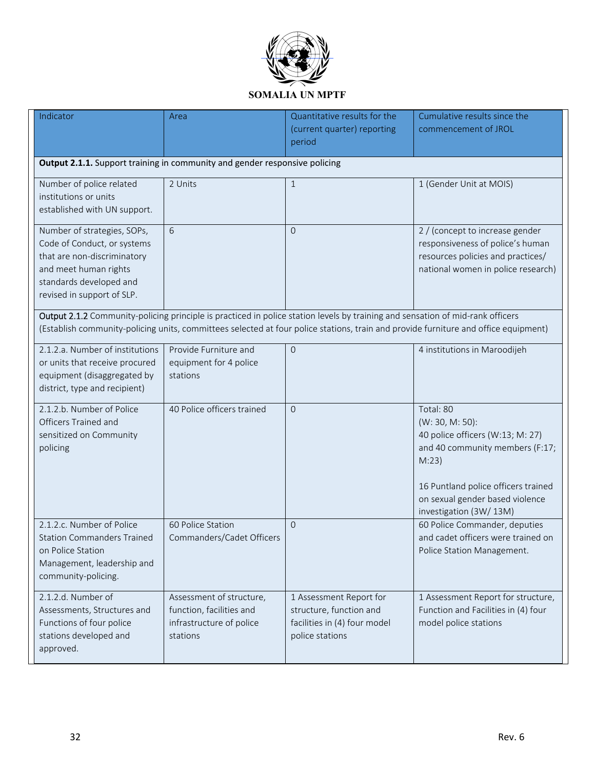**SOMALIA UN MPTF**

| Indicator | Area | Quantitative results for the (current quarter) reporting period | Cumulative results since the commencement of JROL |
|---|---|---|---|
| **Output 2.1.1.** Support training in community and gender responsive policing | | | |
| Number of police related institutions or units established with UN support. | 2 Units | 1 | 1 (Gender Unit at MOIS) |
| Number of strategies, SOPs, Code of Conduct, or systems that are non-discriminatory and meet human rights standards developed and revised in support of SLP. | 6 | 0 | 2 / (concept to increase gender responsiveness of police's human resources policies and practices/ national women in police research) |
| Output 2.1.2 Community-policing principle is practiced in police station levels by training and sensation of mid-rank officers (Establish community-policing units, committees selected at four police stations, train and provide furniture and office equipment) | | | |
| 2.1.2.a. Number of institutions or units that receive procured equipment (disaggregated by district, type and recipient) | Provide Furniture and equipment for 4 police stations | 0 | 4 institutions in Maroodijeh |
| 2.1.2.b. Number of Police Officers Trained and sensitized on Community policing | 40 Police officers trained | 0 | Total: 80 (W: 30, M: 50): 40 police officers (W:13; M: 27) and 40 community members (F:17; M:23)<br><br>16 Puntland police officers trained on sexual gender based violence investigation (3W/ 13M) |
| 2.1.2.c. Number of Police Station Commanders Trained on Police Station Management, leadership and community-policing. | 60 Police Station Commanders/Cadet Officers | 0 | 60 Police Commander, deputies and cadet officers were trained on Police Station Management. |
| 2.1.2.d. Number of Assessments, Structures and Functions of four police stations developed and approved. | Assessment of structure, function, facilities and infrastructure of police stations | 1 Assessment Report for structure, function and facilities in (4) four model police stations | 1 Assessment Report for structure, Function and Facilities in (4) four model police stations |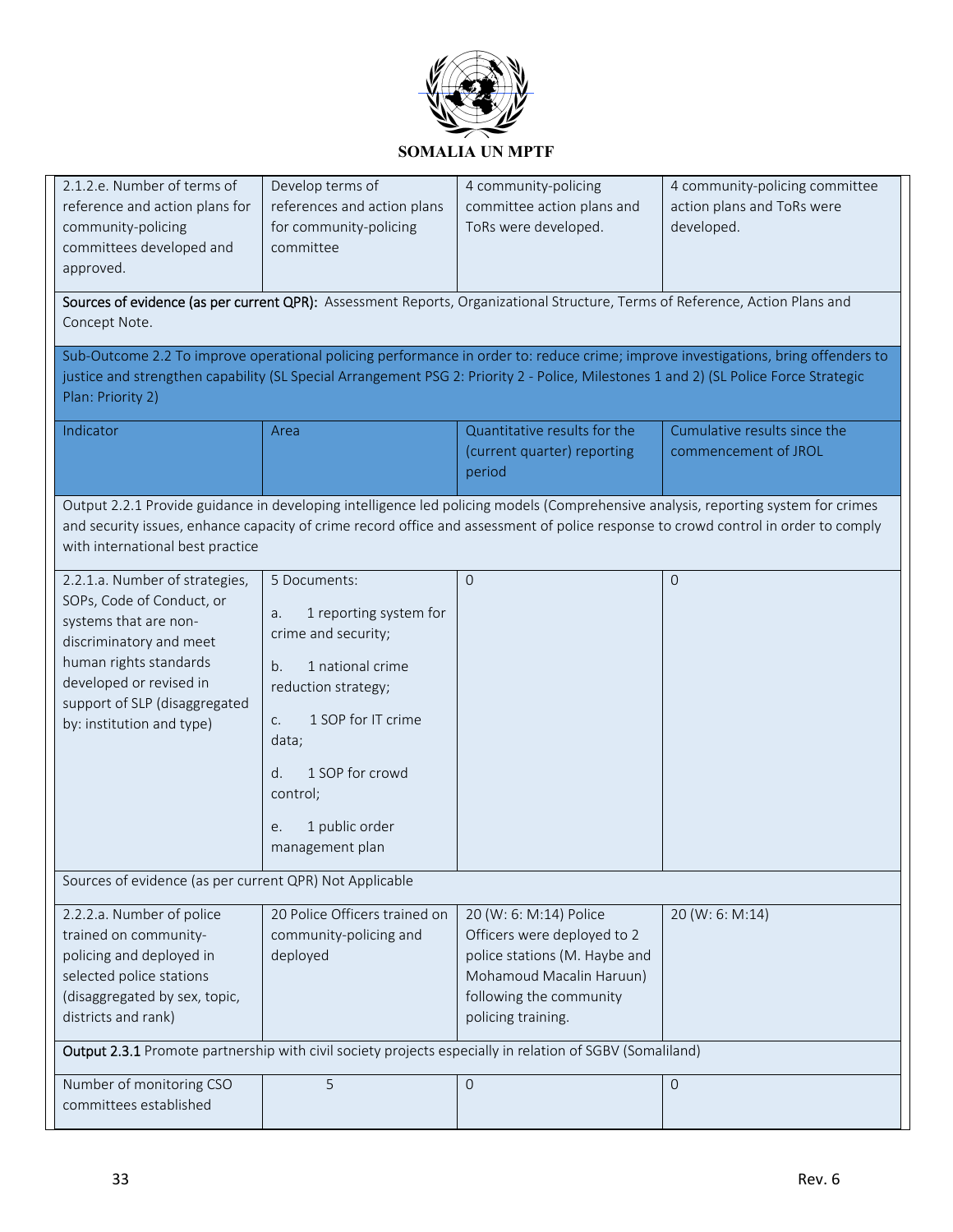**SOMALIA UN MPTF**

| | | | |
|---|---|---|---|
| 2.1.2.e. Number of terms of reference and action plans for community-policing committees developed and approved. | Develop terms of references and action plans for community-policing committee | 4 community-policing committee action plans and ToRs were developed. | 4 community-policing committee action plans and ToRs were developed. |
| **Sources of evidence (as per current QPR):** Assessment Reports, Organizational Structure, Terms of Reference, Action Plans and Concept Note. | | | |
| Sub-Outcome 2.2 To improve operational policing performance in order to: reduce crime; improve investigations, bring offenders to justice and strengthen capability (SL Special Arrangement PSG 2: Priority 2 - Police, Milestones 1 and 2) (SL Police Force Strategic Plan: Priority 2) | | | |
| Indicator | Area | Quantitative results for the (current quarter) reporting period | Cumulative results since the commencement of JROL |
| Output 2.2.1 Provide guidance in developing intelligence led policing models (Comprehensive analysis, reporting system for crimes and security issues, enhance capacity of crime record office and assessment of police response to crowd control in order to comply with international best practice | | | |
| 2.2.1.a. Number of strategies, SOPs, Code of Conduct, or systems that are non-discriminatory and meet human rights standards developed or revised in support of SLP (disaggregated by: institution and type) | 5 Documents:<br>a. 1 reporting system for crime and security;<br>b. 1 national crime reduction strategy;<br>c. 1 SOP for IT crime data;<br>d. 1 SOP for crowd control;<br>e. 1 public order management plan | 0 | 0 |
| Sources of evidence (as per current QPR) Not Applicable | | | |
| 2.2.2.a. Number of police trained on community-policing and deployed in selected police stations (disaggregated by sex, topic, districts and rank) | 20 Police Officers trained on community-policing and deployed | 20 (W: 6: M:14) Police Officers were deployed to 2 police stations (M. Haybe and Mohamoud Macalin Haruun) following the community policing training. | 20 (W: 6: M:14) |
| **Output 2.3.1** Promote partnership with civil society projects especially in relation of SGBV (Somaliland) | | | |
| Number of monitoring CSO committees established | 5 | 0 | 0 |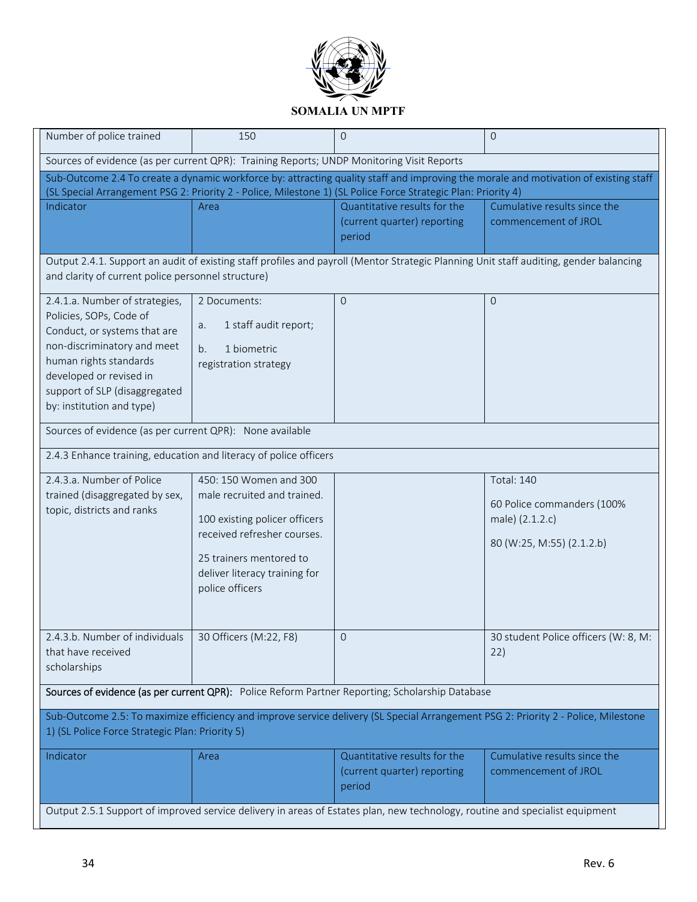| Number of police trained | 150 | 0 | 0 |
|---|---|---|---|
| Sources of evidence (as per current QPR): Training Reports; UNDP Monitoring Visit Reports | | | |
| Sub-Outcome 2.4 To create a dynamic workforce by: attracting quality staff and improving the morale and motivation of existing staff (SL Special Arrangement PSG 2: Priority 2 - Police, Milestone 1) (SL Police Force Strategic Plan: Priority 4) | | | |
| Indicator | Area | Quantitative results for the (current quarter) reporting period | Cumulative results since the commencement of JROL |
| Output 2.4.1. Support an audit of existing staff profiles and payroll (Mentor Strategic Planning Unit staff auditing, gender balancing and clarity of current police personnel structure) | | | |
| 2.4.1.a. Number of strategies, Policies, SOPs, Code of Conduct, or systems that are non-discriminatory and meet human rights standards developed or revised in support of SLP (disaggregated by: institution and type) | 2 Documents:<br>a. 1 staff audit report;<br>b. 1 biometric registration strategy | 0 | 0 |
| Sources of evidence (as per current QPR): None available | | | |
| 2.4.3 Enhance training, education and literacy of police officers | | | |
| 2.4.3.a. Number of Police trained (disaggregated by sex, topic, districts and ranks | 450: 150 Women and 300 male recruited and trained.<br>100 existing policer officers received refresher courses.<br>25 trainers mentored to deliver literacy training for police officers | | Total: 140<br>60 Police commanders (100% male) (2.1.2.c)<br>80 (W:25, M:55) (2.1.2.b) |
| 2.4.3.b. Number of individuals that have received scholarships | 30 Officers (M:22, F8) | 0 | 30 student Police officers (W: 8, M: 22) |
| **Sources of evidence (as per current QPR):** Police Reform Partner Reporting; Scholarship Database | | | |
| Sub-Outcome 2.5: To maximize efficiency and improve service delivery (SL Special Arrangement PSG 2: Priority 2 - Police, Milestone 1) (SL Police Force Strategic Plan: Priority 5) | | | |
| Indicator | Area | Quantitative results for the (current quarter) reporting period | Cumulative results since the commencement of JROL |
| Output 2.5.1 Support of improved service delivery in areas of Estates plan, new technology, routine and specialist equipment | | | |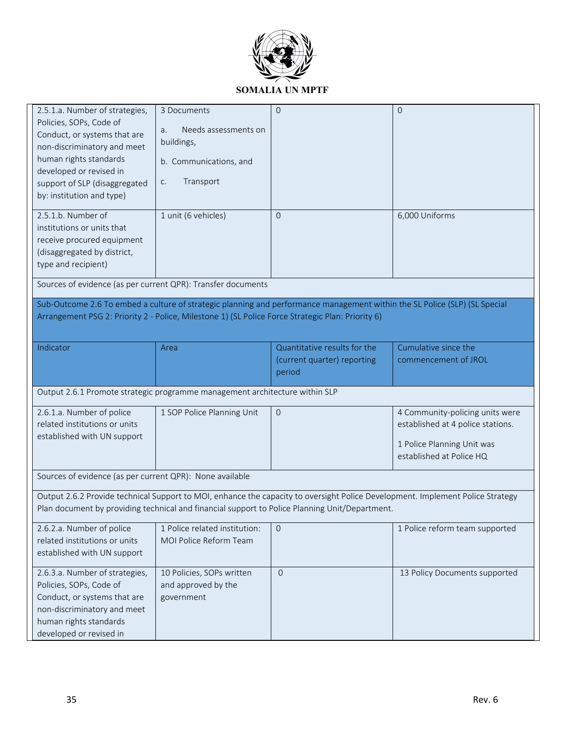| | | | |
|---|---|---|---|
| 2.5.1.a. Number of strategies, Policies, SOPs, Code of Conduct, or systems that are non-discriminatory and meet human rights standards developed or revised in support of SLP (disaggregated by: institution and type) | 3 Documents<br><br>a. Needs assessments on buildings,<br><br>b. Communications, and<br><br>c. Transport | 0 | 0 |
| 2.5.1.b. Number of institutions or units that receive procured equipment (disaggregated by district, type and recipient) | 1 unit (6 vehicles) | 0 | 6,000 Uniforms |
| Sources of evidence (as per current QPR): Transfer documents | | | |
| Sub-Outcome 2.6 To embed a culture of strategic planning and performance management within the SL Police (SLP) (SL Special Arrangement PSG 2: Priority 2 - Police, Milestone 1) (SL Police Force Strategic Plan: Priority 6) | | | |
| Indicator | Area | Quantitative results for the (current quarter) reporting period | Cumulative since the commencement of JROL |
| Output 2.6.1 Promote strategic programme management architecture within SLP | | | |
| 2.6.1.a. Number of police related institutions or units established with UN support | 1 SOP Police Planning Unit | 0 | 4 Community-policing units were established at 4 police stations.<br><br>1 Police Planning Unit was established at Police HQ |
| Sources of evidence (as per current QPR): None available | | | |
| Output 2.6.2 Provide technical Support to MOI, enhance the capacity to oversight Police Development. Implement Police Strategy Plan document by providing technical and financial support to Police Planning Unit/Department. | | | |
| 2.6.2.a. Number of police related institutions or units established with UN support | 1 Police related institution: MOI Police Reform Team | 0 | 1 Police reform team supported |
| 2.6.3.a. Number of strategies, Policies, SOPs, Code of Conduct, or systems that are non-discriminatory and meet human rights standards developed or revised in | 10 Policies, SOPs written and approved by the government | 0 | 13 Policy Documents supported |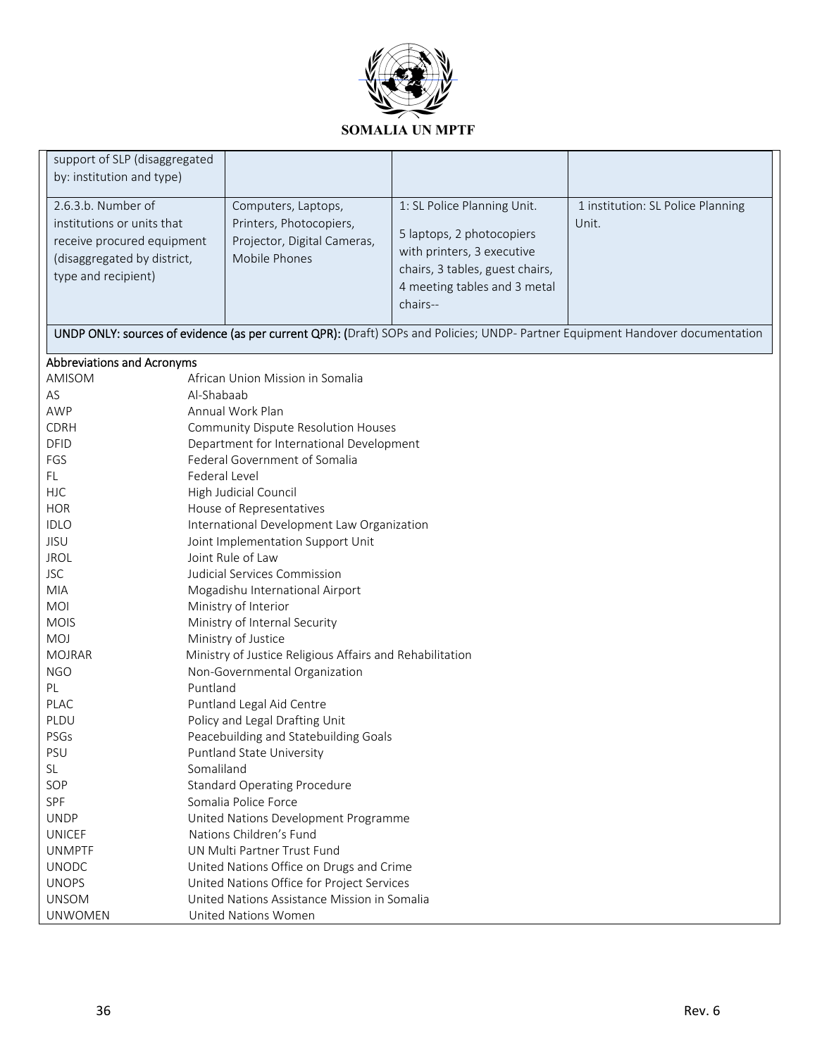**SOMALIA UN MPTF**

| | | | |
|---|---|---|---|
| support of SLP (disaggregated by: institution and type) | | | |
| 2.6.3.b. Number of institutions or units that receive procured equipment (disaggregated by district, type and recipient) | Computers, Laptops, Printers, Photocopiers, Projector, Digital Cameras, Mobile Phones | 1: SL Police Planning Unit.<br><br>5 laptops, 2 photocopiers with printers, 3 executive chairs, 3 tables, guest chairs, 4 meeting tables and 3 metal chairs-- | 1 institution: SL Police Planning Unit. |
| **UNDP ONLY: sources of evidence (as per current QPR): (**Draft) SOPs and Policies; UNDP- Partner Equipment Handover documentation | | | |

**Abbreviations and Acronyms**

| | |
|---|---|
| AMISOM | African Union Mission in Somalia |
| AS | Al-Shabaab |
| AWP | Annual Work Plan |
| CDRH | Community Dispute Resolution Houses |
| DFID | Department for International Development |
| FGS | Federal Government of Somalia |
| FL | Federal Level |
| HJC | High Judicial Council |
| HOR | House of Representatives |
| IDLO | International Development Law Organization |
| JISU | Joint Implementation Support Unit |
| JROL | Joint Rule of Law |
| JSC | Judicial Services Commission |
| MIA | Mogadishu International Airport |
| MOI | Ministry of Interior |
| MOIS | Ministry of Internal Security |
| MOJ | Ministry of Justice |
| MOJRAR | Ministry of Justice Religious Affairs and Rehabilitation |
| NGO | Non-Governmental Organization |
| PL | Puntland |
| PLAC | Puntland Legal Aid Centre |
| PLDU | Policy and Legal Drafting Unit |
| PSGs | Peacebuilding and Statebuilding Goals |
| PSU | Puntland State University |
| SL | Somaliland |
| SOP | Standard Operating Procedure |
| SPF | Somalia Police Force |
| UNDP | United Nations Development Programme |
| UNICEF | Nations Children's Fund |
| UNMPTF | UN Multi Partner Trust Fund |
| UNODC | United Nations Office on Drugs and Crime |
| UNOPS | United Nations Office for Project Services |
| UNSOM | United Nations Assistance Mission in Somalia |
| UNWOMEN | United Nations Women |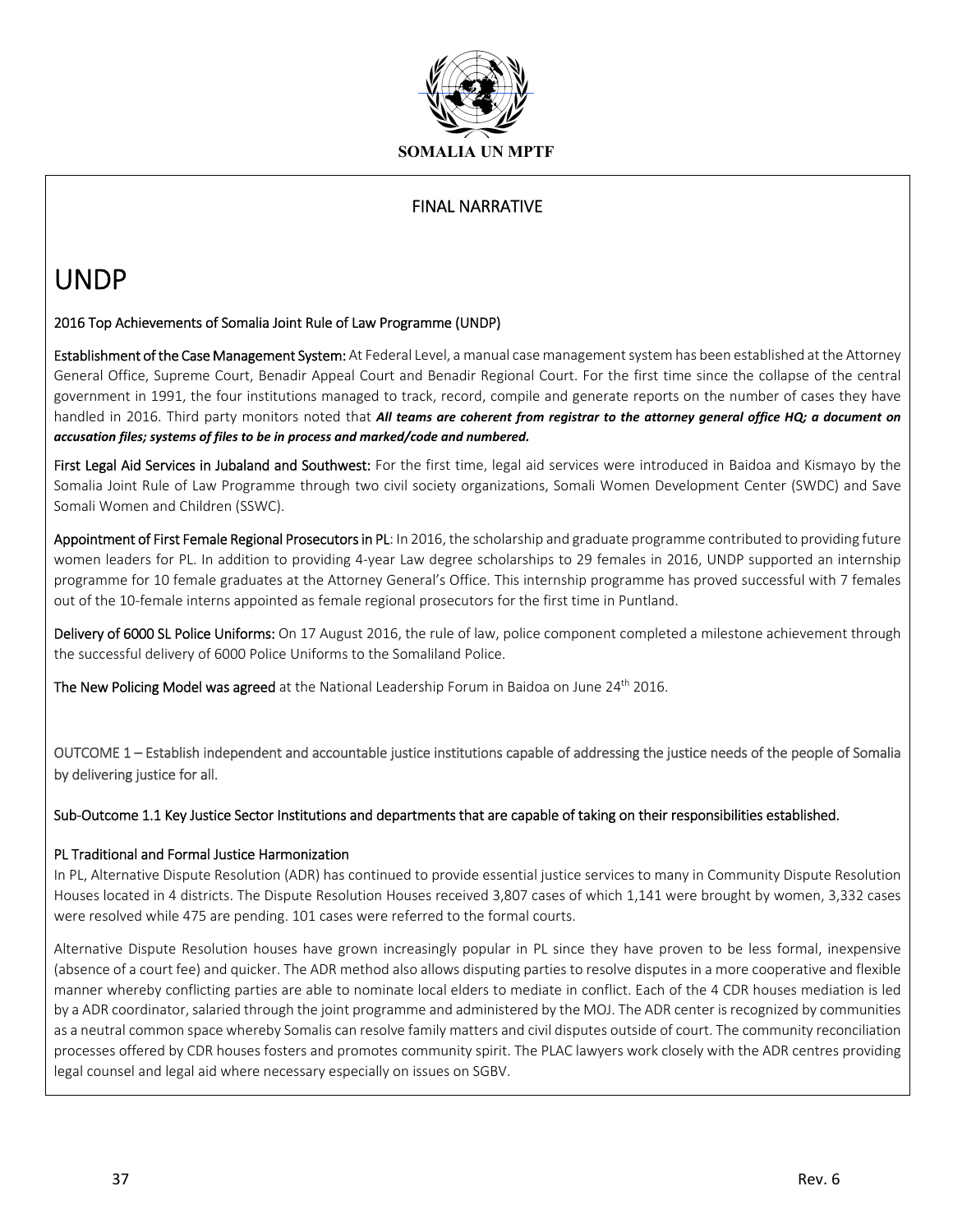SOMALIA UN MPTF

FINAL NARRATIVE

# UNDP

**2016 Top Achievements of Somalia Joint Rule of Law Programme (UNDP)**

**Establishment of the Case Management System:** At Federal Level, a manual case management system has been established at the Attorney General Office, Supreme Court, Benadir Appeal Court and Benadir Regional Court. For the first time since the collapse of the central government in 1991, the four institutions managed to track, record, compile and generate reports on the number of cases they have handled in 2016. Third party monitors noted that ***All teams are coherent from registrar to the attorney general office HQ; a document on accusation files; systems of files to be in process and marked/code and numbered.***

**First Legal Aid Services in Jubaland and Southwest:** For the first time, legal aid services were introduced in Baidoa and Kismayo by the Somalia Joint Rule of Law Programme through two civil society organizations, Somali Women Development Center (SWDC) and Save Somali Women and Children (SSWC).

**Appointment of First Female Regional Prosecutors in PL**: In 2016, the scholarship and graduate programme contributed to providing future women leaders for PL. In addition to providing 4-year Law degree scholarships to 29 females in 2016, UNDP supported an internship programme for 10 female graduates at the Attorney General's Office. This internship programme has proved successful with 7 females out of the 10-female interns appointed as female regional prosecutors for the first time in Puntland.

**Delivery of 6000 SL Police Uniforms:** On 17 August 2016, the rule of law, police component completed a milestone achievement through the successful delivery of 6000 Police Uniforms to the Somaliland Police.

**The New Policing Model was agreed** at the National Leadership Forum in Baidoa on June 24th 2016.

OUTCOME 1 – Establish independent and accountable justice institutions capable of addressing the justice needs of the people of Somalia by delivering justice for all.

**Sub-Outcome 1.1 Key Justice Sector Institutions and departments that are capable of taking on their responsibilities established.**

**PL Traditional and Formal Justice Harmonization**

In PL, Alternative Dispute Resolution (ADR) has continued to provide essential justice services to many in Community Dispute Resolution Houses located in 4 districts. The Dispute Resolution Houses received 3,807 cases of which 1,141 were brought by women, 3,332 cases were resolved while 475 are pending. 101 cases were referred to the formal courts.

Alternative Dispute Resolution houses have grown increasingly popular in PL since they have proven to be less formal, inexpensive (absence of a court fee) and quicker. The ADR method also allows disputing parties to resolve disputes in a more cooperative and flexible manner whereby conflicting parties are able to nominate local elders to mediate in conflict. Each of the 4 CDR houses mediation is led by a ADR coordinator, salaried through the joint programme and administered by the MOJ. The ADR center is recognized by communities as a neutral common space whereby Somalis can resolve family matters and civil disputes outside of court. The community reconciliation processes offered by CDR houses fosters and promotes community spirit. The PLAC lawyers work closely with the ADR centres providing legal counsel and legal aid where necessary especially on issues on SGBV.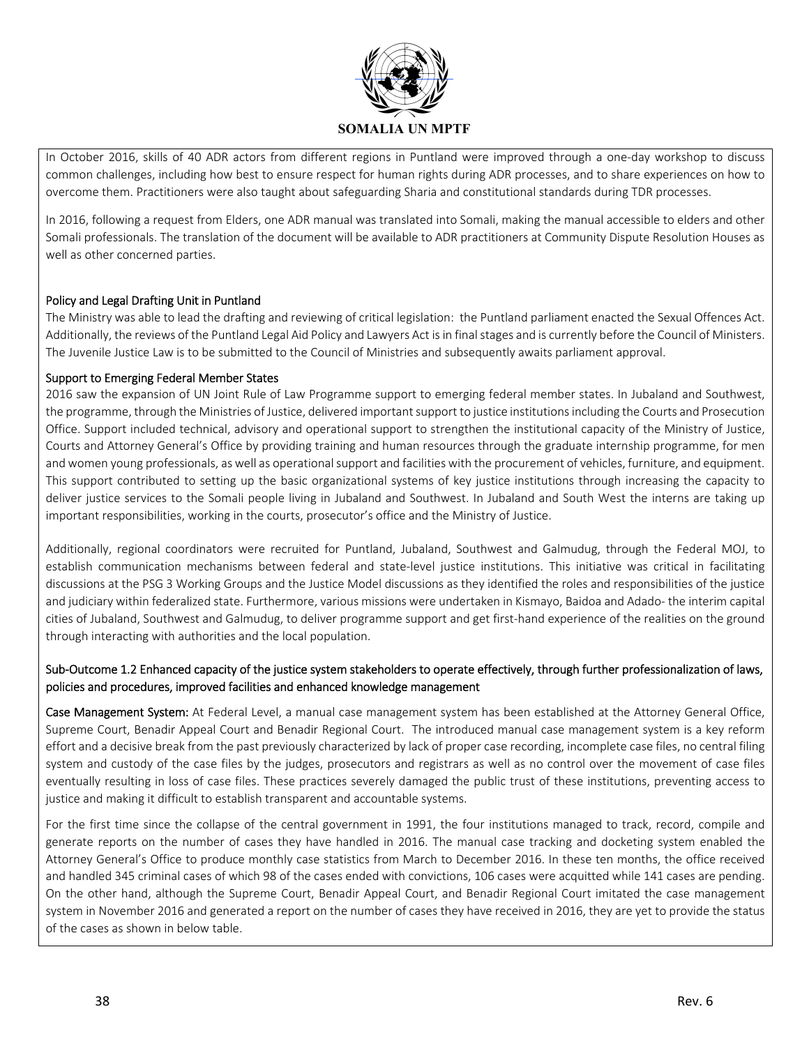In October 2016, skills of 40 ADR actors from different regions in Puntland were improved through a one-day workshop to discuss common challenges, including how best to ensure respect for human rights during ADR processes, and to share experiences on how to overcome them. Practitioners were also taught about safeguarding Sharia and constitutional standards during TDR processes.

In 2016, following a request from Elders, one ADR manual was translated into Somali, making the manual accessible to elders and other Somali professionals. The translation of the document will be available to ADR practitioners at Community Dispute Resolution Houses as well as other concerned parties.

Policy and Legal Drafting Unit in Puntland

The Ministry was able to lead the drafting and reviewing of critical legislation: the Puntland parliament enacted the Sexual Offences Act. Additionally, the reviews of the Puntland Legal Aid Policy and Lawyers Act is in final stages and is currently before the Council of Ministers. The Juvenile Justice Law is to be submitted to the Council of Ministries and subsequently awaits parliament approval.

Support to Emerging Federal Member States

2016 saw the expansion of UN Joint Rule of Law Programme support to emerging federal member states. In Jubaland and Southwest, the programme, through the Ministries of Justice, delivered important support to justice institutions including the Courts and Prosecution Office. Support included technical, advisory and operational support to strengthen the institutional capacity of the Ministry of Justice, Courts and Attorney General's Office by providing training and human resources through the graduate internship programme, for men and women young professionals, as well as operational support and facilities with the procurement of vehicles, furniture, and equipment. This support contributed to setting up the basic organizational systems of key justice institutions through increasing the capacity to deliver justice services to the Somali people living in Jubaland and Southwest. In Jubaland and South West the interns are taking up important responsibilities, working in the courts, prosecutor's office and the Ministry of Justice.

Additionally, regional coordinators were recruited for Puntland, Jubaland, Southwest and Galmudug, through the Federal MOJ, to establish communication mechanisms between federal and state-level justice institutions. This initiative was critical in facilitating discussions at the PSG 3 Working Groups and the Justice Model discussions as they identified the roles and responsibilities of the justice and judiciary within federalized state. Furthermore, various missions were undertaken in Kismayo, Baidoa and Adado- the interim capital cities of Jubaland, Southwest and Galmudug, to deliver programme support and get first-hand experience of the realities on the ground through interacting with authorities and the local population.

Sub-Outcome 1.2 Enhanced capacity of the justice system stakeholders to operate effectively, through further professionalization of laws, policies and procedures, improved facilities and enhanced knowledge management

**Case Management System:** At Federal Level, a manual case management system has been established at the Attorney General Office, Supreme Court, Benadir Appeal Court and Benadir Regional Court. The introduced manual case management system is a key reform effort and a decisive break from the past previously characterized by lack of proper case recording, incomplete case files, no central filing system and custody of the case files by the judges, prosecutors and registrars as well as no control over the movement of case files eventually resulting in loss of case files. These practices severely damaged the public trust of these institutions, preventing access to justice and making it difficult to establish transparent and accountable systems.

For the first time since the collapse of the central government in 1991, the four institutions managed to track, record, compile and generate reports on the number of cases they have handled in 2016. The manual case tracking and docketing system enabled the Attorney General's Office to produce monthly case statistics from March to December 2016. In these ten months, the office received and handled 345 criminal cases of which 98 of the cases ended with convictions, 106 cases were acquitted while 141 cases are pending. On the other hand, although the Supreme Court, Benadir Appeal Court, and Benadir Regional Court imitated the case management system in November 2016 and generated a report on the number of cases they have received in 2016, they are yet to provide the status of the cases as shown in below table.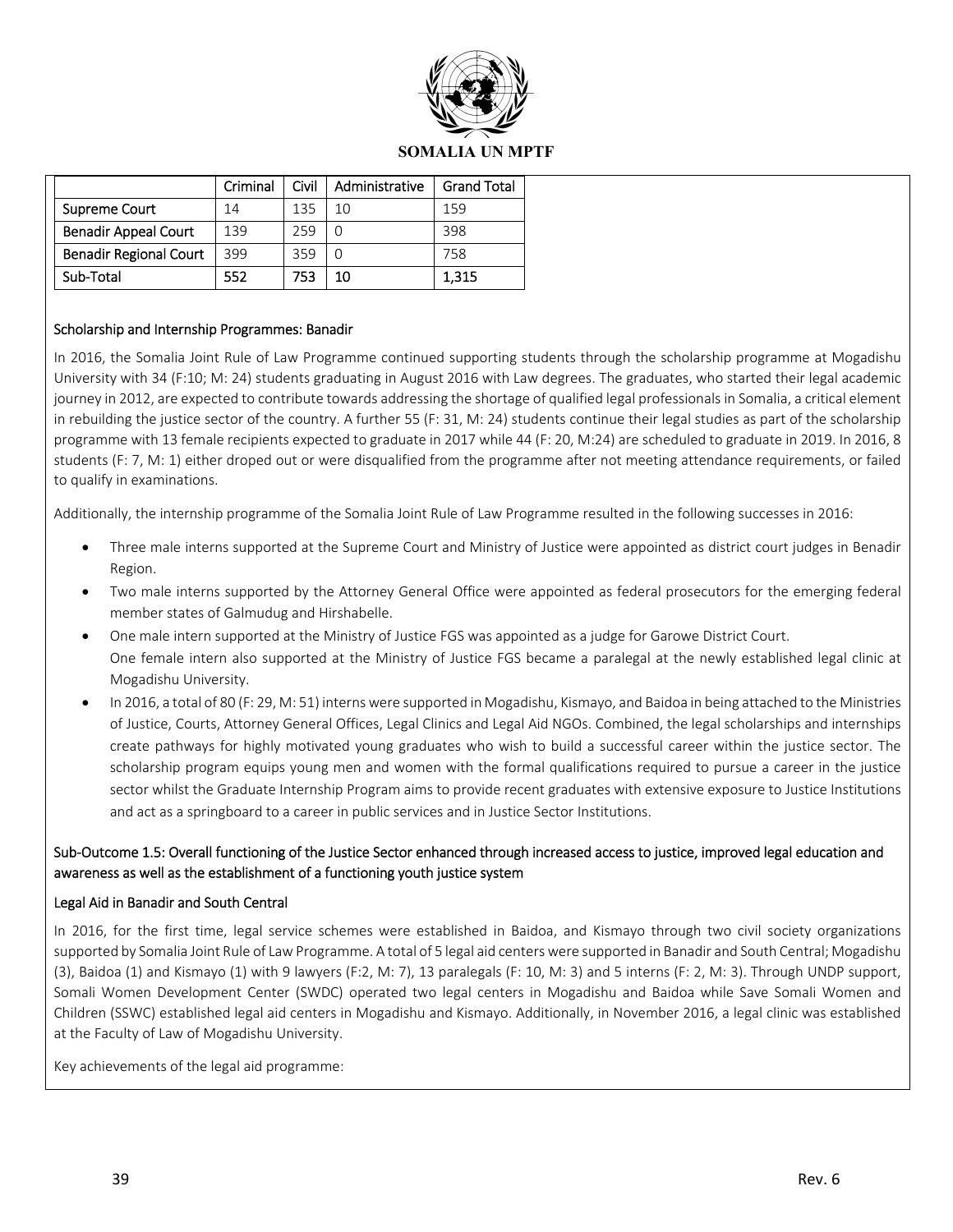| | Criminal | Civil | Administrative | Grand Total |
|---|---|---|---|---|
| Supreme Court | 14 | 135 | 10 | 159 |
| Benadir Appeal Court | 139 | 259 | 0 | 398 |
| Benadir Regional Court | 399 | 359 | 0 | 758 |
| Sub-Total | 552 | 753 | 10 | 1,315 |

Scholarship and Internship Programmes: Banadir

In 2016, the Somalia Joint Rule of Law Programme continued supporting students through the scholarship programme at Mogadishu University with 34 (F:10; M: 24) students graduating in August 2016 with Law degrees. The graduates, who started their legal academic journey in 2012, are expected to contribute towards addressing the shortage of qualified legal professionals in Somalia, a critical element in rebuilding the justice sector of the country. A further 55 (F: 31, M: 24) students continue their legal studies as part of the scholarship programme with 13 female recipients expected to graduate in 2017 while 44 (F: 20, M:24) are scheduled to graduate in 2019. In 2016, 8 students (F: 7, M: 1) either droped out or were disqualified from the programme after not meeting attendance requirements, or failed to qualify in examinations.

Additionally, the internship programme of the Somalia Joint Rule of Law Programme resulted in the following successes in 2016:

- Three male interns supported at the Supreme Court and Ministry of Justice were appointed as district court judges in Benadir Region.
- Two male interns supported by the Attorney General Office were appointed as federal prosecutors for the emerging federal member states of Galmudug and Hirshabelle.
- One male intern supported at the Ministry of Justice FGS was appointed as a judge for Garowe District Court. One female intern also supported at the Ministry of Justice FGS became a paralegal at the newly established legal clinic at Mogadishu University.
- In 2016, a total of 80 (F: 29, M: 51) interns were supported in Mogadishu, Kismayo, and Baidoa in being attached to the Ministries of Justice, Courts, Attorney General Offices, Legal Clinics and Legal Aid NGOs. Combined, the legal scholarships and internships create pathways for highly motivated young graduates who wish to build a successful career within the justice sector. The scholarship program equips young men and women with the formal qualifications required to pursue a career in the justice sector whilst the Graduate Internship Program aims to provide recent graduates with extensive exposure to Justice Institutions and act as a springboard to a career in public services and in Justice Sector Institutions.

Sub-Outcome 1.5: Overall functioning of the Justice Sector enhanced through increased access to justice, improved legal education and awareness as well as the establishment of a functioning youth justice system

Legal Aid in Banadir and South Central

In 2016, for the first time, legal service schemes were established in Baidoa, and Kismayo through two civil society organizations supported by Somalia Joint Rule of Law Programme. A total of 5 legal aid centers were supported in Banadir and South Central; Mogadishu (3), Baidoa (1) and Kismayo (1) with 9 lawyers (F:2, M: 7), 13 paralegals (F: 10, M: 3) and 5 interns (F: 2, M: 3). Through UNDP support, Somali Women Development Center (SWDC) operated two legal centers in Mogadishu and Baidoa while Save Somali Women and Children (SSWC) established legal aid centers in Mogadishu and Kismayo. Additionally, in November 2016, a legal clinic was established at the Faculty of Law of Mogadishu University.

Key achievements of the legal aid programme: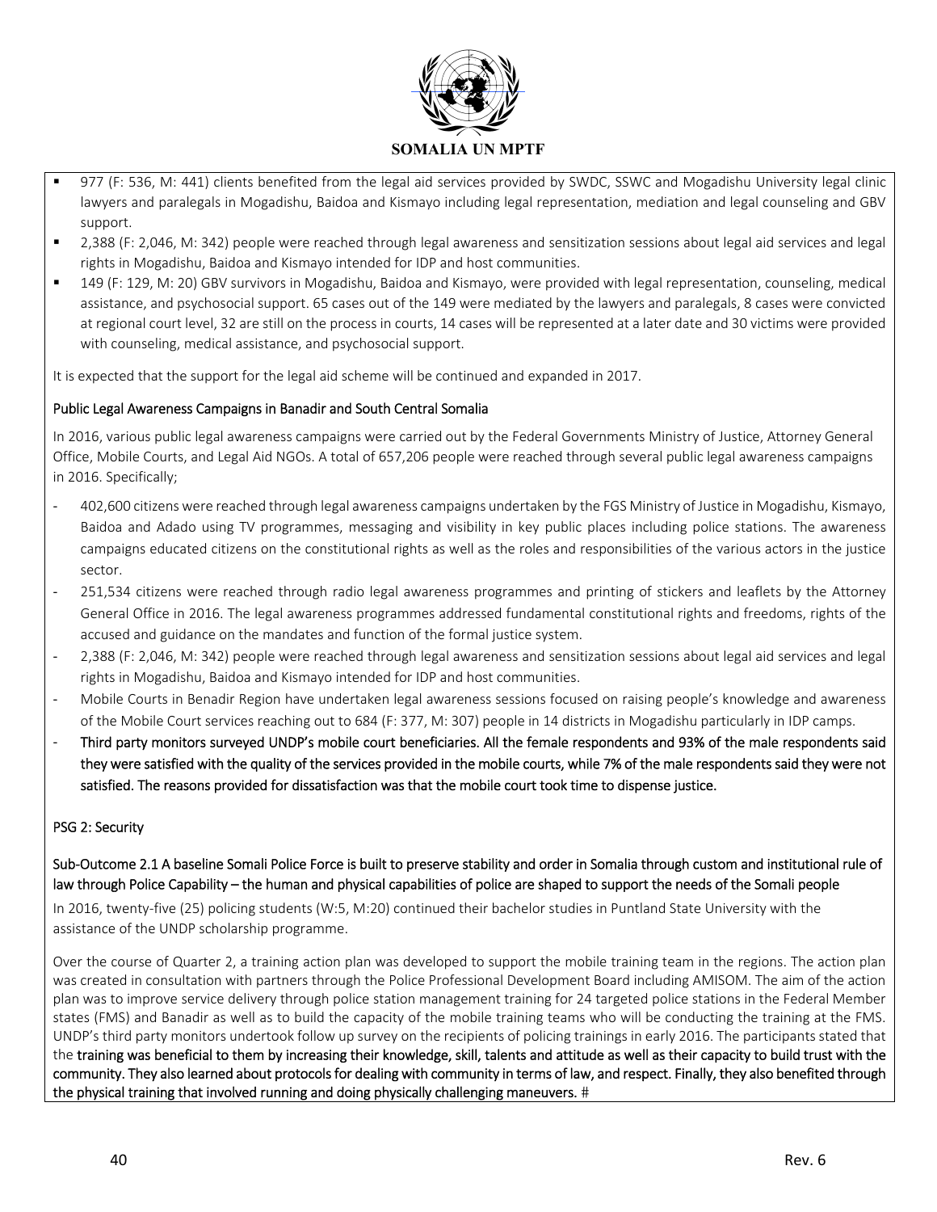- 977 (F: 536, M: 441) clients benefited from the legal aid services provided by SWDC, SSWC and Mogadishu University legal clinic lawyers and paralegals in Mogadishu, Baidoa and Kismayo including legal representation, mediation and legal counseling and GBV support.
- 2,388 (F: 2,046, M: 342) people were reached through legal awareness and sensitization sessions about legal aid services and legal rights in Mogadishu, Baidoa and Kismayo intended for IDP and host communities.
- 149 (F: 129, M: 20) GBV survivors in Mogadishu, Baidoa and Kismayo, were provided with legal representation, counseling, medical assistance, and psychosocial support. 65 cases out of the 149 were mediated by the lawyers and paralegals, 8 cases were convicted at regional court level, 32 are still on the process in courts, 14 cases will be represented at a later date and 30 victims were provided with counseling, medical assistance, and psychosocial support.

It is expected that the support for the legal aid scheme will be continued and expanded in 2017.

Public Legal Awareness Campaigns in Banadir and South Central Somalia

In 2016, various public legal awareness campaigns were carried out by the Federal Governments Ministry of Justice, Attorney General Office, Mobile Courts, and Legal Aid NGOs. A total of 657,206 people were reached through several public legal awareness campaigns in 2016. Specifically;

- 402,600 citizens were reached through legal awareness campaigns undertaken by the FGS Ministry of Justice in Mogadishu, Kismayo, Baidoa and Adado using TV programmes, messaging and visibility in key public places including police stations. The awareness campaigns educated citizens on the constitutional rights as well as the roles and responsibilities of the various actors in the justice sector.
- 251,534 citizens were reached through radio legal awareness programmes and printing of stickers and leaflets by the Attorney General Office in 2016. The legal awareness programmes addressed fundamental constitutional rights and freedoms, rights of the accused and guidance on the mandates and function of the formal justice system.
- 2,388 (F: 2,046, M: 342) people were reached through legal awareness and sensitization sessions about legal aid services and legal rights in Mogadishu, Baidoa and Kismayo intended for IDP and host communities.
- Mobile Courts in Benadir Region have undertaken legal awareness sessions focused on raising people's knowledge and awareness of the Mobile Court services reaching out to 684 (F: 377, M: 307) people in 14 districts in Mogadishu particularly in IDP camps.
- Third party monitors surveyed UNDP's mobile court beneficiaries. All the female respondents and 93% of the male respondents said they were satisfied with the quality of the services provided in the mobile courts, while 7% of the male respondents said they were not satisfied. The reasons provided for dissatisfaction was that the mobile court took time to dispense justice.

PSG 2: Security

Sub-Outcome 2.1 A baseline Somali Police Force is built to preserve stability and order in Somalia through custom and institutional rule of law through Police Capability – the human and physical capabilities of police are shaped to support the needs of the Somali people

In 2016, twenty-five (25) policing students (W:5, M:20) continued their bachelor studies in Puntland State University with the assistance of the UNDP scholarship programme.

Over the course of Quarter 2, a training action plan was developed to support the mobile training team in the regions. The action plan was created in consultation with partners through the Police Professional Development Board including AMISOM. The aim of the action plan was to improve service delivery through police station management training for 24 targeted police stations in the Federal Member states (FMS) and Banadir as well as to build the capacity of the mobile training teams who will be conducting the training at the FMS. UNDP's third party monitors undertook follow up survey on the recipients of policing trainings in early 2016. The participants stated that the training was beneficial to them by increasing their knowledge, skill, talents and attitude as well as their capacity to build trust with the community. They also learned about protocols for dealing with community in terms of law, and respect. Finally, they also benefited through the physical training that involved running and doing physically challenging maneuvers. #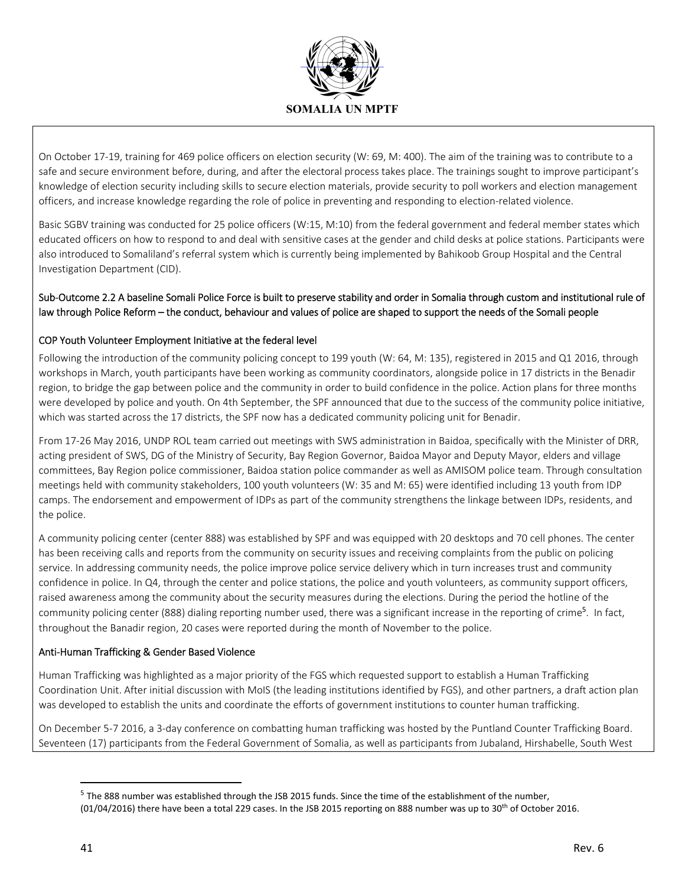On October 17-19, training for 469 police officers on election security (W: 69, M: 400). The aim of the training was to contribute to a safe and secure environment before, during, and after the electoral process takes place. The trainings sought to improve participant's knowledge of election security including skills to secure election materials, provide security to poll workers and election management officers, and increase knowledge regarding the role of police in preventing and responding to election-related violence.

Basic SGBV training was conducted for 25 police officers (W:15, M:10) from the federal government and federal member states which educated officers on how to respond to and deal with sensitive cases at the gender and child desks at police stations. Participants were also introduced to Somaliland's referral system which is currently being implemented by Bahikoob Group Hospital and the Central Investigation Department (CID).

Sub-Outcome 2.2 A baseline Somali Police Force is built to preserve stability and order in Somalia through custom and institutional rule of law through Police Reform – the conduct, behaviour and values of police are shaped to support the needs of the Somali people

COP Youth Volunteer Employment Initiative at the federal level

Following the introduction of the community policing concept to 199 youth (W: 64, M: 135), registered in 2015 and Q1 2016, through workshops in March, youth participants have been working as community coordinators, alongside police in 17 districts in the Benadir region, to bridge the gap between police and the community in order to build confidence in the police. Action plans for three months were developed by police and youth. On 4th September, the SPF announced that due to the success of the community police initiative, which was started across the 17 districts, the SPF now has a dedicated community policing unit for Benadir.

From 17-26 May 2016, UNDP ROL team carried out meetings with SWS administration in Baidoa, specifically with the Minister of DRR, acting president of SWS, DG of the Ministry of Security, Bay Region Governor, Baidoa Mayor and Deputy Mayor, elders and village committees, Bay Region police commissioner, Baidoa station police commander as well as AMISOM police team. Through consultation meetings held with community stakeholders, 100 youth volunteers (W: 35 and M: 65) were identified including 13 youth from IDP camps. The endorsement and empowerment of IDPs as part of the community strengthens the linkage between IDPs, residents, and the police.

A community policing center (center 888) was established by SPF and was equipped with 20 desktops and 70 cell phones. The center has been receiving calls and reports from the community on security issues and receiving complaints from the public on policing service. In addressing community needs, the police improve police service delivery which in turn increases trust and community confidence in police. In Q4, through the center and police stations, the police and youth volunteers, as community support officers, raised awareness among the community about the security measures during the elections. During the period the hotline of the community policing center (888) dialing reporting number used, there was a significant increase in the reporting of crime[5]. In fact, throughout the Banadir region, 20 cases were reported during the month of November to the police.

Anti-Human Trafficking & Gender Based Violence

Human Trafficking was highlighted as a major priority of the FGS which requested support to establish a Human Trafficking Coordination Unit. After initial discussion with MoIS (the leading institutions identified by FGS), and other partners, a draft action plan was developed to establish the units and coordinate the efforts of government institutions to counter human trafficking.

On December 5-7 2016, a 3-day conference on combatting human trafficking was hosted by the Puntland Counter Trafficking Board. Seventeen (17) participants from the Federal Government of Somalia, as well as participants from Jubaland, Hirshabelle, South West

[5] The 888 number was established through the JSB 2015 funds. Since the time of the establishment of the number, (01/04/2016) there have been a total 229 cases. In the JSB 2015 reporting on 888 number was up to 30th of October 2016.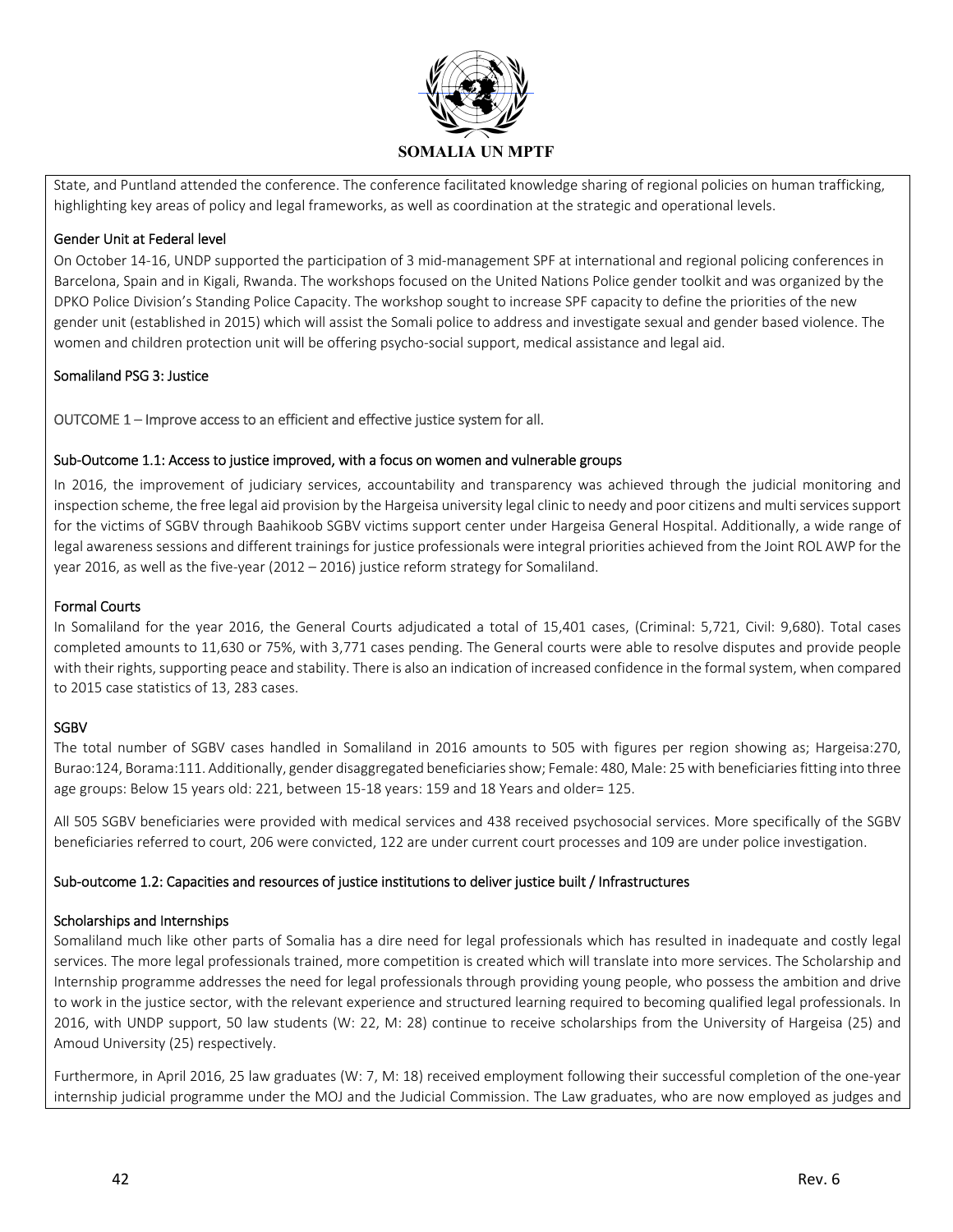State, and Puntland attended the conference. The conference facilitated knowledge sharing of regional policies on human trafficking, highlighting key areas of policy and legal frameworks, as well as coordination at the strategic and operational levels.

Gender Unit at Federal level

On October 14-16, UNDP supported the participation of 3 mid-management SPF at international and regional policing conferences in Barcelona, Spain and in Kigali, Rwanda. The workshops focused on the United Nations Police gender toolkit and was organized by the DPKO Police Division's Standing Police Capacity. The workshop sought to increase SPF capacity to define the priorities of the new gender unit (established in 2015) which will assist the Somali police to address and investigate sexual and gender based violence. The women and children protection unit will be offering psycho-social support, medical assistance and legal aid.

Somaliland PSG 3: Justice

OUTCOME 1 – Improve access to an efficient and effective justice system for all.

Sub-Outcome 1.1: Access to justice improved, with a focus on women and vulnerable groups

In 2016, the improvement of judiciary services, accountability and transparency was achieved through the judicial monitoring and inspection scheme, the free legal aid provision by the Hargeisa university legal clinic to needy and poor citizens and multi services support for the victims of SGBV through Baahikoob SGBV victims support center under Hargeisa General Hospital. Additionally, a wide range of legal awareness sessions and different trainings for justice professionals were integral priorities achieved from the Joint ROL AWP for the year 2016, as well as the five-year (2012 – 2016) justice reform strategy for Somaliland.

Formal Courts

In Somaliland for the year 2016, the General Courts adjudicated a total of 15,401 cases, (Criminal: 5,721, Civil: 9,680). Total cases completed amounts to 11,630 or 75%, with 3,771 cases pending. The General courts were able to resolve disputes and provide people with their rights, supporting peace and stability. There is also an indication of increased confidence in the formal system, when compared to 2015 case statistics of 13, 283 cases.

SGBV

The total number of SGBV cases handled in Somaliland in 2016 amounts to 505 with figures per region showing as; Hargeisa:270, Burao:124, Borama:111. Additionally, gender disaggregated beneficiaries show; Female: 480, Male: 25 with beneficiaries fitting into three age groups: Below 15 years old: 221, between 15-18 years: 159 and 18 Years and older= 125.

All 505 SGBV beneficiaries were provided with medical services and 438 received psychosocial services. More specifically of the SGBV beneficiaries referred to court, 206 were convicted, 122 are under current court processes and 109 are under police investigation.

Sub-outcome 1.2: Capacities and resources of justice institutions to deliver justice built / Infrastructures

Scholarships and Internships

Somaliland much like other parts of Somalia has a dire need for legal professionals which has resulted in inadequate and costly legal services. The more legal professionals trained, more competition is created which will translate into more services. The Scholarship and Internship programme addresses the need for legal professionals through providing young people, who possess the ambition and drive to work in the justice sector, with the relevant experience and structured learning required to becoming qualified legal professionals. In 2016, with UNDP support, 50 law students (W: 22, M: 28) continue to receive scholarships from the University of Hargeisa (25) and Amoud University (25) respectively.

Furthermore, in April 2016, 25 law graduates (W: 7, M: 18) received employment following their successful completion of the one-year internship judicial programme under the MOJ and the Judicial Commission. The Law graduates, who are now employed as judges and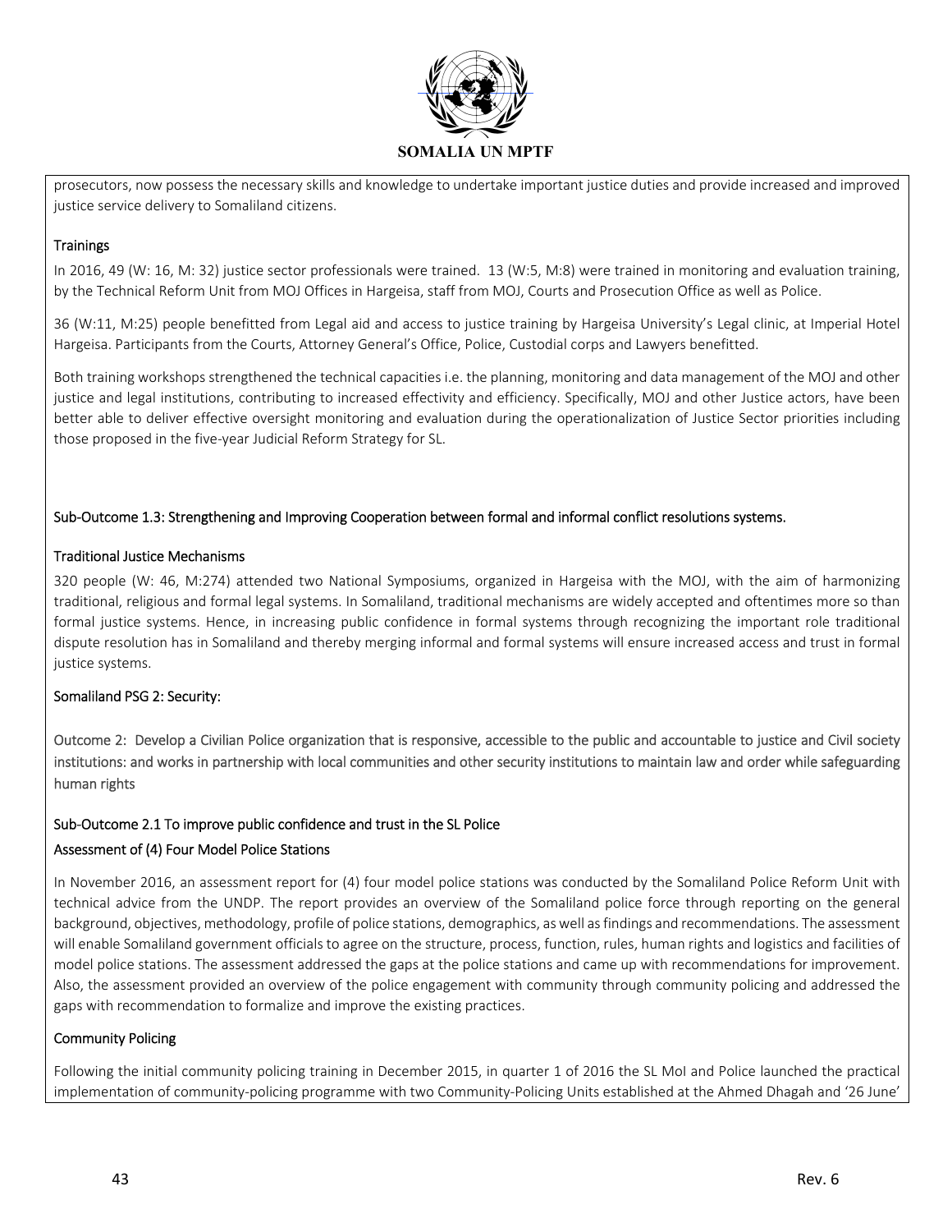prosecutors, now possess the necessary skills and knowledge to undertake important justice duties and provide increased and improved justice service delivery to Somaliland citizens.

#### Trainings

In 2016, 49 (W: 16, M: 32) justice sector professionals were trained. 13 (W:5, M:8) were trained in monitoring and evaluation training, by the Technical Reform Unit from MOJ Offices in Hargeisa, staff from MOJ, Courts and Prosecution Office as well as Police.

36 (W:11, M:25) people benefitted from Legal aid and access to justice training by Hargeisa University's Legal clinic, at Imperial Hotel Hargeisa. Participants from the Courts, Attorney General's Office, Police, Custodial corps and Lawyers benefitted.

Both training workshops strengthened the technical capacities i.e. the planning, monitoring and data management of the MOJ and other justice and legal institutions, contributing to increased effectivity and efficiency. Specifically, MOJ and other Justice actors, have been better able to deliver effective oversight monitoring and evaluation during the operationalization of Justice Sector priorities including those proposed in the five-year Judicial Reform Strategy for SL.

### Sub-Outcome 1.3: Strengthening and Improving Cooperation between formal and informal conflict resolutions systems.

#### Traditional Justice Mechanisms

320 people (W: 46, M:274) attended two National Symposiums, organized in Hargeisa with the MOJ, with the aim of harmonizing traditional, religious and formal legal systems. In Somaliland, traditional mechanisms are widely accepted and oftentimes more so than formal justice systems. Hence, in increasing public confidence in formal systems through recognizing the important role traditional dispute resolution has in Somaliland and thereby merging informal and formal systems will ensure increased access and trust in formal justice systems.

## Somaliland PSG 2: Security:

Outcome 2: Develop a Civilian Police organization that is responsive, accessible to the public and accountable to justice and Civil society institutions: and works in partnership with local communities and other security institutions to maintain law and order while safeguarding human rights

### Sub-Outcome 2.1 To improve public confidence and trust in the SL Police

#### Assessment of (4) Four Model Police Stations

In November 2016, an assessment report for (4) four model police stations was conducted by the Somaliland Police Reform Unit with technical advice from the UNDP. The report provides an overview of the Somaliland police force through reporting on the general background, objectives, methodology, profile of police stations, demographics, as well as findings and recommendations. The assessment will enable Somaliland government officials to agree on the structure, process, function, rules, human rights and logistics and facilities of model police stations. The assessment addressed the gaps at the police stations and came up with recommendations for improvement. Also, the assessment provided an overview of the police engagement with community through community policing and addressed the gaps with recommendation to formalize and improve the existing practices.

#### Community Policing

Following the initial community policing training in December 2015, in quarter 1 of 2016 the SL MoI and Police launched the practical implementation of community-policing programme with two Community-Policing Units established at the Ahmed Dhagah and '26 June'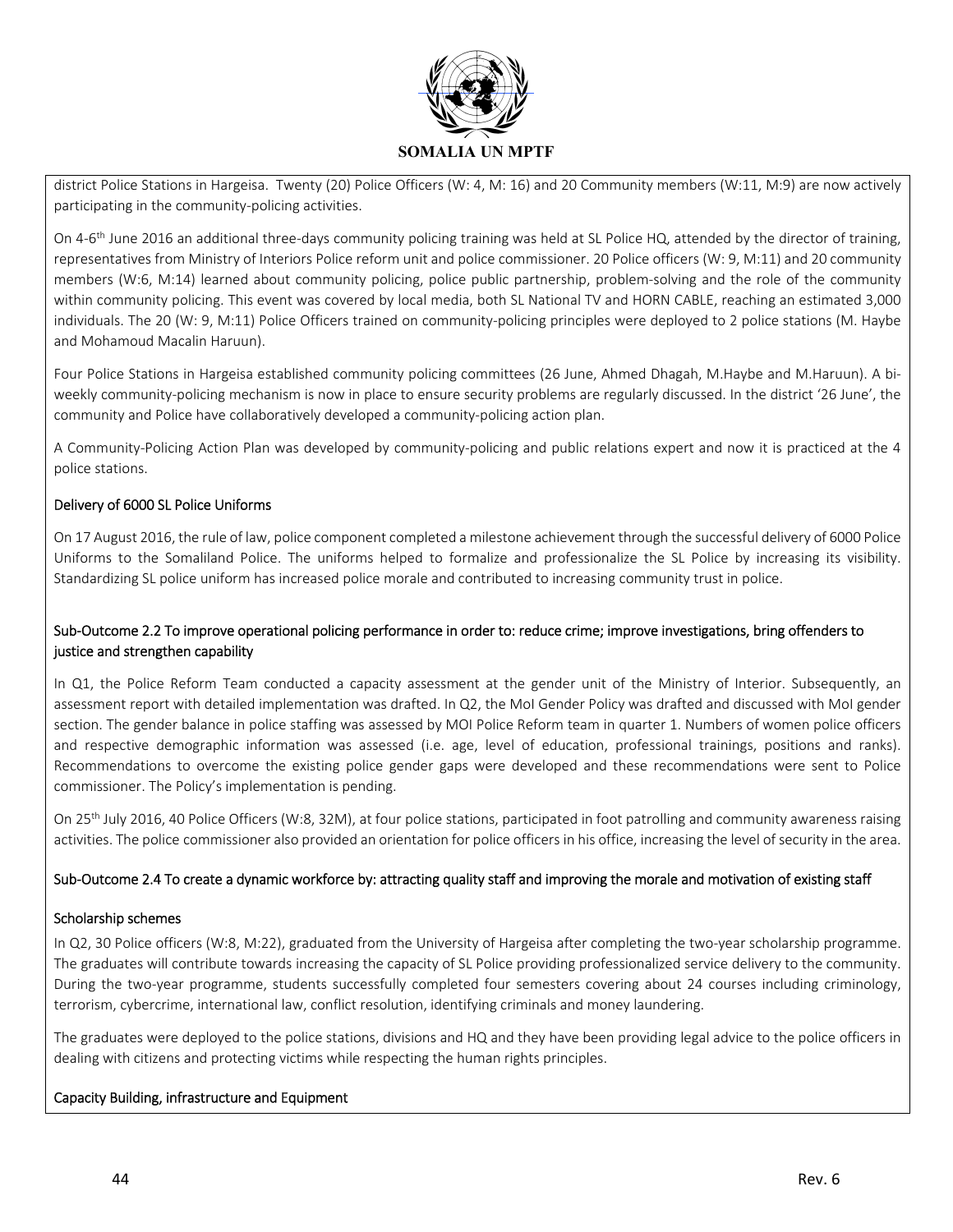district Police Stations in Hargeisa. Twenty (20) Police Officers (W: 4, M: 16) and 20 Community members (W:11, M:9) are now actively participating in the community-policing activities.

On 4-6th June 2016 an additional three-days community policing training was held at SL Police HQ, attended by the director of training, representatives from Ministry of Interiors Police reform unit and police commissioner. 20 Police officers (W: 9, M:11) and 20 community members (W:6, M:14) learned about community policing, police public partnership, problem-solving and the role of the community within community policing. This event was covered by local media, both SL National TV and HORN CABLE, reaching an estimated 3,000 individuals. The 20 (W: 9, M:11) Police Officers trained on community-policing principles were deployed to 2 police stations (M. Haybe and Mohamoud Macalin Haruun).

Four Police Stations in Hargeisa established community policing committees (26 June, Ahmed Dhagah, M.Haybe and M.Haruun). A bi-weekly community-policing mechanism is now in place to ensure security problems are regularly discussed. In the district '26 June', the community and Police have collaboratively developed a community-policing action plan.

A Community-Policing Action Plan was developed by community-policing and public relations expert and now it is practiced at the 4 police stations.

Delivery of 6000 SL Police Uniforms

On 17 August 2016, the rule of law, police component completed a milestone achievement through the successful delivery of 6000 Police Uniforms to the Somaliland Police. The uniforms helped to formalize and professionalize the SL Police by increasing its visibility. Standardizing SL police uniform has increased police morale and contributed to increasing community trust in police.

Sub-Outcome 2.2 To improve operational policing performance in order to: reduce crime; improve investigations, bring offenders to justice and strengthen capability

In Q1, the Police Reform Team conducted a capacity assessment at the gender unit of the Ministry of Interior. Subsequently, an assessment report with detailed implementation was drafted. In Q2, the MoI Gender Policy was drafted and discussed with MoI gender section. The gender balance in police staffing was assessed by MOI Police Reform team in quarter 1. Numbers of women police officers and respective demographic information was assessed (i.e. age, level of education, professional trainings, positions and ranks). Recommendations to overcome the existing police gender gaps were developed and these recommendations were sent to Police commissioner. The Policy's implementation is pending.

On 25th July 2016, 40 Police Officers (W:8, 32M), at four police stations, participated in foot patrolling and community awareness raising activities. The police commissioner also provided an orientation for police officers in his office, increasing the level of security in the area.

Sub-Outcome 2.4 To create a dynamic workforce by: attracting quality staff and improving the morale and motivation of existing staff

Scholarship schemes

In Q2, 30 Police officers (W:8, M:22), graduated from the University of Hargeisa after completing the two-year scholarship programme. The graduates will contribute towards increasing the capacity of SL Police providing professionalized service delivery to the community. During the two-year programme, students successfully completed four semesters covering about 24 courses including criminology, terrorism, cybercrime, international law, conflict resolution, identifying criminals and money laundering.

The graduates were deployed to the police stations, divisions and HQ and they have been providing legal advice to the police officers in dealing with citizens and protecting victims while respecting the human rights principles.

Capacity Building, infrastructure and Equipment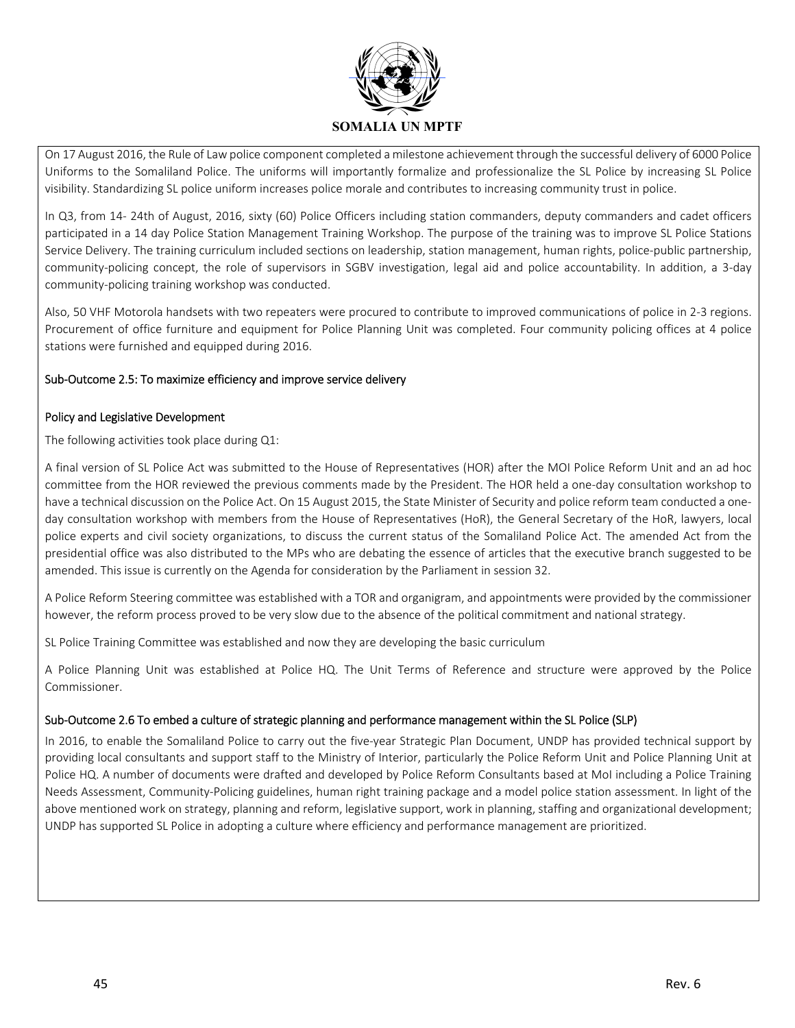On 17 August 2016, the Rule of Law police component completed a milestone achievement through the successful delivery of 6000 Police Uniforms to the Somaliland Police. The uniforms will importantly formalize and professionalize the SL Police by increasing SL Police visibility. Standardizing SL police uniform increases police morale and contributes to increasing community trust in police.

In Q3, from 14- 24th of August, 2016, sixty (60) Police Officers including station commanders, deputy commanders and cadet officers participated in a 14 day Police Station Management Training Workshop. The purpose of the training was to improve SL Police Stations Service Delivery. The training curriculum included sections on leadership, station management, human rights, police-public partnership, community-policing concept, the role of supervisors in SGBV investigation, legal aid and police accountability. In addition, a 3-day community-policing training workshop was conducted.

Also, 50 VHF Motorola handsets with two repeaters were procured to contribute to improved communications of police in 2-3 regions. Procurement of office furniture and equipment for Police Planning Unit was completed. Four community policing offices at 4 police stations were furnished and equipped during 2016.

Sub-Outcome 2.5: To maximize efficiency and improve service delivery

Policy and Legislative Development

The following activities took place during Q1:

A final version of SL Police Act was submitted to the House of Representatives (HOR) after the MOI Police Reform Unit and an ad hoc committee from the HOR reviewed the previous comments made by the President. The HOR held a one-day consultation workshop to have a technical discussion on the Police Act. On 15 August 2015, the State Minister of Security and police reform team conducted a one-day consultation workshop with members from the House of Representatives (HoR), the General Secretary of the HoR, lawyers, local police experts and civil society organizations, to discuss the current status of the Somaliland Police Act. The amended Act from the presidential office was also distributed to the MPs who are debating the essence of articles that the executive branch suggested to be amended. This issue is currently on the Agenda for consideration by the Parliament in session 32.

A Police Reform Steering committee was established with a TOR and organigram, and appointments were provided by the commissioner however, the reform process proved to be very slow due to the absence of the political commitment and national strategy.

SL Police Training Committee was established and now they are developing the basic curriculum

A Police Planning Unit was established at Police HQ. The Unit Terms of Reference and structure were approved by the Police Commissioner.

Sub-Outcome 2.6 To embed a culture of strategic planning and performance management within the SL Police (SLP)

In 2016, to enable the Somaliland Police to carry out the five-year Strategic Plan Document, UNDP has provided technical support by providing local consultants and support staff to the Ministry of Interior, particularly the Police Reform Unit and Police Planning Unit at Police HQ. A number of documents were drafted and developed by Police Reform Consultants based at MoI including a Police Training Needs Assessment, Community-Policing guidelines, human right training package and a model police station assessment. In light of the above mentioned work on strategy, planning and reform, legislative support, work in planning, staffing and organizational development; UNDP has supported SL Police in adopting a culture where efficiency and performance management are prioritized.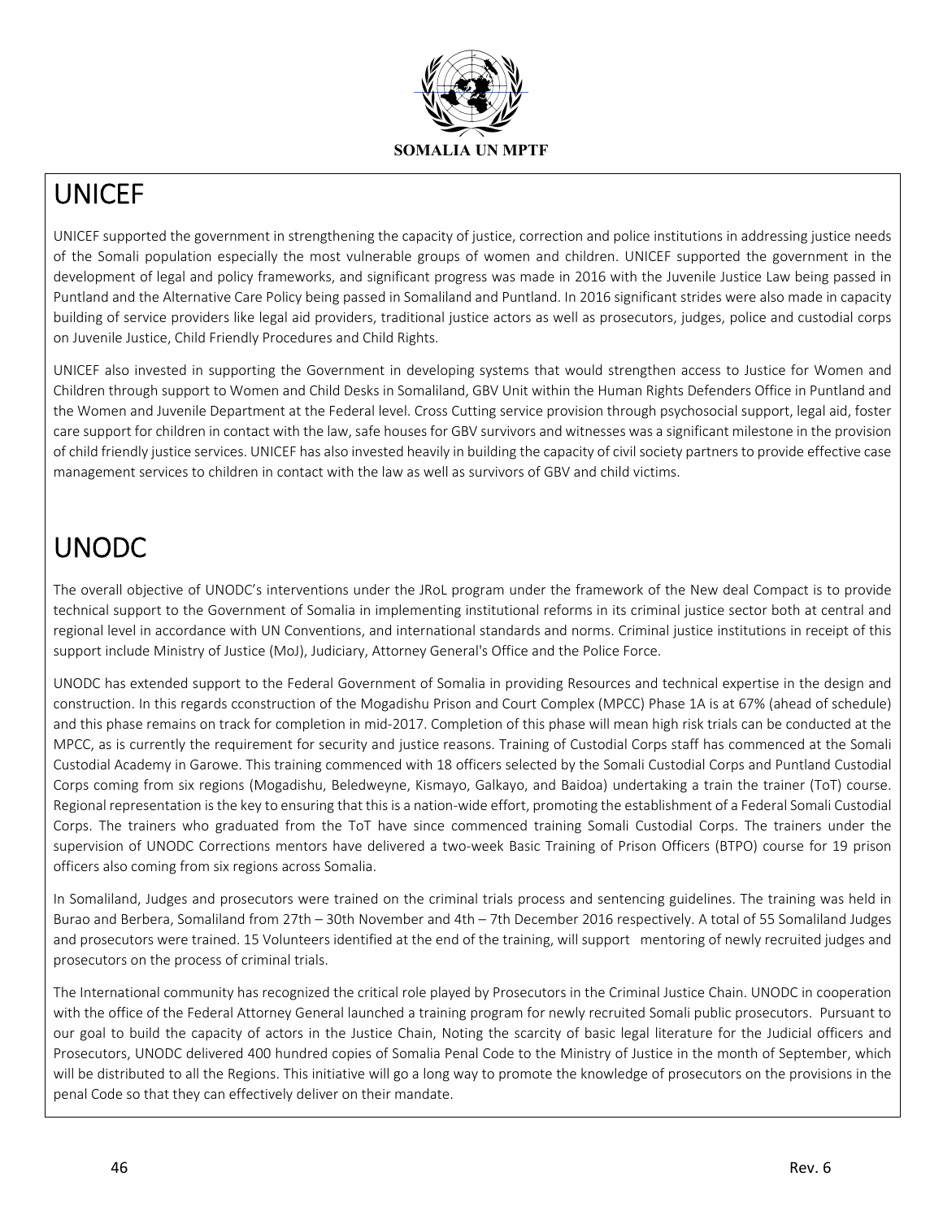# UNICEF

UNICEF supported the government in strengthening the capacity of justice, correction and police institutions in addressing justice needs of the Somali population especially the most vulnerable groups of women and children. UNICEF supported the government in the development of legal and policy frameworks, and significant progress was made in 2016 with the Juvenile Justice Law being passed in Puntland and the Alternative Care Policy being passed in Somaliland and Puntland. In 2016 significant strides were also made in capacity building of service providers like legal aid providers, traditional justice actors as well as prosecutors, judges, police and custodial corps on Juvenile Justice, Child Friendly Procedures and Child Rights.

UNICEF also invested in supporting the Government in developing systems that would strengthen access to Justice for Women and Children through support to Women and Child Desks in Somaliland, GBV Unit within the Human Rights Defenders Office in Puntland and the Women and Juvenile Department at the Federal level. Cross Cutting service provision through psychosocial support, legal aid, foster care support for children in contact with the law, safe houses for GBV survivors and witnesses was a significant milestone in the provision of child friendly justice services. UNICEF has also invested heavily in building the capacity of civil society partners to provide effective case management services to children in contact with the law as well as survivors of GBV and child victims.

# UNODC

The overall objective of UNODC's interventions under the JRoL program under the framework of the New deal Compact is to provide technical support to the Government of Somalia in implementing institutional reforms in its criminal justice sector both at central and regional level in accordance with UN Conventions, and international standards and norms. Criminal justice institutions in receipt of this support include Ministry of Justice (MoJ), Judiciary, Attorney General's Office and the Police Force.

UNODC has extended support to the Federal Government of Somalia in providing Resources and technical expertise in the design and construction. In this regards cconstruction of the Mogadishu Prison and Court Complex (MPCC) Phase 1A is at 67% (ahead of schedule) and this phase remains on track for completion in mid-2017. Completion of this phase will mean high risk trials can be conducted at the MPCC, as is currently the requirement for security and justice reasons. Training of Custodial Corps staff has commenced at the Somali Custodial Academy in Garowe. This training commenced with 18 officers selected by the Somali Custodial Corps and Puntland Custodial Corps coming from six regions (Mogadishu, Beledweyne, Kismayo, Galkayo, and Baidoa) undertaking a train the trainer (ToT) course. Regional representation is the key to ensuring that this is a nation-wide effort, promoting the establishment of a Federal Somali Custodial Corps. The trainers who graduated from the ToT have since commenced training Somali Custodial Corps. The trainers under the supervision of UNODC Corrections mentors have delivered a two-week Basic Training of Prison Officers (BTPO) course for 19 prison officers also coming from six regions across Somalia.

In Somaliland, Judges and prosecutors were trained on the criminal trials process and sentencing guidelines. The training was held in Burao and Berbera, Somaliland from 27th – 30th November and 4th – 7th December 2016 respectively. A total of 55 Somaliland Judges and prosecutors were trained. 15 Volunteers identified at the end of the training, will support mentoring of newly recruited judges and prosecutors on the process of criminal trials.

The International community has recognized the critical role played by Prosecutors in the Criminal Justice Chain. UNODC in cooperation with the office of the Federal Attorney General launched a training program for newly recruited Somali public prosecutors. Pursuant to our goal to build the capacity of actors in the Justice Chain, Noting the scarcity of basic legal literature for the Judicial officers and Prosecutors, UNODC delivered 400 hundred copies of Somalia Penal Code to the Ministry of Justice in the month of September, which will be distributed to all the Regions. This initiative will go a long way to promote the knowledge of prosecutors on the provisions in the penal Code so that they can effectively deliver on their mandate.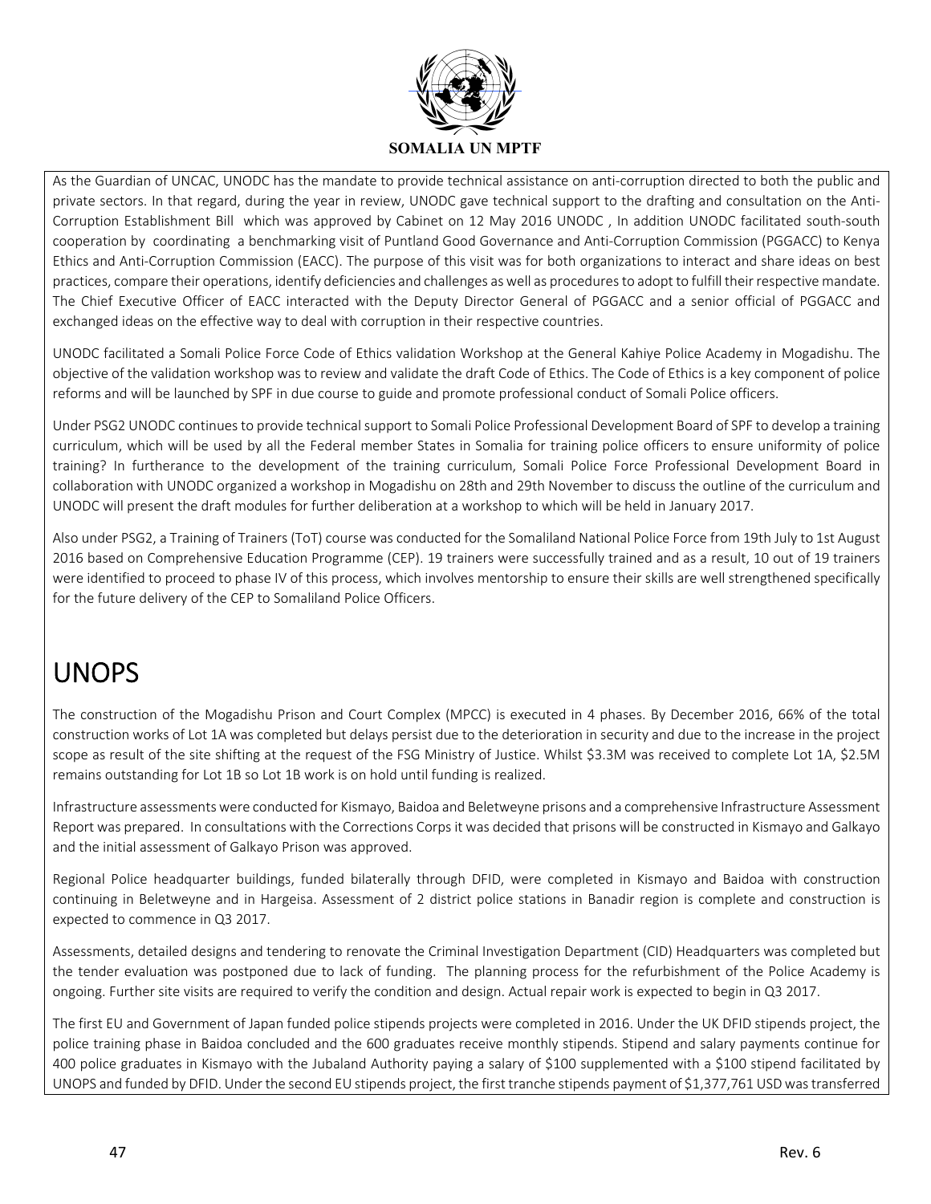As the Guardian of UNCAC, UNODC has the mandate to provide technical assistance on anti-corruption directed to both the public and private sectors. In that regard, during the year in review, UNODC gave technical support to the drafting and consultation on the Anti-Corruption Establishment Bill which was approved by Cabinet on 12 May 2016 UNODC , In addition UNODC facilitated south-south cooperation by coordinating a benchmarking visit of Puntland Good Governance and Anti-Corruption Commission (PGGACC) to Kenya Ethics and Anti-Corruption Commission (EACC). The purpose of this visit was for both organizations to interact and share ideas on best practices, compare their operations, identify deficiencies and challenges as well as procedures to adopt to fulfill their respective mandate. The Chief Executive Officer of EACC interacted with the Deputy Director General of PGGACC and a senior official of PGGACC and exchanged ideas on the effective way to deal with corruption in their respective countries.

UNODC facilitated a Somali Police Force Code of Ethics validation Workshop at the General Kahiye Police Academy in Mogadishu. The objective of the validation workshop was to review and validate the draft Code of Ethics. The Code of Ethics is a key component of police reforms and will be launched by SPF in due course to guide and promote professional conduct of Somali Police officers.

Under PSG2 UNODC continues to provide technical support to Somali Police Professional Development Board of SPF to develop a training curriculum, which will be used by all the Federal member States in Somalia for training police officers to ensure uniformity of police training? In furtherance to the development of the training curriculum, Somali Police Force Professional Development Board in collaboration with UNODC organized a workshop in Mogadishu on 28th and 29th November to discuss the outline of the curriculum and UNODC will present the draft modules for further deliberation at a workshop to which will be held in January 2017.

Also under PSG2, a Training of Trainers (ToT) course was conducted for the Somaliland National Police Force from 19th July to 1st August 2016 based on Comprehensive Education Programme (CEP). 19 trainers were successfully trained and as a result, 10 out of 19 trainers were identified to proceed to phase IV of this process, which involves mentorship to ensure their skills are well strengthened specifically for the future delivery of the CEP to Somaliland Police Officers.

# UNOPS

The construction of the Mogadishu Prison and Court Complex (MPCC) is executed in 4 phases. By December 2016, 66% of the total construction works of Lot 1A was completed but delays persist due to the deterioration in security and due to the increase in the project scope as result of the site shifting at the request of the FSG Ministry of Justice. Whilst $3.3M was received to complete Lot 1A, $2.5M remains outstanding for Lot 1B so Lot 1B work is on hold until funding is realized.

Infrastructure assessments were conducted for Kismayo, Baidoa and Beletweyne prisons and a comprehensive Infrastructure Assessment Report was prepared. In consultations with the Corrections Corps it was decided that prisons will be constructed in Kismayo and Galkayo and the initial assessment of Galkayo Prison was approved.

Regional Police headquarter buildings, funded bilaterally through DFID, were completed in Kismayo and Baidoa with construction continuing in Beletweyne and in Hargeisa. Assessment of 2 district police stations in Banadir region is complete and construction is expected to commence in Q3 2017.

Assessments, detailed designs and tendering to renovate the Criminal Investigation Department (CID) Headquarters was completed but the tender evaluation was postponed due to lack of funding. The planning process for the refurbishment of the Police Academy is ongoing. Further site visits are required to verify the condition and design. Actual repair work is expected to begin in Q3 2017.

The first EU and Government of Japan funded police stipends projects were completed in 2016. Under the UK DFID stipends project, the police training phase in Baidoa concluded and the 600 graduates receive monthly stipends. Stipend and salary payments continue for 400 police graduates in Kismayo with the Jubaland Authority paying a salary of $100 supplemented with a $100 stipend facilitated by UNOPS and funded by DFID. Under the second EU stipends project, the first tranche stipends payment of $1,377,761 USD was transferred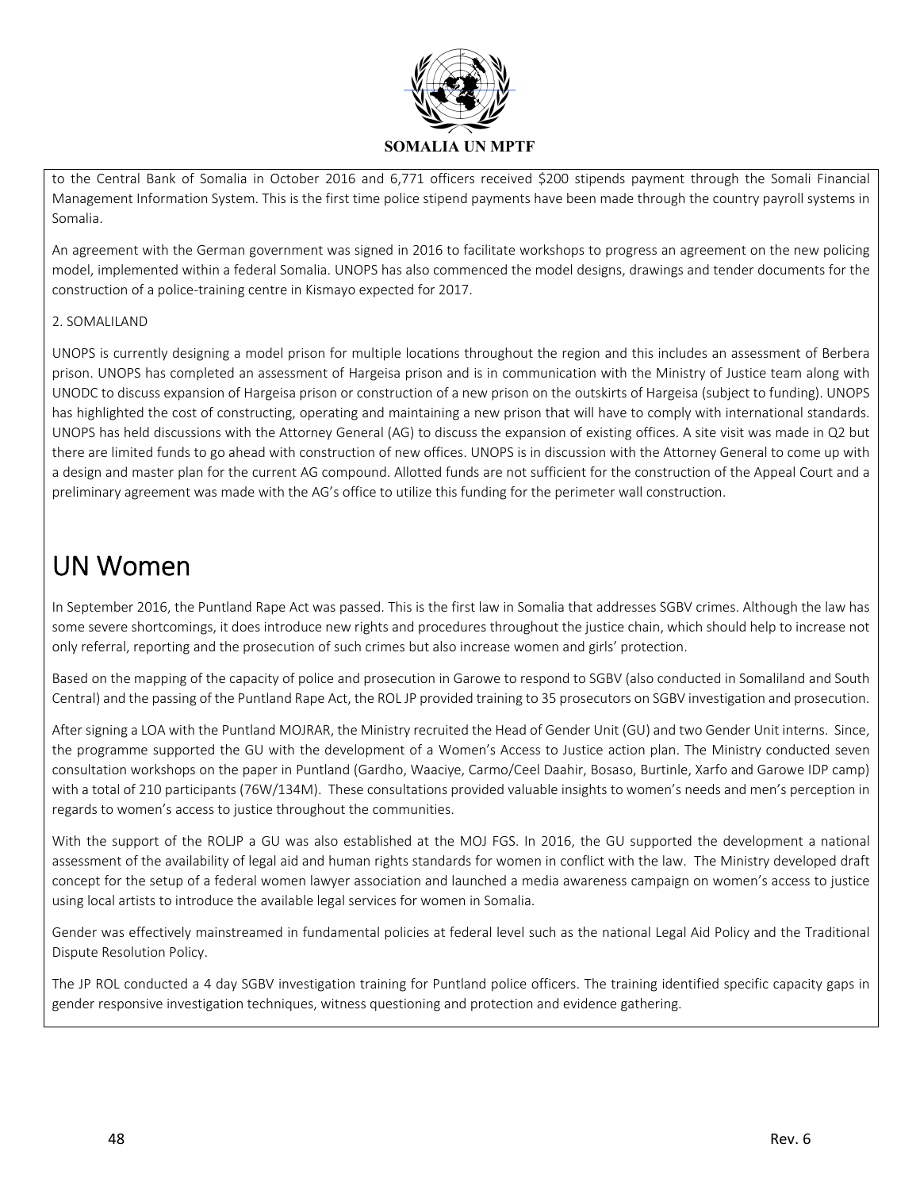to the Central Bank of Somalia in October 2016 and 6,771 officers received $200 stipends payment through the Somali Financial Management Information System. This is the first time police stipend payments have been made through the country payroll systems in Somalia.

An agreement with the German government was signed in 2016 to facilitate workshops to progress an agreement on the new policing model, implemented within a federal Somalia. UNOPS has also commenced the model designs, drawings and tender documents for the construction of a police-training centre in Kismayo expected for 2017.

2. SOMALILAND

UNOPS is currently designing a model prison for multiple locations throughout the region and this includes an assessment of Berbera prison. UNOPS has completed an assessment of Hargeisa prison and is in communication with the Ministry of Justice team along with UNODC to discuss expansion of Hargeisa prison or construction of a new prison on the outskirts of Hargeisa (subject to funding). UNOPS has highlighted the cost of constructing, operating and maintaining a new prison that will have to comply with international standards. UNOPS has held discussions with the Attorney General (AG) to discuss the expansion of existing offices. A site visit was made in Q2 but there are limited funds to go ahead with construction of new offices. UNOPS is in discussion with the Attorney General to come up with a design and master plan for the current AG compound. Allotted funds are not sufficient for the construction of the Appeal Court and a preliminary agreement was made with the AG's office to utilize this funding for the perimeter wall construction.

# UN Women

In September 2016, the Puntland Rape Act was passed. This is the first law in Somalia that addresses SGBV crimes. Although the law has some severe shortcomings, it does introduce new rights and procedures throughout the justice chain, which should help to increase not only referral, reporting and the prosecution of such crimes but also increase women and girls' protection.

Based on the mapping of the capacity of police and prosecution in Garowe to respond to SGBV (also conducted in Somaliland and South Central) and the passing of the Puntland Rape Act, the ROL JP provided training to 35 prosecutors on SGBV investigation and prosecution.

After signing a LOA with the Puntland MOJRAR, the Ministry recruited the Head of Gender Unit (GU) and two Gender Unit interns. Since, the programme supported the GU with the development of a Women's Access to Justice action plan. The Ministry conducted seven consultation workshops on the paper in Puntland (Gardho, Waaciye, Carmo/Ceel Daahir, Bosaso, Burtinle, Xarfo and Garowe IDP camp) with a total of 210 participants (76W/134M). These consultations provided valuable insights to women's needs and men's perception in regards to women's access to justice throughout the communities.

With the support of the ROLJP a GU was also established at the MOJ FGS. In 2016, the GU supported the development a national assessment of the availability of legal aid and human rights standards for women in conflict with the law. The Ministry developed draft concept for the setup of a federal women lawyer association and launched a media awareness campaign on women's access to justice using local artists to introduce the available legal services for women in Somalia.

Gender was effectively mainstreamed in fundamental policies at federal level such as the national Legal Aid Policy and the Traditional Dispute Resolution Policy.

The JP ROL conducted a 4 day SGBV investigation training for Puntland police officers. The training identified specific capacity gaps in gender responsive investigation techniques, witness questioning and protection and evidence gathering.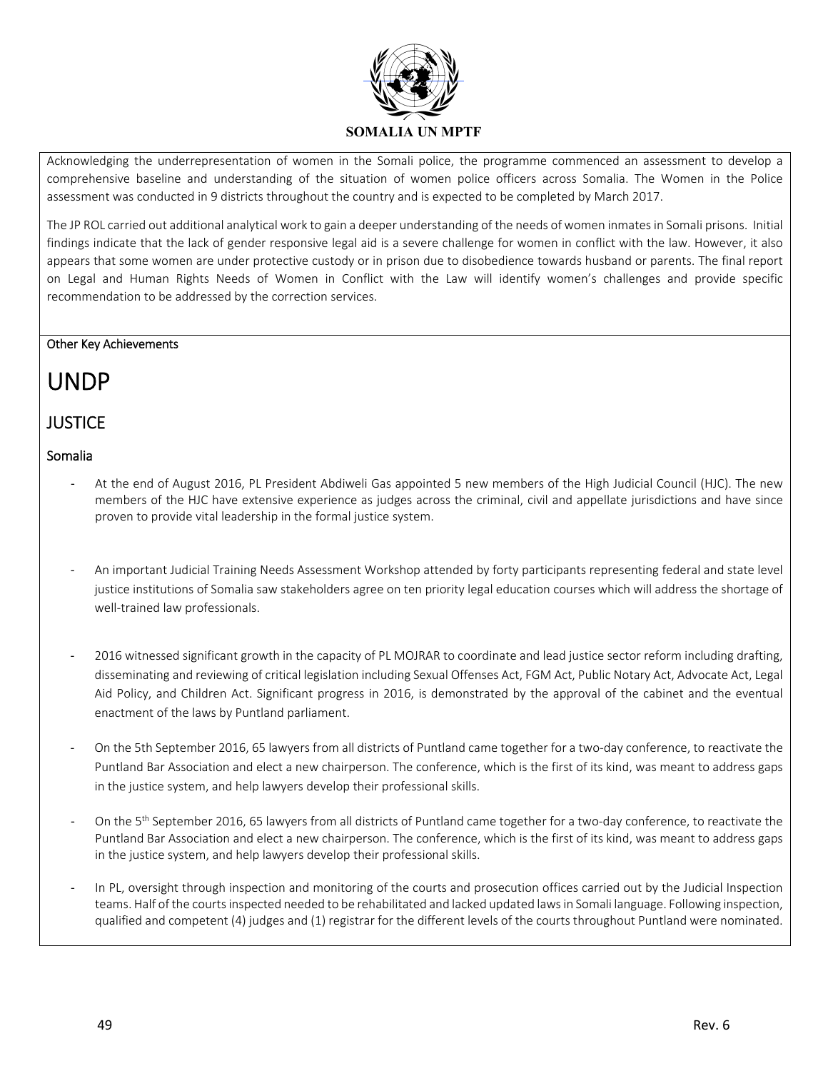Acknowledging the underrepresentation of women in the Somali police, the programme commenced an assessment to develop a comprehensive baseline and understanding of the situation of women police officers across Somalia. The Women in the Police assessment was conducted in 9 districts throughout the country and is expected to be completed by March 2017.

The JP ROL carried out additional analytical work to gain a deeper understanding of the needs of women inmates in Somali prisons. Initial findings indicate that the lack of gender responsive legal aid is a severe challenge for women in conflict with the law. However, it also appears that some women are under protective custody or in prison due to disobedience towards husband or parents. The final report on Legal and Human Rights Needs of Women in Conflict with the Law will identify women's challenges and provide specific recommendation to be addressed by the correction services.

Other Key Achievements

# UNDP

## JUSTICE

### Somalia

- At the end of August 2016, PL President Abdiweli Gas appointed 5 new members of the High Judicial Council (HJC). The new members of the HJC have extensive experience as judges across the criminal, civil and appellate jurisdictions and have since proven to provide vital leadership in the formal justice system.

- An important Judicial Training Needs Assessment Workshop attended by forty participants representing federal and state level justice institutions of Somalia saw stakeholders agree on ten priority legal education courses which will address the shortage of well-trained law professionals.

- 2016 witnessed significant growth in the capacity of PL MOJRAR to coordinate and lead justice sector reform including drafting, disseminating and reviewing of critical legislation including Sexual Offenses Act, FGM Act, Public Notary Act, Advocate Act, Legal Aid Policy, and Children Act. Significant progress in 2016, is demonstrated by the approval of the cabinet and the eventual enactment of the laws by Puntland parliament.

- On the 5th September 2016, 65 lawyers from all districts of Puntland came together for a two-day conference, to reactivate the Puntland Bar Association and elect a new chairperson. The conference, which is the first of its kind, was meant to address gaps in the justice system, and help lawyers develop their professional skills.

- On the 5th September 2016, 65 lawyers from all districts of Puntland came together for a two-day conference, to reactivate the Puntland Bar Association and elect a new chairperson. The conference, which is the first of its kind, was meant to address gaps in the justice system, and help lawyers develop their professional skills.

- In PL, oversight through inspection and monitoring of the courts and prosecution offices carried out by the Judicial Inspection teams. Half of the courts inspected needed to be rehabilitated and lacked updated laws in Somali language. Following inspection, qualified and competent (4) judges and (1) registrar for the different levels of the courts throughout Puntland were nominated.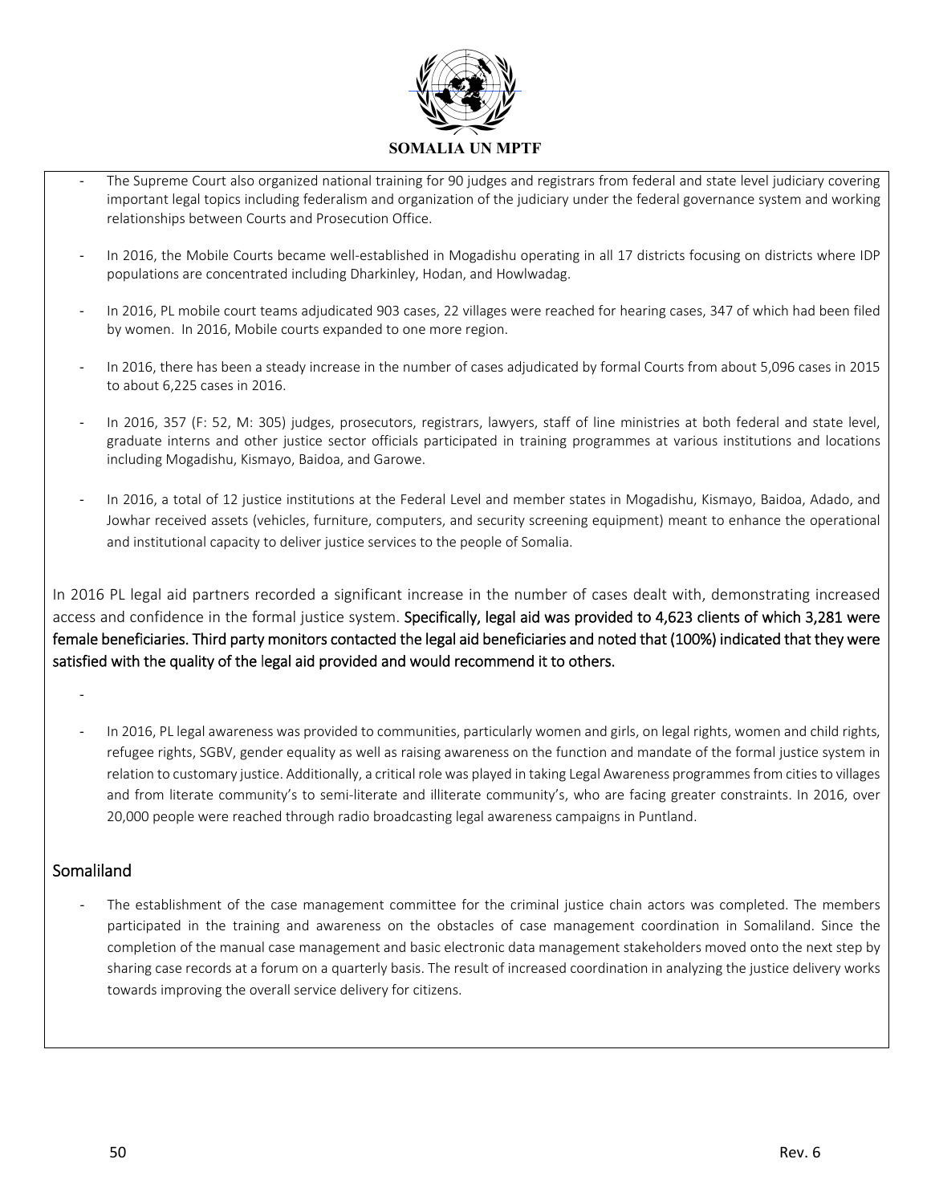- The Supreme Court also organized national training for 90 judges and registrars from federal and state level judiciary covering important legal topics including federalism and organization of the judiciary under the federal governance system and working relationships between Courts and Prosecution Office.

- In 2016, the Mobile Courts became well-established in Mogadishu operating in all 17 districts focusing on districts where IDP populations are concentrated including Dharkinley, Hodan, and Howlwadag.

- In 2016, PL mobile court teams adjudicated 903 cases, 22 villages were reached for hearing cases, 347 of which had been filed by women. In 2016, Mobile courts expanded to one more region.

- In 2016, there has been a steady increase in the number of cases adjudicated by formal Courts from about 5,096 cases in 2015 to about 6,225 cases in 2016.

- In 2016, 357 (F: 52, M: 305) judges, prosecutors, registrars, lawyers, staff of line ministries at both federal and state level, graduate interns and other justice sector officials participated in training programmes at various institutions and locations including Mogadishu, Kismayo, Baidoa, and Garowe.

- In 2016, a total of 12 justice institutions at the Federal Level and member states in Mogadishu, Kismayo, Baidoa, Adado, and Jowhar received assets (vehicles, furniture, computers, and security screening equipment) meant to enhance the operational and institutional capacity to deliver justice services to the people of Somalia.

In 2016 PL legal aid partners recorded a significant increase in the number of cases dealt with, demonstrating increased access and confidence in the formal justice system. Specifically, legal aid was provided to 4,623 clients of which 3,281 were female beneficiaries. Third party monitors contacted the legal aid beneficiaries and noted that (100%) indicated that they were satisfied with the quality of the legal aid provided and would recommend it to others.

- 

- In 2016, PL legal awareness was provided to communities, particularly women and girls, on legal rights, women and child rights, refugee rights, SGBV, gender equality as well as raising awareness on the function and mandate of the formal justice system in relation to customary justice. Additionally, a critical role was played in taking Legal Awareness programmes from cities to villages and from literate community's to semi-literate and illiterate community's, who are facing greater constraints. In 2016, over 20,000 people were reached through radio broadcasting legal awareness campaigns in Puntland.

## Somaliland

- The establishment of the case management committee for the criminal justice chain actors was completed. The members participated in the training and awareness on the obstacles of case management coordination in Somaliland. Since the completion of the manual case management and basic electronic data management stakeholders moved onto the next step by sharing case records at a forum on a quarterly basis. The result of increased coordination in analyzing the justice delivery works towards improving the overall service delivery for citizens.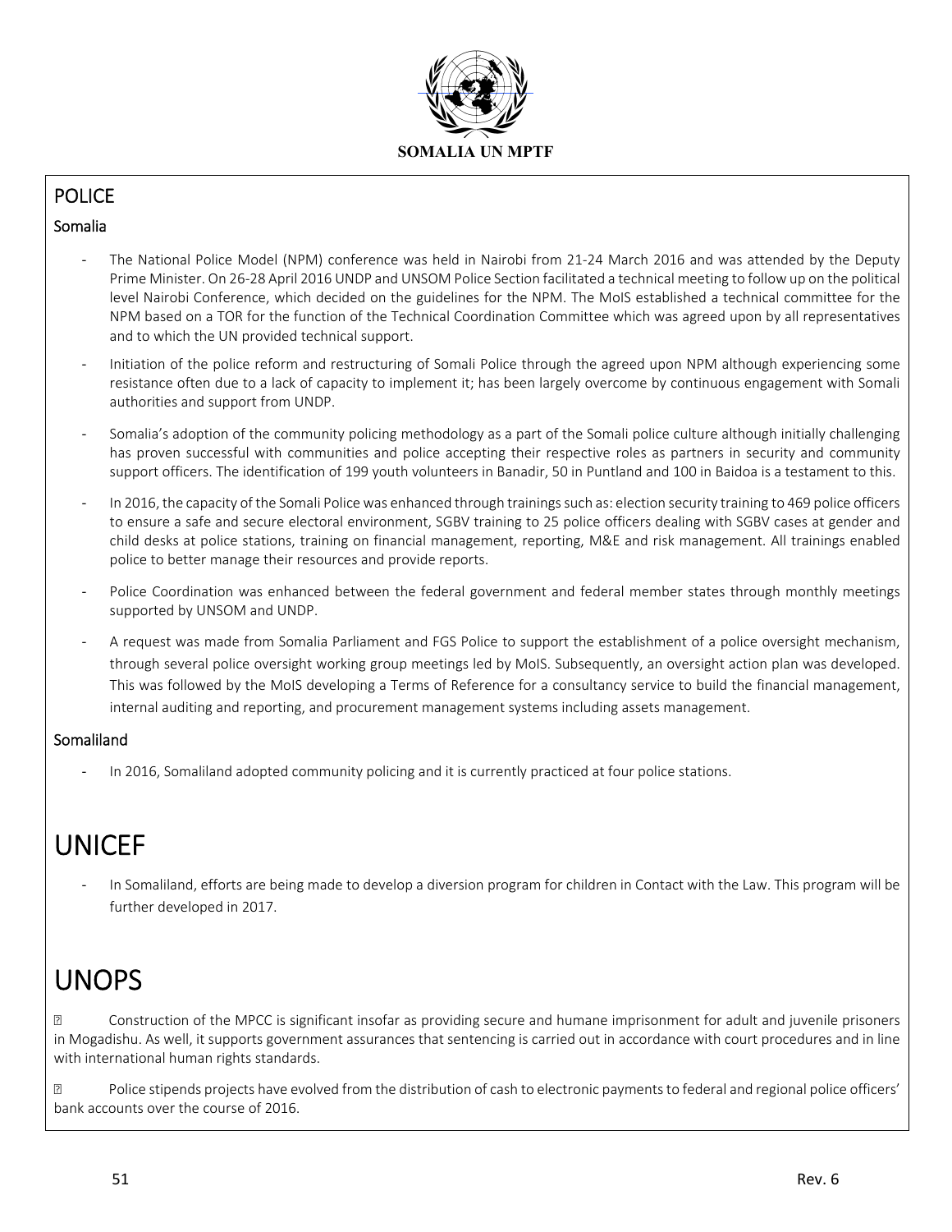## POLICE

### Somalia

- The National Police Model (NPM) conference was held in Nairobi from 21-24 March 2016 and was attended by the Deputy Prime Minister. On 26-28 April 2016 UNDP and UNSOM Police Section facilitated a technical meeting to follow up on the political level Nairobi Conference, which decided on the guidelines for the NPM. The MoIS established a technical committee for the NPM based on a TOR for the function of the Technical Coordination Committee which was agreed upon by all representatives and to which the UN provided technical support.
- Initiation of the police reform and restructuring of Somali Police through the agreed upon NPM although experiencing some resistance often due to a lack of capacity to implement it; has been largely overcome by continuous engagement with Somali authorities and support from UNDP.
- Somalia's adoption of the community policing methodology as a part of the Somali police culture although initially challenging has proven successful with communities and police accepting their respective roles as partners in security and community support officers. The identification of 199 youth volunteers in Banadir, 50 in Puntland and 100 in Baidoa is a testament to this.
- In 2016, the capacity of the Somali Police was enhanced through trainings such as: election security training to 469 police officers to ensure a safe and secure electoral environment, SGBV training to 25 police officers dealing with SGBV cases at gender and child desks at police stations, training on financial management, reporting, M&E and risk management. All trainings enabled police to better manage their resources and provide reports.
- Police Coordination was enhanced between the federal government and federal member states through monthly meetings supported by UNSOM and UNDP.
- A request was made from Somalia Parliament and FGS Police to support the establishment of a police oversight mechanism, through several police oversight working group meetings led by MoIS. Subsequently, an oversight action plan was developed. This was followed by the MoIS developing a Terms of Reference for a consultancy service to build the financial management, internal auditing and reporting, and procurement management systems including assets management.

### Somaliland

- In 2016, Somaliland adopted community policing and it is currently practiced at four police stations.

# UNICEF

- In Somaliland, efforts are being made to develop a diversion program for children in Contact with the Law. This program will be further developed in 2017.

# UNOPS

- Construction of the MPCC is significant insofar as providing secure and humane imprisonment for adult and juvenile prisoners in Mogadishu. As well, it supports government assurances that sentencing is carried out in accordance with court procedures and in line with international human rights standards.
- Police stipends projects have evolved from the distribution of cash to electronic payments to federal and regional police officers' bank accounts over the course of 2016.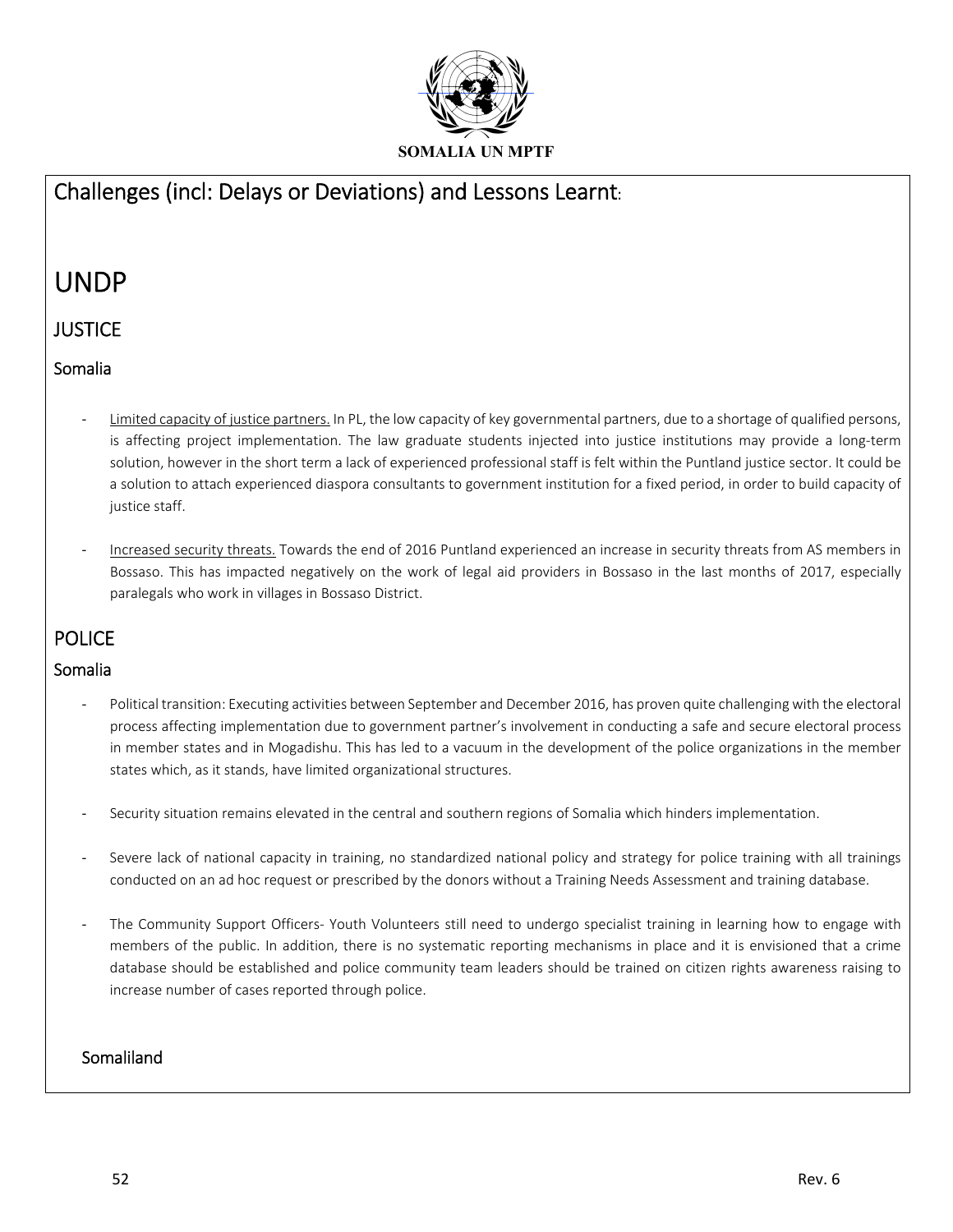## Challenges (incl: Delays or Deviations) and Lessons Learnt:

# UNDP

## JUSTICE

### Somalia

- Limited capacity of justice partners. In PL, the low capacity of key governmental partners, due to a shortage of qualified persons, is affecting project implementation. The law graduate students injected into justice institutions may provide a long-term solution, however in the short term a lack of experienced professional staff is felt within the Puntland justice sector. It could be a solution to attach experienced diaspora consultants to government institution for a fixed period, in order to build capacity of justice staff.

- Increased security threats. Towards the end of 2016 Puntland experienced an increase in security threats from AS members in Bossaso. This has impacted negatively on the work of legal aid providers in Bossaso in the last months of 2017, especially paralegals who work in villages in Bossaso District.

## POLICE

### Somalia

- Political transition: Executing activities between September and December 2016, has proven quite challenging with the electoral process affecting implementation due to government partner's involvement in conducting a safe and secure electoral process in member states and in Mogadishu. This has led to a vacuum in the development of the police organizations in the member states which, as it stands, have limited organizational structures.

- Security situation remains elevated in the central and southern regions of Somalia which hinders implementation.

- Severe lack of national capacity in training, no standardized national policy and strategy for police training with all trainings conducted on an ad hoc request or prescribed by the donors without a Training Needs Assessment and training database.

- The Community Support Officers- Youth Volunteers still need to undergo specialist training in learning how to engage with members of the public. In addition, there is no systematic reporting mechanisms in place and it is envisioned that a crime database should be established and police community team leaders should be trained on citizen rights awareness raising to increase number of cases reported through police.

### Somaliland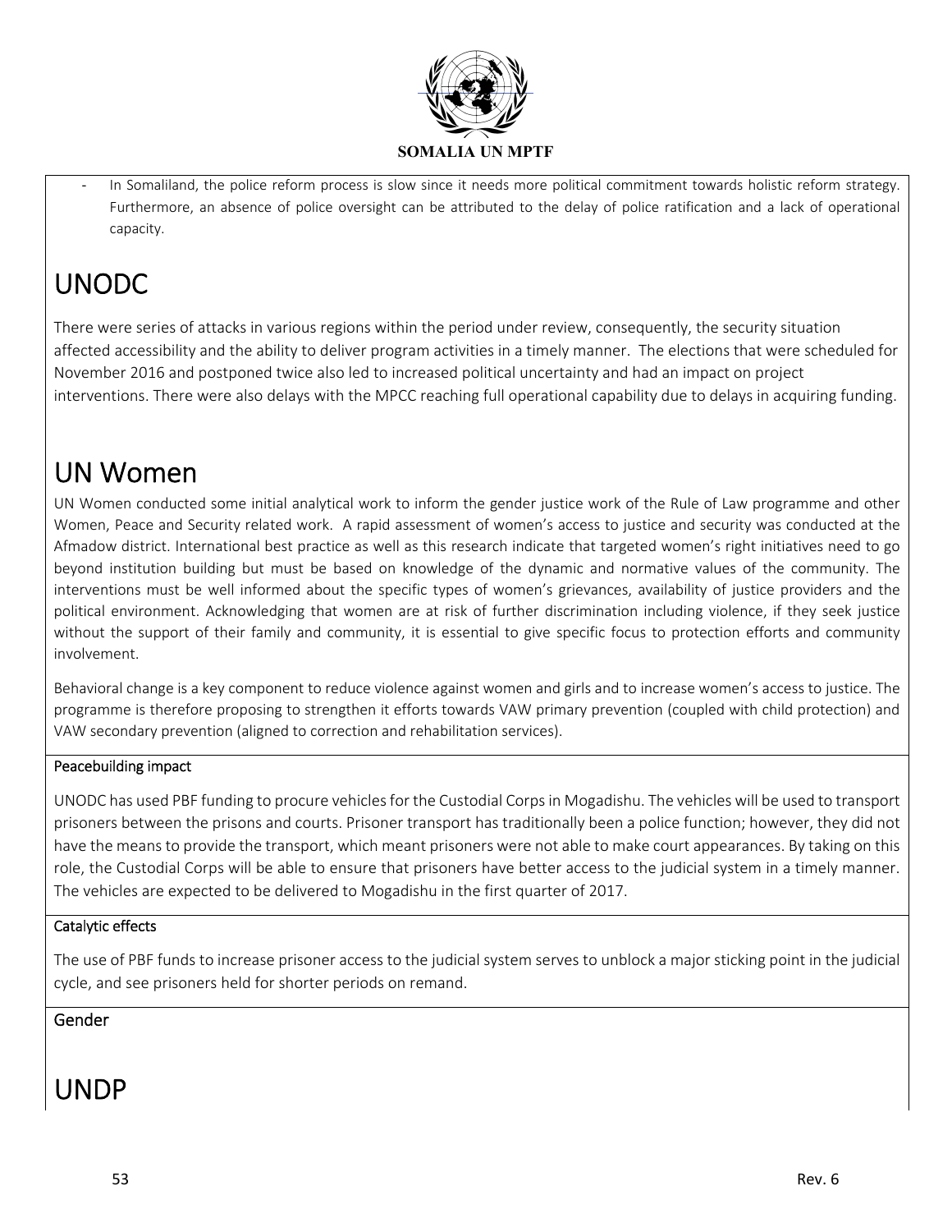- In Somaliland, the police reform process is slow since it needs more political commitment towards holistic reform strategy. Furthermore, an absence of police oversight can be attributed to the delay of police ratification and a lack of operational capacity.

# UNODC

There were series of attacks in various regions within the period under review, consequently, the security situation affected accessibility and the ability to deliver program activities in a timely manner. The elections that were scheduled for November 2016 and postponed twice also led to increased political uncertainty and had an impact on project interventions. There were also delays with the MPCC reaching full operational capability due to delays in acquiring funding.

# UN Women

UN Women conducted some initial analytical work to inform the gender justice work of the Rule of Law programme and other Women, Peace and Security related work. A rapid assessment of women's access to justice and security was conducted at the Afmadow district. International best practice as well as this research indicate that targeted women's right initiatives need to go beyond institution building but must be based on knowledge of the dynamic and normative values of the community. The interventions must be well informed about the specific types of women's grievances, availability of justice providers and the political environment. Acknowledging that women are at risk of further discrimination including violence, if they seek justice without the support of their family and community, it is essential to give specific focus to protection efforts and community involvement.

Behavioral change is a key component to reduce violence against women and girls and to increase women's access to justice. The programme is therefore proposing to strengthen it efforts towards VAW primary prevention (coupled with child protection) and VAW secondary prevention (aligned to correction and rehabilitation services).

Peacebuilding impact

UNODC has used PBF funding to procure vehicles for the Custodial Corps in Mogadishu. The vehicles will be used to transport prisoners between the prisons and courts. Prisoner transport has traditionally been a police function; however, they did not have the means to provide the transport, which meant prisoners were not able to make court appearances. By taking on this role, the Custodial Corps will be able to ensure that prisoners have better access to the judicial system in a timely manner. The vehicles are expected to be delivered to Mogadishu in the first quarter of 2017.

Catalytic effects

The use of PBF funds to increase prisoner access to the judicial system serves to unblock a major sticking point in the judicial cycle, and see prisoners held for shorter periods on remand.

Gender

# UNDP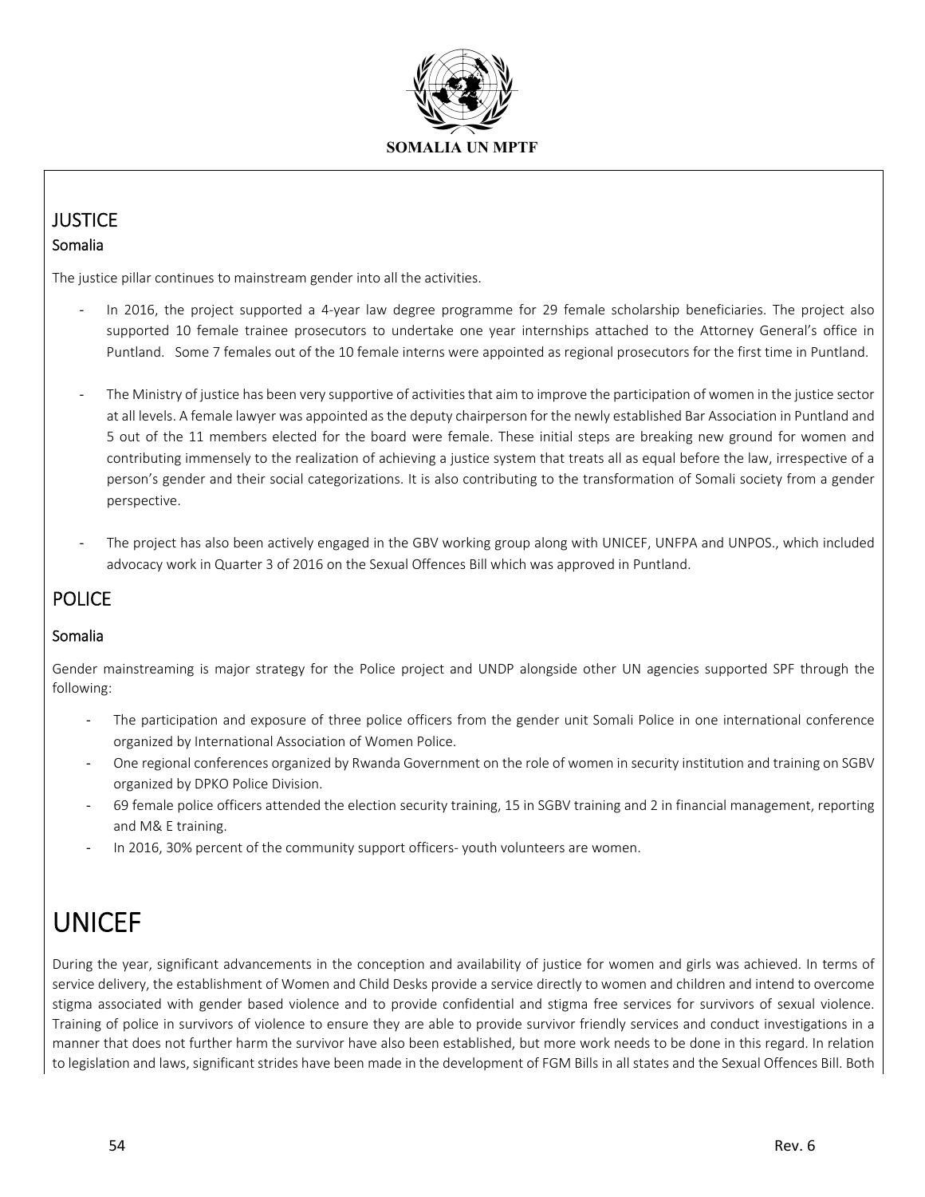## JUSTICE

### Somalia

The justice pillar continues to mainstream gender into all the activities.

- In 2016, the project supported a 4-year law degree programme for 29 female scholarship beneficiaries. The project also supported 10 female trainee prosecutors to undertake one year internships attached to the Attorney General's office in Puntland. Some 7 females out of the 10 female interns were appointed as regional prosecutors for the first time in Puntland.

- The Ministry of justice has been very supportive of activities that aim to improve the participation of women in the justice sector at all levels. A female lawyer was appointed as the deputy chairperson for the newly established Bar Association in Puntland and 5 out of the 11 members elected for the board were female. These initial steps are breaking new ground for women and contributing immensely to the realization of achieving a justice system that treats all as equal before the law, irrespective of a person's gender and their social categorizations. It is also contributing to the transformation of Somali society from a gender perspective.

- The project has also been actively engaged in the GBV working group along with UNICEF, UNFPA and UNPOS., which included advocacy work in Quarter 3 of 2016 on the Sexual Offences Bill which was approved in Puntland.

## POLICE

### Somalia

Gender mainstreaming is major strategy for the Police project and UNDP alongside other UN agencies supported SPF through the following:

- The participation and exposure of three police officers from the gender unit Somali Police in one international conference organized by International Association of Women Police.
- One regional conferences organized by Rwanda Government on the role of women in security institution and training on SGBV organized by DPKO Police Division.
- 69 female police officers attended the election security training, 15 in SGBV training and 2 in financial management, reporting and M& E training.
- In 2016, 30% percent of the community support officers- youth volunteers are women.

# UNICEF

During the year, significant advancements in the conception and availability of justice for women and girls was achieved. In terms of service delivery, the establishment of Women and Child Desks provide a service directly to women and children and intend to overcome stigma associated with gender based violence and to provide confidential and stigma free services for survivors of sexual violence. Training of police in survivors of violence to ensure they are able to provide survivor friendly services and conduct investigations in a manner that does not further harm the survivor have also been established, but more work needs to be done in this regard. In relation to legislation and laws, significant strides have been made in the development of FGM Bills in all states and the Sexual Offences Bill. Both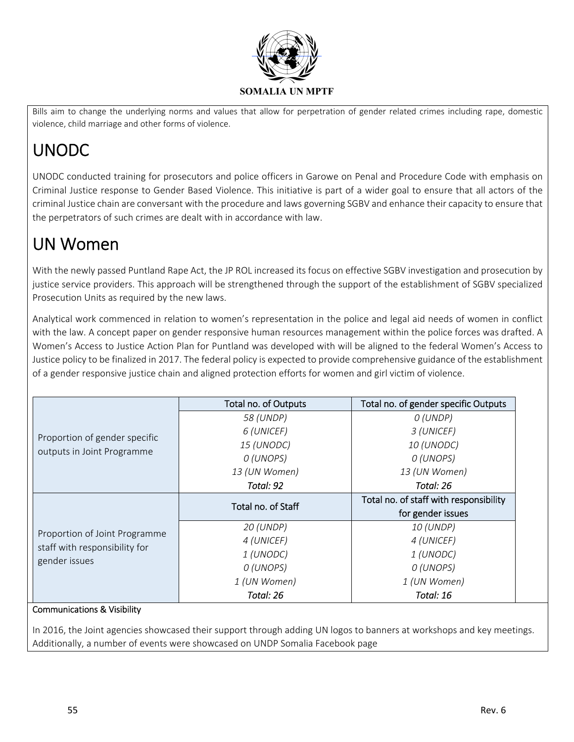Bills aim to change the underlying norms and values that allow for perpetration of gender related crimes including rape, domestic violence, child marriage and other forms of violence.

# UNODC

UNODC conducted training for prosecutors and police officers in Garowe on Penal and Procedure Code with emphasis on Criminal Justice response to Gender Based Violence. This initiative is part of a wider goal to ensure that all actors of the criminal Justice chain are conversant with the procedure and laws governing SGBV and enhance their capacity to ensure that the perpetrators of such crimes are dealt with in accordance with law.

# UN Women

With the newly passed Puntland Rape Act, the JP ROL increased its focus on effective SGBV investigation and prosecution by justice service providers. This approach will be strengthened through the support of the establishment of SGBV specialized Prosecution Units as required by the new laws.

Analytical work commenced in relation to women's representation in the police and legal aid needs of women in conflict with the law. A concept paper on gender responsive human resources management within the police forces was drafted. A Women's Access to Justice Action Plan for Puntland was developed with will be aligned to the federal Women's Access to Justice policy to be finalized in 2017. The federal policy is expected to provide comprehensive guidance of the establishment of a gender responsive justice chain and aligned protection efforts for women and girl victim of violence.

| | Total no. of Outputs | Total no. of gender specific Outputs |
|---|---|---|
| Proportion of gender specific outputs in Joint Programme | *58 (UNDP)*<br>*6 (UNICEF)*<br>*15 (UNODC)*<br>*0 (UNOPS)*<br>*13 (UN Women)*<br>*Total: 92* | *0 (UNDP)*<br>*3 (UNICEF)*<br>*10 (UNODC)*<br>*0 (UNOPS)*<br>*13 (UN Women)*<br>*Total: 26* |
| | Total no. of Staff | Total no. of staff with responsibility for gender issues |
| Proportion of Joint Programme staff with responsibility for gender issues | *20 (UNDP)*<br>*4 (UNICEF)*<br>*1 (UNODC)*<br>*0 (UNOPS)*<br>*1 (UN Women)*<br>*Total: 26* | *10 (UNDP)*<br>*4 (UNICEF)*<br>*1 (UNODC)*<br>*0 (UNOPS)*<br>*1 (UN Women)*<br>*Total: 16* |

Communications & Visibility

In 2016, the Joint agencies showcased their support through adding UN logos to banners at workshops and key meetings. Additionally, a number of events were showcased on UNDP Somalia Facebook page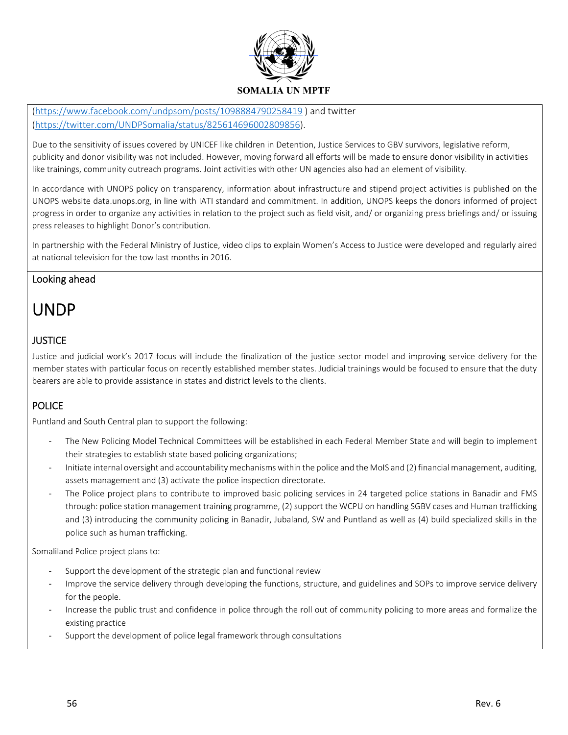(https://www.facebook.com/undpsom/posts/1098884790258419 ) and twitter (https://twitter.com/UNDPSomalia/status/825614696002809856).

Due to the sensitivity of issues covered by UNICEF like children in Detention, Justice Services to GBV survivors, legislative reform, publicity and donor visibility was not included. However, moving forward all efforts will be made to ensure donor visibility in activities like trainings, community outreach programs. Joint activities with other UN agencies also had an element of visibility.

In accordance with UNOPS policy on transparency, information about infrastructure and stipend project activities is published on the UNOPS website data.unops.org, in line with IATI standard and commitment. In addition, UNOPS keeps the donors informed of project progress in order to organize any activities in relation to the project such as field visit, and/ or organizing press briefings and/ or issuing press releases to highlight Donor's contribution.

In partnership with the Federal Ministry of Justice, video clips to explain Women's Access to Justice were developed and regularly aired at national television for the tow last months in 2016.

Looking ahead

# UNDP

## JUSTICE

Justice and judicial work's 2017 focus will include the finalization of the justice sector model and improving service delivery for the member states with particular focus on recently established member states. Judicial trainings would be focused to ensure that the duty bearers are able to provide assistance in states and district levels to the clients.

## POLICE

Puntland and South Central plan to support the following:

- The New Policing Model Technical Committees will be established in each Federal Member State and will begin to implement their strategies to establish state based policing organizations;
- Initiate internal oversight and accountability mechanisms within the police and the MoIS and (2) financial management, auditing, assets management and (3) activate the police inspection directorate.
- The Police project plans to contribute to improved basic policing services in 24 targeted police stations in Banadir and FMS through: police station management training programme, (2) support the WCPU on handling SGBV cases and Human trafficking and (3) introducing the community policing in Banadir, Jubaland, SW and Puntland as well as (4) build specialized skills in the police such as human trafficking.

Somaliland Police project plans to:

- Support the development of the strategic plan and functional review
- Improve the service delivery through developing the functions, structure, and guidelines and SOPs to improve service delivery for the people.
- Increase the public trust and confidence in police through the roll out of community policing to more areas and formalize the existing practice
- Support the development of police legal framework through consultations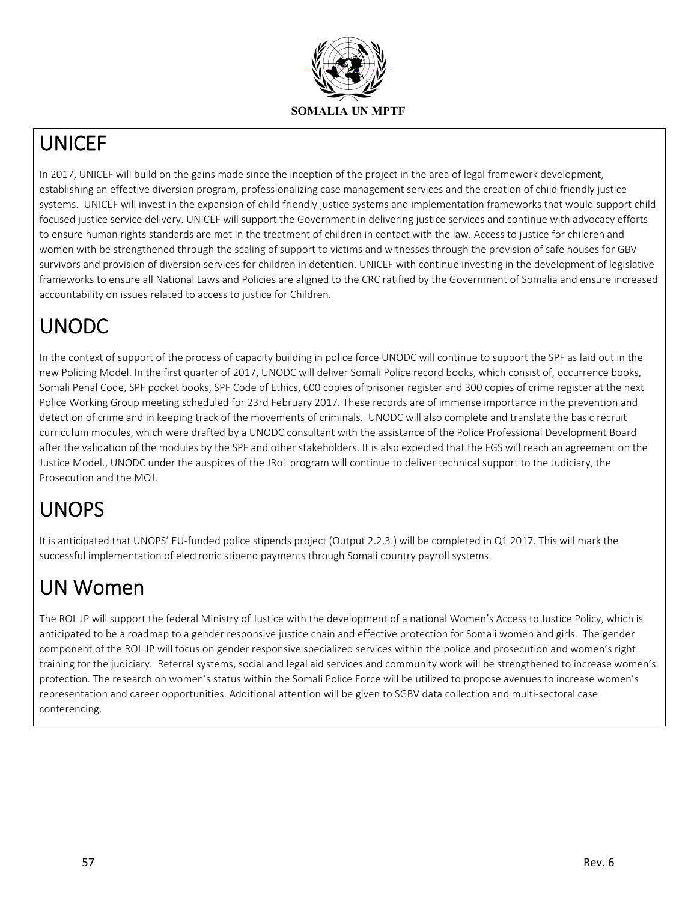## UNICEF

In 2017, UNICEF will build on the gains made since the inception of the project in the area of legal framework development, establishing an effective diversion program, professionalizing case management services and the creation of child friendly justice systems. UNICEF will invest in the expansion of child friendly justice systems and implementation frameworks that would support child focused justice service delivery. UNICEF will support the Government in delivering justice services and continue with advocacy efforts to ensure human rights standards are met in the treatment of children in contact with the law. Access to justice for children and women with be strengthened through the scaling of support to victims and witnesses through the provision of safe houses for GBV survivors and provision of diversion services for children in detention. UNICEF with continue investing in the development of legislative frameworks to ensure all National Laws and Policies are aligned to the CRC ratified by the Government of Somalia and ensure increased accountability on issues related to access to justice for Children.

## UNODC

In the context of support of the process of capacity building in police force UNODC will continue to support the SPF as laid out in the new Policing Model. In the first quarter of 2017, UNODC will deliver Somali Police record books, which consist of, occurrence books, Somali Penal Code, SPF pocket books, SPF Code of Ethics, 600 copies of prisoner register and 300 copies of crime register at the next Police Working Group meeting scheduled for 23rd February 2017. These records are of immense importance in the prevention and detection of crime and in keeping track of the movements of criminals. UNODC will also complete and translate the basic recruit curriculum modules, which were drafted by a UNODC consultant with the assistance of the Police Professional Development Board after the validation of the modules by the SPF and other stakeholders. It is also expected that the FGS will reach an agreement on the Justice Model., UNODC under the auspices of the JRoL program will continue to deliver technical support to the Judiciary, the Prosecution and the MOJ.

## UNOPS

It is anticipated that UNOPS' EU-funded police stipends project (Output 2.2.3.) will be completed in Q1 2017. This will mark the successful implementation of electronic stipend payments through Somali country payroll systems.

## UN Women

The ROL JP will support the federal Ministry of Justice with the development of a national Women's Access to Justice Policy, which is anticipated to be a roadmap to a gender responsive justice chain and effective protection for Somali women and girls. The gender component of the ROL JP will focus on gender responsive specialized services within the police and prosecution and women's right training for the judiciary. Referral systems, social and legal aid services and community work will be strengthened to increase women's protection. The research on women's status within the Somali Police Force will be utilized to propose avenues to increase women's representation and career opportunities. Additional attention will be given to SGBV data collection and multi-sectoral case conferencing.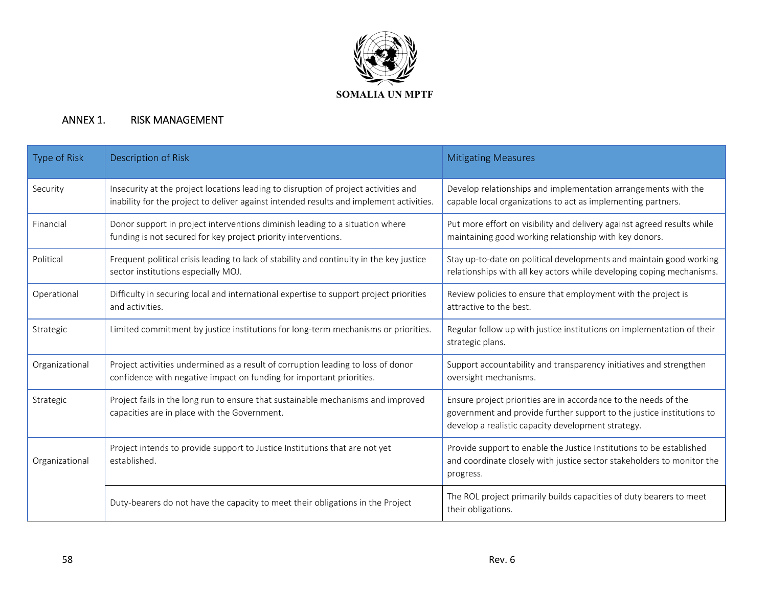SOMALIA UN MPTF

## ANNEX 1. RISK MANAGEMENT

| Type of Risk | Description of Risk | Mitigating Measures |
|---|---|---|
| Security | Insecurity at the project locations leading to disruption of project activities and inability for the project to deliver against intended results and implement activities. | Develop relationships and implementation arrangements with the capable local organizations to act as implementing partners. |
| Financial | Donor support in project interventions diminish leading to a situation where funding is not secured for key project priority interventions. | Put more effort on visibility and delivery against agreed results while maintaining good working relationship with key donors. |
| Political | Frequent political crisis leading to lack of stability and continuity in the key justice sector institutions especially MOJ. | Stay up-to-date on political developments and maintain good working relationships with all key actors while developing coping mechanisms. |
| Operational | Difficulty in securing local and international expertise to support project priorities and activities. | Review policies to ensure that employment with the project is attractive to the best. |
| Strategic | Limited commitment by justice institutions for long-term mechanisms or priorities. | Regular follow up with justice institutions on implementation of their strategic plans. |
| Organizational | Project activities undermined as a result of corruption leading to loss of donor confidence with negative impact on funding for important priorities. | Support accountability and transparency initiatives and strengthen oversight mechanisms. |
| Strategic | Project fails in the long run to ensure that sustainable mechanisms and improved capacities are in place with the Government. | Ensure project priorities are in accordance to the needs of the government and provide further support to the justice institutions to develop a realistic capacity development strategy. |
| Organizational | Project intends to provide support to Justice Institutions that are not yet established. | Provide support to enable the Justice Institutions to be established and coordinate closely with justice sector stakeholders to monitor the progress. |
| | Duty-bearers do not have the capacity to meet their obligations in the Project | The ROL project primarily builds capacities of duty bearers to meet their obligations. |

Rev. 6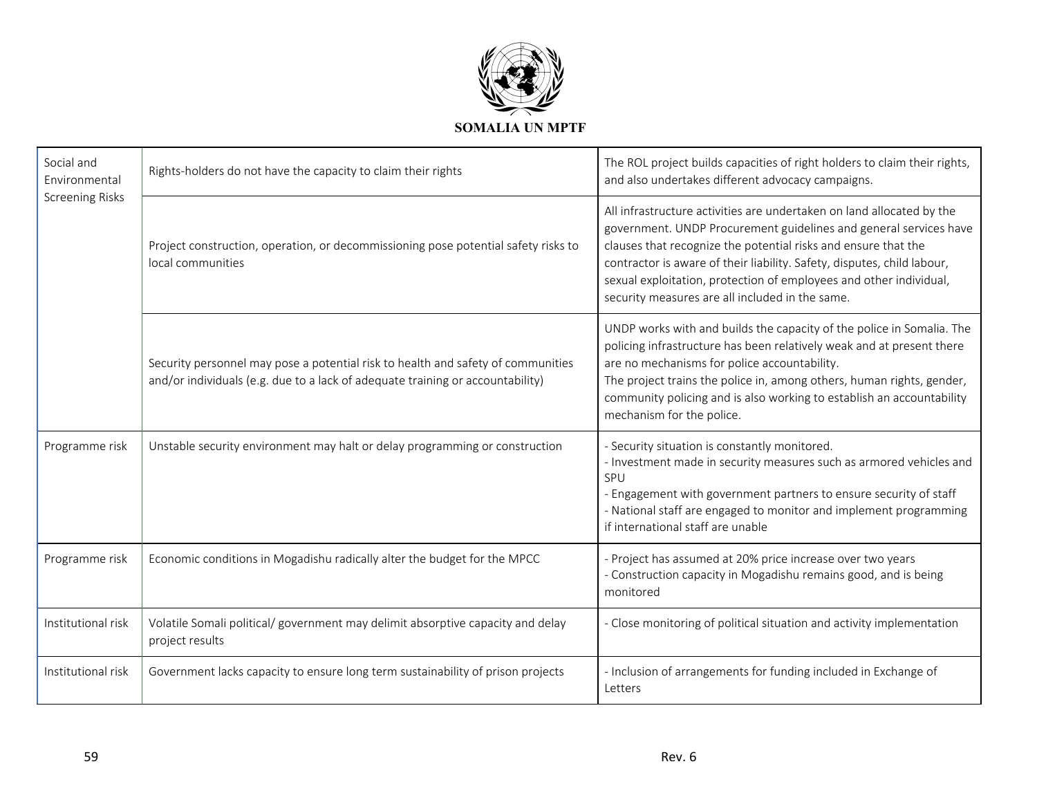| | | |
|---|---|---|
| Social and Environmental Screening Risks | Rights-holders do not have the capacity to claim their rights | The ROL project builds capacities of right holders to claim their rights, and also undertakes different advocacy campaigns. |
| | Project construction, operation, or decommissioning pose potential safety risks to local communities | All infrastructure activities are undertaken on land allocated by the government. UNDP Procurement guidelines and general services have clauses that recognize the potential risks and ensure that the contractor is aware of their liability. Safety, disputes, child labour, sexual exploitation, protection of employees and other individual, security measures are all included in the same. |
| | Security personnel may pose a potential risk to health and safety of communities and/or individuals (e.g. due to a lack of adequate training or accountability) | UNDP works with and builds the capacity of the police in Somalia. The policing infrastructure has been relatively weak and at present there are no mechanisms for police accountability.<br>The project trains the police in, among others, human rights, gender, community policing and is also working to establish an accountability mechanism for the police. |
| Programme risk | Unstable security environment may halt or delay programming or construction | - Security situation is constantly monitored.<br>- Investment made in security measures such as armored vehicles and SPU<br>- Engagement with government partners to ensure security of staff<br>- National staff are engaged to monitor and implement programming if international staff are unable |
| Programme risk | Economic conditions in Mogadishu radically alter the budget for the MPCC | - Project has assumed at 20% price increase over two years<br>- Construction capacity in Mogadishu remains good, and is being monitored |
| Institutional risk | Volatile Somali political/ government may delimit absorptive capacity and delay project results | - Close monitoring of political situation and activity implementation |
| Institutional risk | Government lacks capacity to ensure long term sustainability of prison projects | - Inclusion of arrangements for funding included in Exchange of Letters |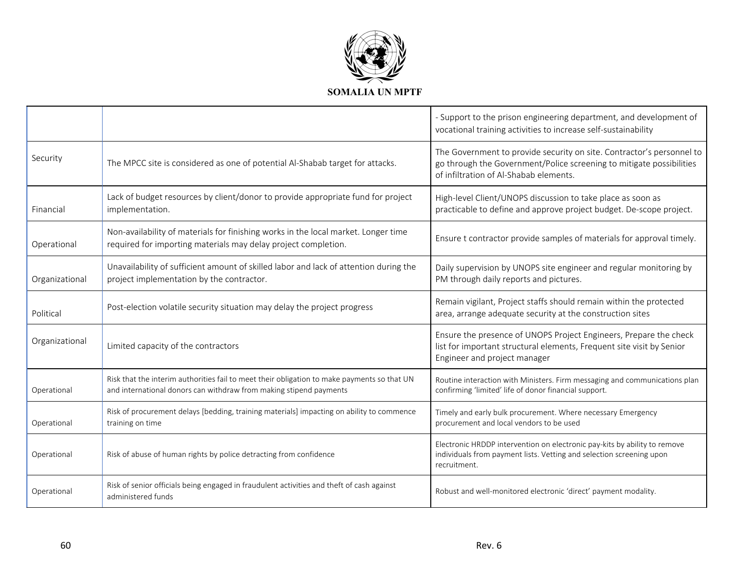| | | |
|---|---|---|
| | | - Support to the prison engineering department, and development of vocational training activities to increase self-sustainability |
| Security | The MPCC site is considered as one of potential Al-Shabab target for attacks. | The Government to provide security on site. Contractor's personnel to go through the Government/Police screening to mitigate possibilities of infiltration of Al-Shabab elements. |
| Financial | Lack of budget resources by client/donor to provide appropriate fund for project implementation. | High-level Client/UNOPS discussion to take place as soon as practicable to define and approve project budget. De-scope project. |
| Operational | Non-availability of materials for finishing works in the local market. Longer time required for importing materials may delay project completion. | Ensure t contractor provide samples of materials for approval timely. |
| Organizational | Unavailability of sufficient amount of skilled labor and lack of attention during the project implementation by the contractor. | Daily supervision by UNOPS site engineer and regular monitoring by PM through daily reports and pictures. |
| Political | Post-election volatile security situation may delay the project progress | Remain vigilant, Project staffs should remain within the protected area, arrange adequate security at the construction sites |
| Organizational | Limited capacity of the contractors | Ensure the presence of UNOPS Project Engineers, Prepare the check list for important structural elements, Frequent site visit by Senior Engineer and project manager |
| Operational | Risk that the interim authorities fail to meet their obligation to make payments so that UN and international donors can withdraw from making stipend payments | Routine interaction with Ministers. Firm messaging and communications plan confirming 'limited' life of donor financial support. |
| Operational | Risk of procurement delays [bedding, training materials] impacting on ability to commence training on time | Timely and early bulk procurement. Where necessary Emergency procurement and local vendors to be used |
| Operational | Risk of abuse of human rights by police detracting from confidence | Electronic HRDDP intervention on electronic pay-kits by ability to remove individuals from payment lists. Vetting and selection screening upon recruitment. |
| Operational | Risk of senior officials being engaged in fraudulent activities and theft of cash against administered funds | Robust and well-monitored electronic 'direct' payment modality. |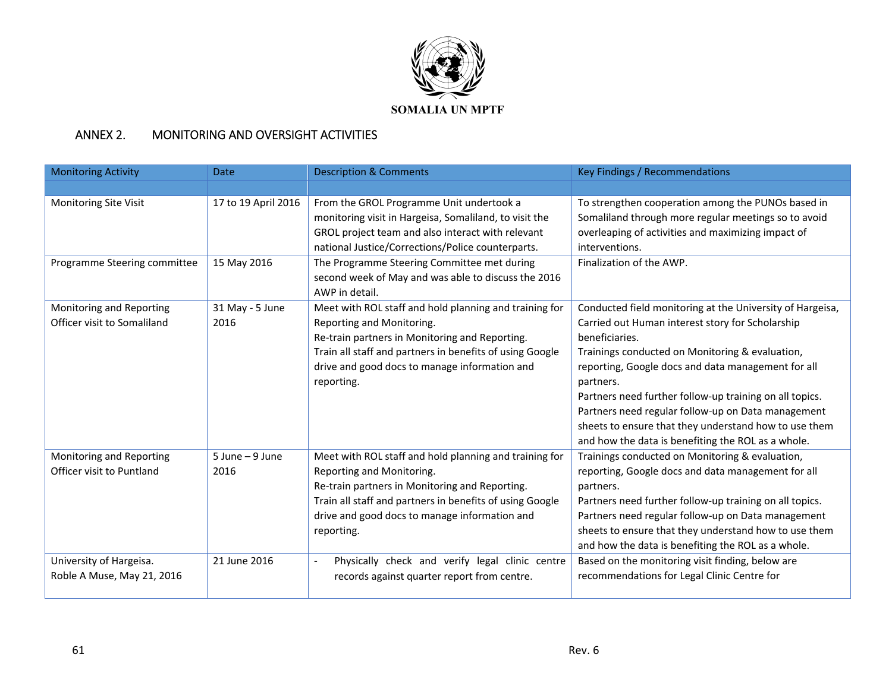SOMALIA UN MPTF

## ANNEX 2. MONITORING AND OVERSIGHT ACTIVITIES

| Monitoring Activity | Date | Description & Comments | Key Findings / Recommendations |
|---|---|---|---|
| | | | |
| Monitoring Site Visit | 17 to 19 April 2016 | From the GROL Programme Unit undertook a monitoring visit in Hargeisa, Somaliland, to visit the GROL project team and also interact with relevant national Justice/Corrections/Police counterparts. | To strengthen cooperation among the PUNOs based in Somaliland through more regular meetings so to avoid overleaping of activities and maximizing impact of interventions. |
| Programme Steering committee | 15 May 2016 | The Programme Steering Committee met during second week of May and was able to discuss the 2016 AWP in detail. | Finalization of the AWP. |
| Monitoring and Reporting Officer visit to Somaliland | 31 May - 5 June 2016 | Meet with ROL staff and hold planning and training for Reporting and Monitoring.<br>Re-train partners in Monitoring and Reporting.<br>Train all staff and partners in benefits of using Google drive and good docs to manage information and reporting. | Conducted field monitoring at the University of Hargeisa, Carried out Human interest story for Scholarship beneficiaries.<br>Trainings conducted on Monitoring & evaluation, reporting, Google docs and data management for all partners.<br>Partners need further follow-up training on all topics.<br>Partners need regular follow-up on Data management sheets to ensure that they understand how to use them and how the data is benefiting the ROL as a whole. |
| Monitoring and Reporting Officer visit to Puntland | 5 June – 9 June 2016 | Meet with ROL staff and hold planning and training for Reporting and Monitoring.<br>Re-train partners in Monitoring and Reporting.<br>Train all staff and partners in benefits of using Google drive and good docs to manage information and reporting. | Trainings conducted on Monitoring & evaluation, reporting, Google docs and data management for all partners.<br>Partners need further follow-up training on all topics.<br>Partners need regular follow-up on Data management sheets to ensure that they understand how to use them and how the data is benefiting the ROL as a whole. |
| University of Hargeisa.<br>Roble A Muse, May 21, 2016 | 21 June 2016 | - Physically check and verify legal clinic centre records against quarter report from centre. | Based on the monitoring visit finding, below are recommendations for Legal Clinic Centre for |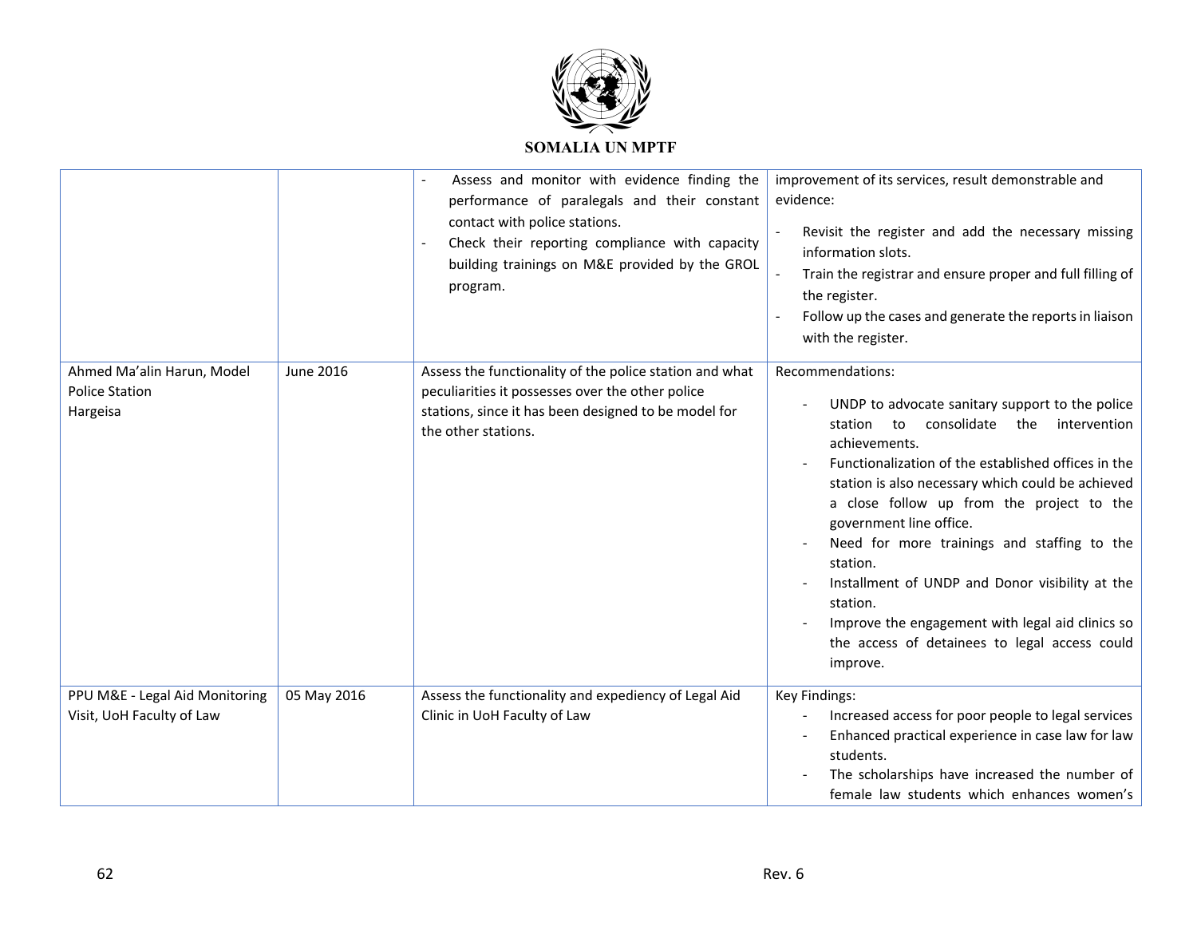| | | | |
|---|---|---|---|
| | | - Assess and monitor with evidence finding the performance of paralegals and their constant contact with police stations.<br>- Check their reporting compliance with capacity building trainings on M&E provided by the GROL program. | improvement of its services, result demonstrable and evidence:<br>- Revisit the register and add the necessary missing information slots.<br>- Train the registrar and ensure proper and full filling of the register.<br>- Follow up the cases and generate the reports in liaison with the register. |
| Ahmed Ma'alin Harun, Model Police Station Hargeisa | June 2016 | Assess the functionality of the police station and what peculiarities it possesses over the other police stations, since it has been designed to be model for the other stations. | Recommendations:<br>- UNDP to advocate sanitary support to the police station to consolidate the intervention achievements.<br>- Functionalization of the established offices in the station is also necessary which could be achieved a close follow up from the project to the government line office.<br>- Need for more trainings and staffing to the station.<br>- Installment of UNDP and Donor visibility at the station.<br>- Improve the engagement with legal aid clinics so the access of detainees to legal access could improve. |
| PPU M&E - Legal Aid Monitoring Visit, UoH Faculty of Law | 05 May 2016 | Assess the functionality and expediency of Legal Aid Clinic in UoH Faculty of Law | Key Findings:<br>- Increased access for poor people to legal services<br>- Enhanced practical experience in case law for law students.<br>- The scholarships have increased the number of female law students which enhances women's |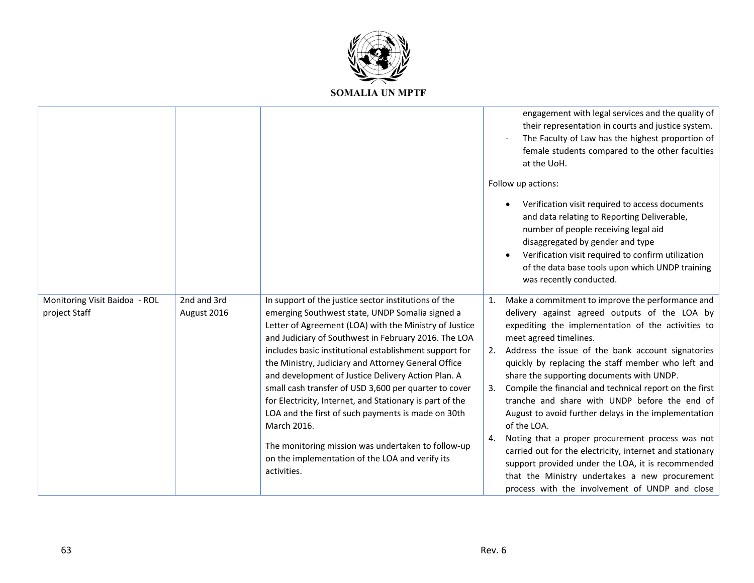| | | | |
|---|---|---|---|
| | | | engagement with legal services and the quality of their representation in courts and justice system.<br>- The Faculty of Law has the highest proportion of female students compared to the other faculties at the UoH.<br><br>Follow up actions:<br><br>• Verification visit required to access documents and data relating to Reporting Deliverable, number of people receiving legal aid disaggregated by gender and type<br>• Verification visit required to confirm utilization of the data base tools upon which UNDP training was recently conducted. |
| Monitoring Visit Baidoa - ROL project Staff | 2nd and 3rd August 2016 | In support of the justice sector institutions of the emerging Southwest state, UNDP Somalia signed a Letter of Agreement (LOA) with the Ministry of Justice and Judiciary of Southwest in February 2016. The LOA includes basic institutional establishment support for the Ministry, Judiciary and Attorney General Office and development of Justice Delivery Action Plan. A small cash transfer of USD 3,600 per quarter to cover for Electricity, Internet, and Stationary is part of the LOA and the first of such payments is made on 30th March 2016.<br><br>The monitoring mission was undertaken to follow-up on the implementation of the LOA and verify its activities. | 1. Make a commitment to improve the performance and delivery against agreed outputs of the LOA by expediting the implementation of the activities to meet agreed timelines.<br>2. Address the issue of the bank account signatories quickly by replacing the staff member who left and share the supporting documents with UNDP.<br>3. Compile the financial and technical report on the first tranche and share with UNDP before the end of August to avoid further delays in the implementation of the LOA.<br>4. Noting that a proper procurement process was not carried out for the electricity, internet and stationary support provided under the LOA, it is recommended that the Ministry undertakes a new procurement process with the involvement of UNDP and close |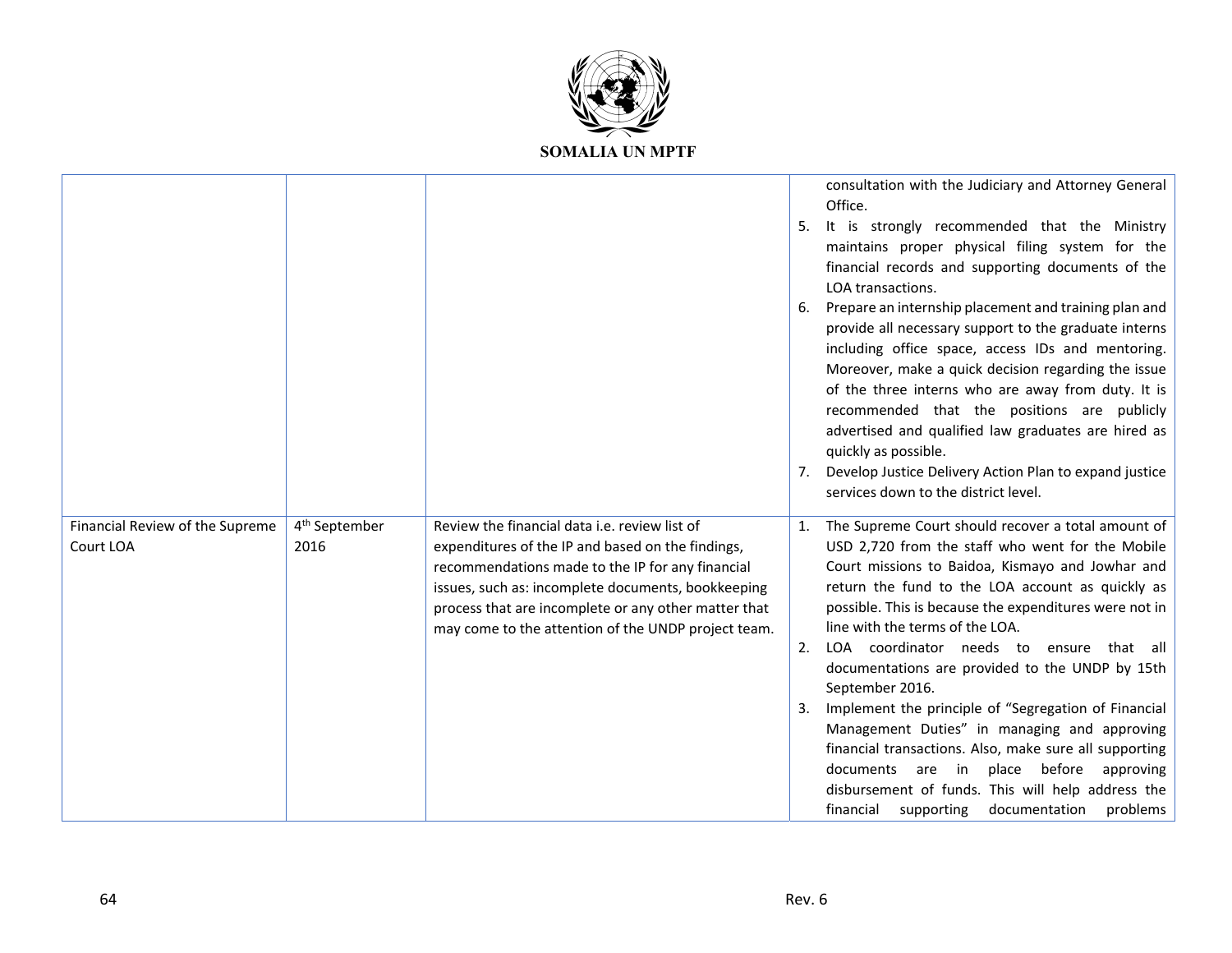SOMALIA UN MPTF

| | | | |
|---|---|---|---|
| | | | consultation with the Judiciary and Attorney General Office.<br>5. It is strongly recommended that the Ministry maintains proper physical filing system for the financial records and supporting documents of the LOA transactions.<br>6. Prepare an internship placement and training plan and provide all necessary support to the graduate interns including office space, access IDs and mentoring. Moreover, make a quick decision regarding the issue of the three interns who are away from duty. It is recommended that the positions are publicly advertised and qualified law graduates are hired as quickly as possible.<br>7. Develop Justice Delivery Action Plan to expand justice services down to the district level. |
| Financial Review of the Supreme Court LOA | 4th September 2016 | Review the financial data i.e. review list of expenditures of the IP and based on the findings, recommendations made to the IP for any financial issues, such as: incomplete documents, bookkeeping process that are incomplete or any other matter that may come to the attention of the UNDP project team. | 1. The Supreme Court should recover a total amount of USD 2,720 from the staff who went for the Mobile Court missions to Baidoa, Kismayo and Jowhar and return the fund to the LOA account as quickly as possible. This is because the expenditures were not in line with the terms of the LOA.<br>2. LOA coordinator needs to ensure that all documentations are provided to the UNDP by 15th September 2016.<br>3. Implement the principle of "Segregation of Financial Management Duties" in managing and approving financial transactions. Also, make sure all supporting documents are in place before approving disbursement of funds. This will help address the financial supporting documentation problems |

Rev. 6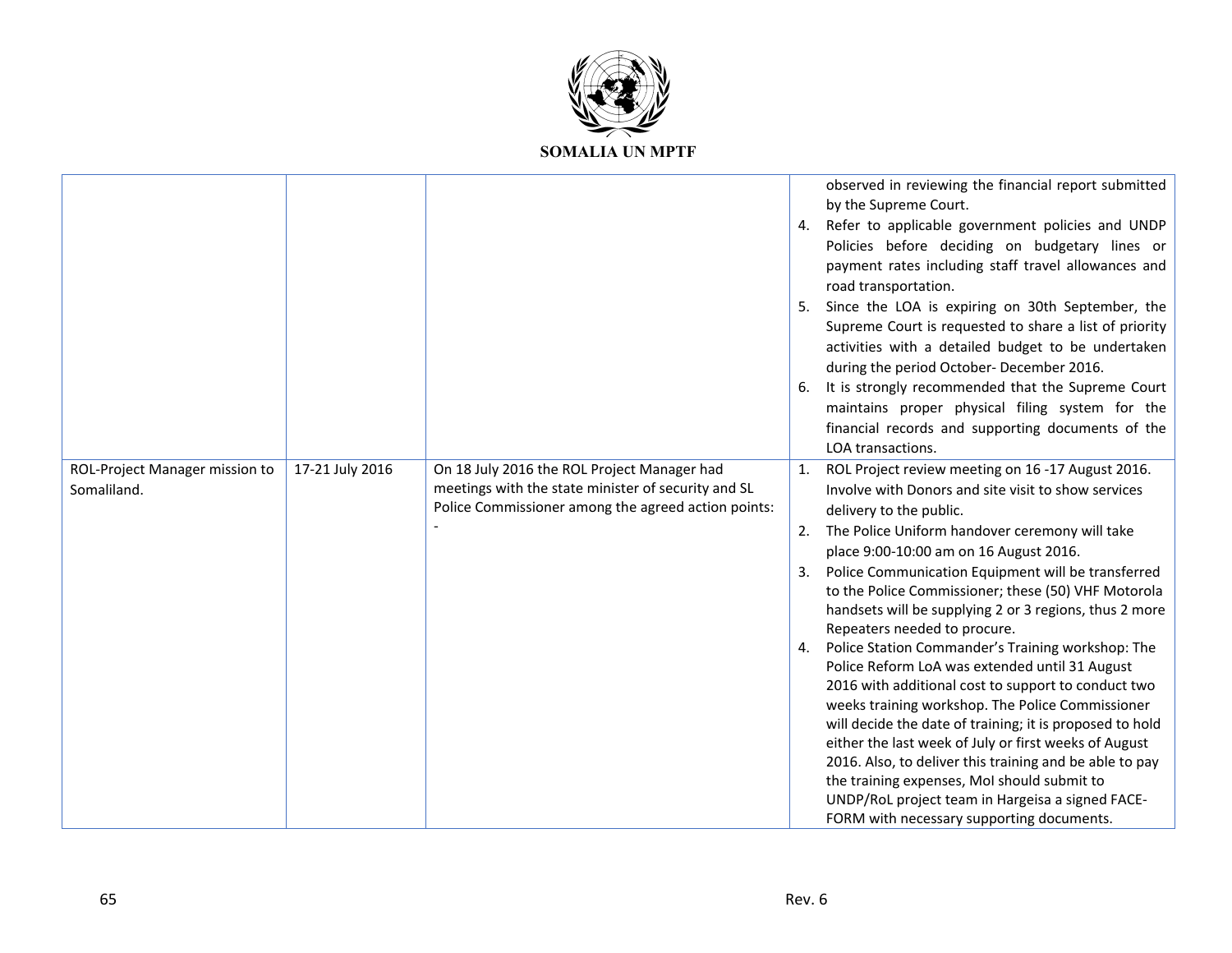| | | | |
|---|---|---|---|
| | | | observed in reviewing the financial report submitted by the Supreme Court.<br>4. Refer to applicable government policies and UNDP Policies before deciding on budgetary lines or payment rates including staff travel allowances and road transportation.<br>5. Since the LOA is expiring on 30th September, the Supreme Court is requested to share a list of priority activities with a detailed budget to be undertaken during the period October- December 2016.<br>6. It is strongly recommended that the Supreme Court maintains proper physical filing system for the financial records and supporting documents of the LOA transactions. |
| ROL-Project Manager mission to Somaliland. | 17-21 July 2016 | On 18 July 2016 the ROL Project Manager had meetings with the state minister of security and SL Police Commissioner among the agreed action points:<br>- | 1. ROL Project review meeting on 16 -17 August 2016. Involve with Donors and site visit to show services delivery to the public.<br>2. The Police Uniform handover ceremony will take place 9:00-10:00 am on 16 August 2016.<br>3. Police Communication Equipment will be transferred to the Police Commissioner; these (50) VHF Motorola handsets will be supplying 2 or 3 regions, thus 2 more Repeaters needed to procure.<br>4. Police Station Commander's Training workshop: The Police Reform LoA was extended until 31 August 2016 with additional cost to support to conduct two weeks training workshop. The Police Commissioner will decide the date of training; it is proposed to hold either the last week of July or first weeks of August 2016. Also, to deliver this training and be able to pay the training expenses, MoI should submit to UNDP/RoL project team in Hargeisa a signed FACE-FORM with necessary supporting documents. |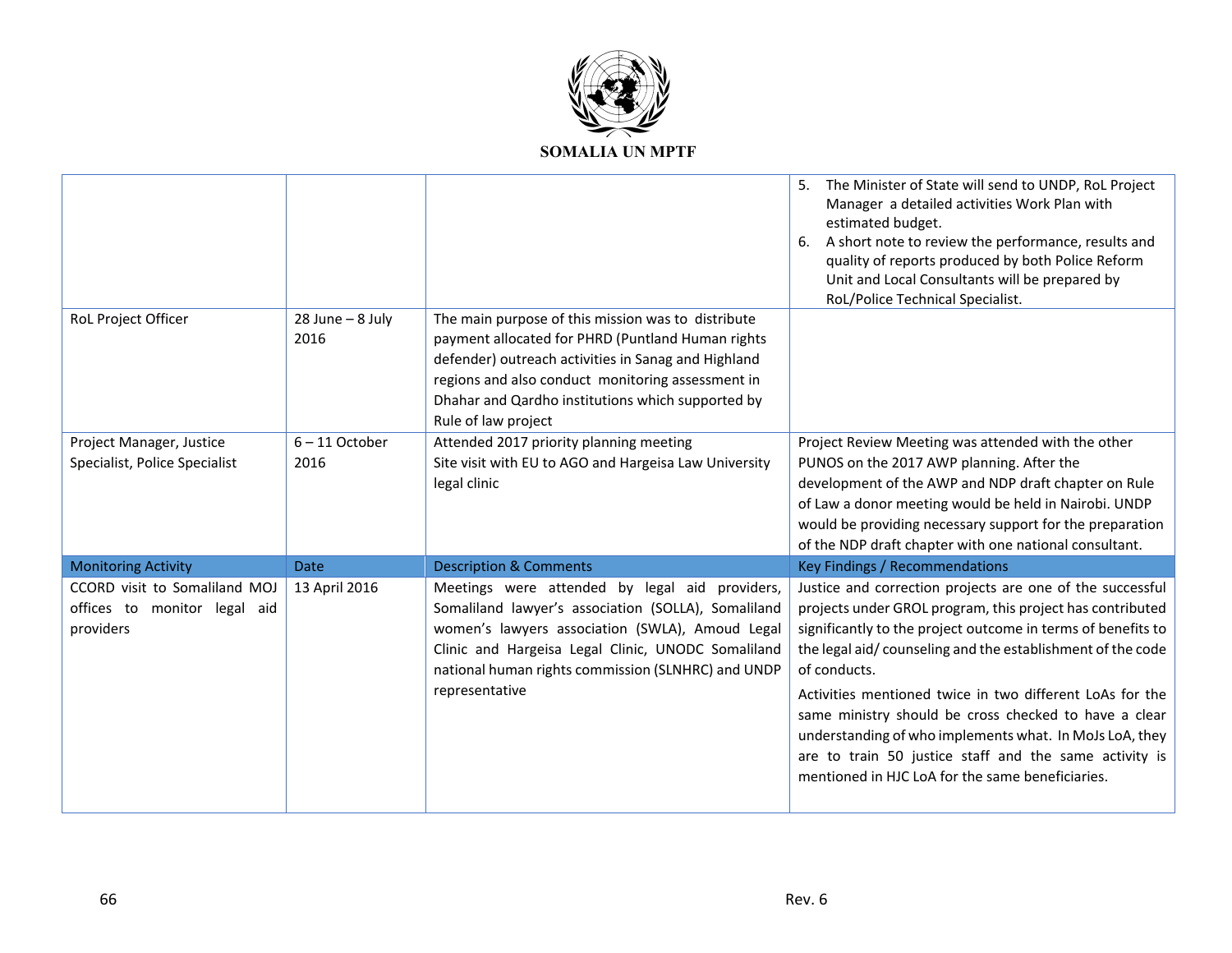| | | | |
|---|---|---|---|
| | | | 5. The Minister of State will send to UNDP, RoL Project Manager a detailed activities Work Plan with estimated budget.<br>6. A short note to review the performance, results and quality of reports produced by both Police Reform Unit and Local Consultants will be prepared by RoL/Police Technical Specialist. |
| RoL Project Officer | 28 June – 8 July 2016 | The main purpose of this mission was to distribute payment allocated for PHRD (Puntland Human rights defender) outreach activities in Sanag and Highland regions and also conduct monitoring assessment in Dhahar and Qardho institutions which supported by Rule of law project | |
| Project Manager, Justice Specialist, Police Specialist | 6 – 11 October 2016 | Attended 2017 priority planning meeting<br>Site visit with EU to AGO and Hargeisa Law University legal clinic | Project Review Meeting was attended with the other PUNOS on the 2017 AWP planning. After the development of the AWP and NDP draft chapter on Rule of Law a donor meeting would be held in Nairobi. UNDP would be providing necessary support for the preparation of the NDP draft chapter with one national consultant. |
| **Monitoring Activity** | **Date** | **Description & Comments** | **Key Findings / Recommendations** |
| CCORD visit to Somaliland MOJ offices to monitor legal aid providers | 13 April 2016 | Meetings were attended by legal aid providers, Somaliland lawyer's association (SOLLA), Somaliland women's lawyers association (SWLA), Amoud Legal Clinic and Hargeisa Legal Clinic, UNODC Somaliland national human rights commission (SLNHRC) and UNDP representative | Justice and correction projects are one of the successful projects under GROL program, this project has contributed significantly to the project outcome in terms of benefits to the legal aid/ counseling and the establishment of the code of conducts.<br><br>Activities mentioned twice in two different LoAs for the same ministry should be cross checked to have a clear understanding of who implements what. In MoJs LoA, they are to train 50 justice staff and the same activity is mentioned in HJC LoA for the same beneficiaries. |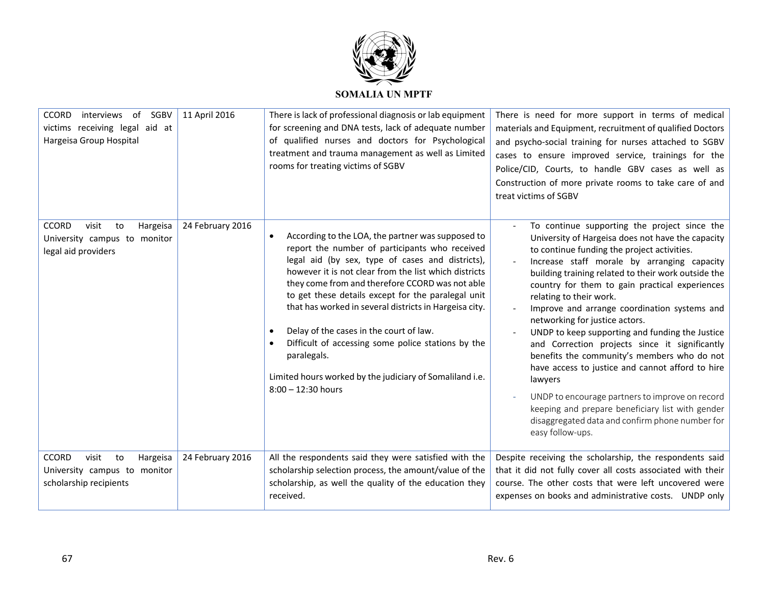| CCORD interviews of SGBV victims receiving legal aid at Hargeisa Group Hospital | 11 April 2016 | There is lack of professional diagnosis or lab equipment for screening and DNA tests, lack of adequate number of qualified nurses and doctors for Psychological treatment and trauma management as well as Limited rooms for treating victims of SGBV | There is need for more support in terms of medical materials and Equipment, recruitment of qualified Doctors and psycho-social training for nurses attached to SGBV cases to ensure improved service, trainings for the Police/CID, Courts, to handle GBV cases as well as Construction of more private rooms to take care of and treat victims of SGBV |
|---|---|---|---|
| CCORD visit to Hargeisa University campus to monitor legal aid providers | 24 February 2016 | • According to the LOA, the partner was supposed to report the number of participants who received legal aid (by sex, type of cases and districts), however it is not clear from the list which districts they come from and therefore CCORD was not able to get these details except for the paralegal unit that has worked in several districts in Hargeisa city.<br>• Delay of the cases in the court of law.<br>• Difficult of accessing some police stations by the paralegals.<br><br>Limited hours worked by the judiciary of Somaliland i.e. 8:00 – 12:30 hours | - To continue supporting the project since the University of Hargeisa does not have the capacity to continue funding the project activities.<br>- Increase staff morale by arranging capacity building training related to their work outside the country for them to gain practical experiences relating to their work.<br>- Improve and arrange coordination systems and networking for justice actors.<br>- UNDP to keep supporting and funding the Justice and Correction projects since it significantly benefits the community's members who do not have access to justice and cannot afford to hire lawyers<br>- UNDP to encourage partners to improve on record keeping and prepare beneficiary list with gender disaggregated data and confirm phone number for easy follow-ups. |
| CCORD visit to Hargeisa University campus to monitor scholarship recipients | 24 February 2016 | All the respondents said they were satisfied with the scholarship selection process, the amount/value of the scholarship, as well the quality of the education they received. | Despite receiving the scholarship, the respondents said that it did not fully cover all costs associated with their course. The other costs that were left uncovered were expenses on books and administrative costs. UNDP only |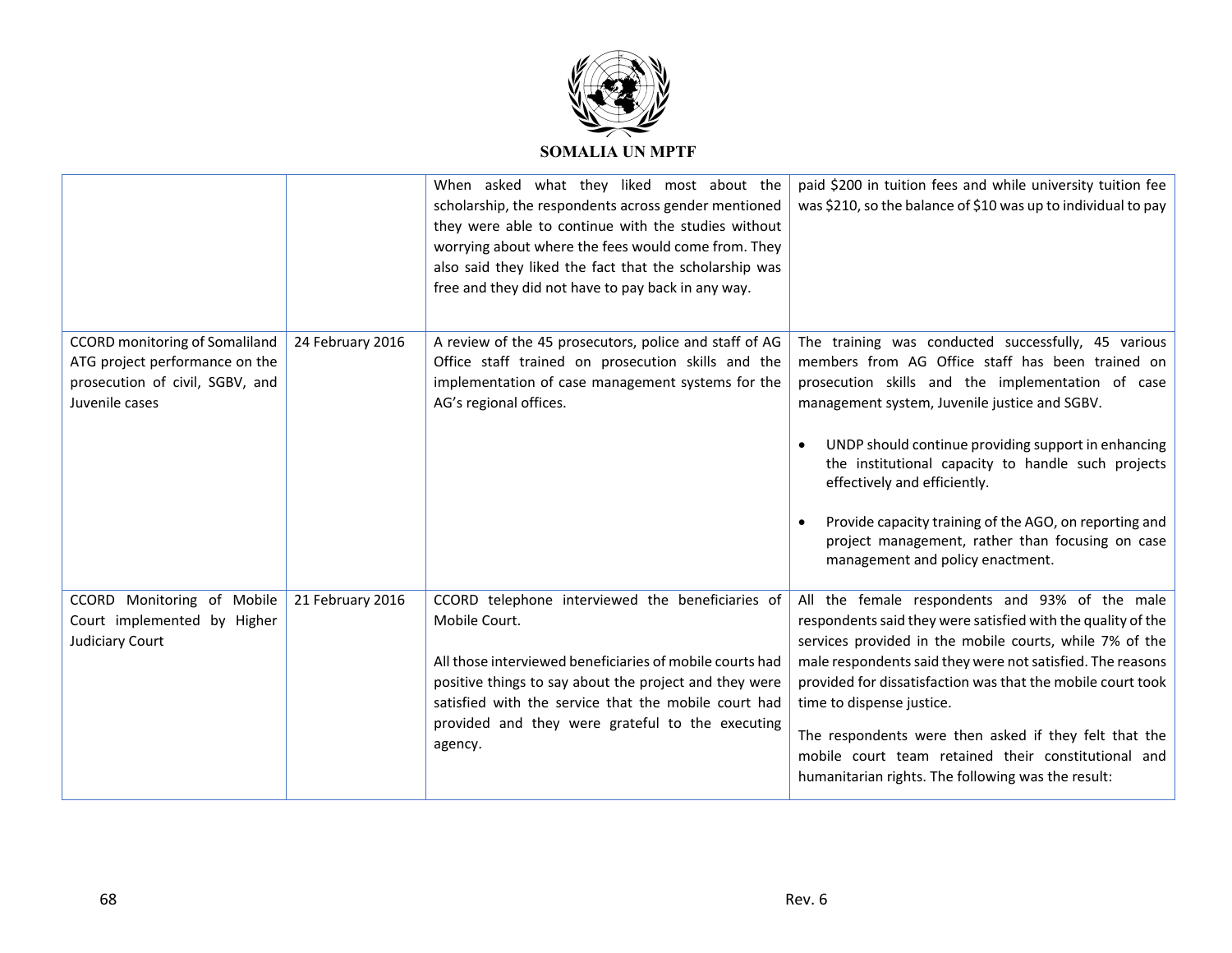| | | | |
|---|---|---|---|
| | | When asked what they liked most about the scholarship, the respondents across gender mentioned they were able to continue with the studies without worrying about where the fees would come from. They also said they liked the fact that the scholarship was free and they did not have to pay back in any way. | paid $200 in tuition fees and while university tuition fee was $210, so the balance of $10 was up to individual to pay |
| CCORD monitoring of Somaliland ATG project performance on the prosecution of civil, SGBV, and Juvenile cases | 24 February 2016 | A review of the 45 prosecutors, police and staff of AG Office staff trained on prosecution skills and the implementation of case management systems for the AG's regional offices. | The training was conducted successfully, 45 various members from AG Office staff has been trained on prosecution skills and the implementation of case management system, Juvenile justice and SGBV.<br><br>• UNDP should continue providing support in enhancing the institutional capacity to handle such projects effectively and efficiently.<br><br>• Provide capacity training of the AGO, on reporting and project management, rather than focusing on case management and policy enactment. |
| CCORD Monitoring of Mobile Court implemented by Higher Judiciary Court | 21 February 2016 | CCORD telephone interviewed the beneficiaries of Mobile Court.<br><br>All those interviewed beneficiaries of mobile courts had positive things to say about the project and they were satisfied with the service that the mobile court had provided and they were grateful to the executing agency. | All the female respondents and 93% of the male respondents said they were satisfied with the quality of the services provided in the mobile courts, while 7% of the male respondents said they were not satisfied. The reasons provided for dissatisfaction was that the mobile court took time to dispense justice.<br><br>The respondents were then asked if they felt that the mobile court team retained their constitutional and humanitarian rights. The following was the result: |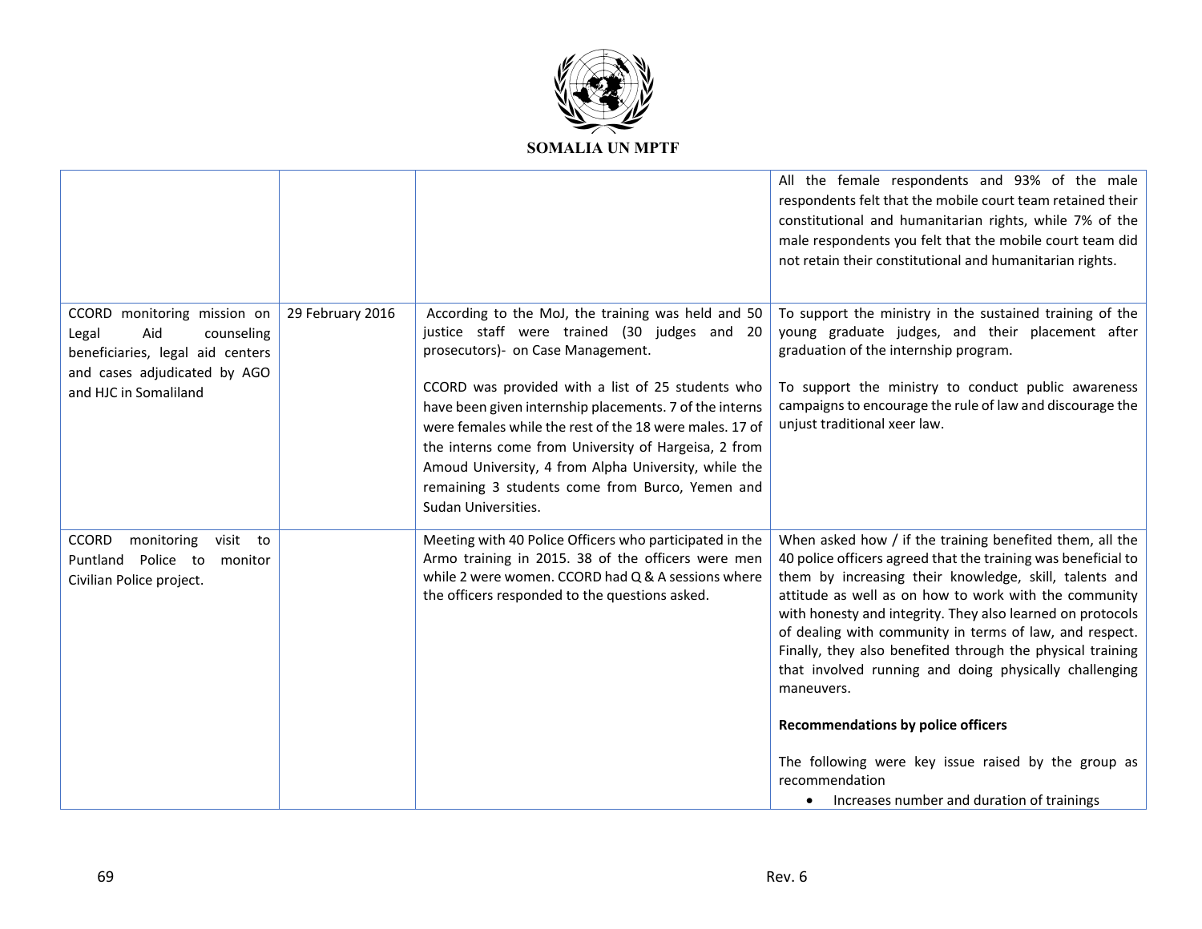| | | | |
|---|---|---|---|
| | | | All the female respondents and 93% of the male respondents felt that the mobile court team retained their constitutional and humanitarian rights, while 7% of the male respondents you felt that the mobile court team did not retain their constitutional and humanitarian rights. |
| CCORD monitoring mission on Legal Aid counseling beneficiaries, legal aid centers and cases adjudicated by AGO and HJC in Somaliland | 29 February 2016 | According to the MoJ, the training was held and 50 justice staff were trained (30 judges and 20 prosecutors)- on Case Management.<br><br>CCORD was provided with a list of 25 students who have been given internship placements. 7 of the interns were females while the rest of the 18 were males. 17 of the interns come from University of Hargeisa, 2 from Amoud University, 4 from Alpha University, while the remaining 3 students come from Burco, Yemen and Sudan Universities. | To support the ministry in the sustained training of the young graduate judges, and their placement after graduation of the internship program.<br><br>To support the ministry to conduct public awareness campaigns to encourage the rule of law and discourage the unjust traditional xeer law. |
| CCORD monitoring visit to Puntland Police to monitor Civilian Police project. | | Meeting with 40 Police Officers who participated in the Armo training in 2015. 38 of the officers were men while 2 were women. CCORD had Q & A sessions where the officers responded to the questions asked. | When asked how / if the training benefited them, all the 40 police officers agreed that the training was beneficial to them by increasing their knowledge, skill, talents and attitude as well as on how to work with the community with honesty and integrity. They also learned on protocols of dealing with community in terms of law, and respect. Finally, they also benefited through the physical training that involved running and doing physically challenging maneuvers.<br><br>**Recommendations by police officers**<br><br>The following were key issue raised by the group as recommendation<br>• Increases number and duration of trainings |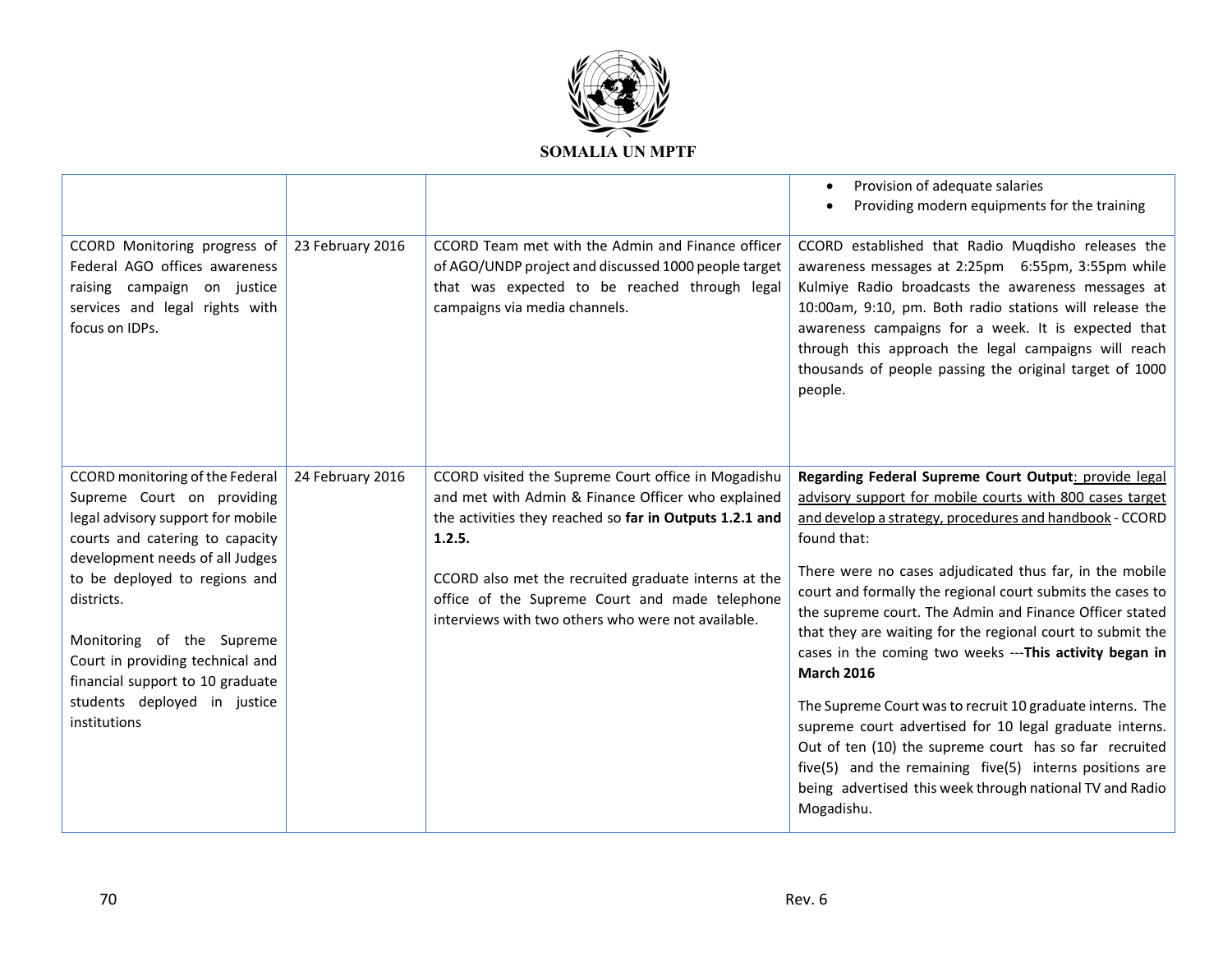| | | | |
|---|---|---|---|
| | | | • Provision of adequate salaries<br>• Providing modern equipments for the training |
| CCORD Monitoring progress of Federal AGO offices awareness raising campaign on justice services and legal rights with focus on IDPs. | 23 February 2016 | CCORD Team met with the Admin and Finance officer of AGO/UNDP project and discussed 1000 people target that was expected to be reached through legal campaigns via media channels. | CCORD established that Radio Muqdisho releases the awareness messages at 2:25pm 6:55pm, 3:55pm while Kulmiye Radio broadcasts the awareness messages at 10:00am, 9:10, pm. Both radio stations will release the awareness campaigns for a week. It is expected that through this approach the legal campaigns will reach thousands of people passing the original target of 1000 people. |
| CCORD monitoring of the Federal Supreme Court on providing legal advisory support for mobile courts and catering to capacity development needs of all Judges to be deployed to regions and districts.<br><br>Monitoring of the Supreme Court in providing technical and financial support to 10 graduate students deployed in justice institutions | 24 February 2016 | CCORD visited the Supreme Court office in Mogadishu and met with Admin & Finance Officer who explained the activities they reached so **far in Outputs 1.2.1 and 1.2.5.**<br><br>CCORD also met the recruited graduate interns at the office of the Supreme Court and made telephone interviews with two others who were not available. | **Regarding Federal Supreme Court Output**: provide legal advisory support for mobile courts with 800 cases target and develop a strategy, procedures and handbook - CCORD found that:<br><br>There were no cases adjudicated thus far, in the mobile court and formally the regional court submits the cases to the supreme court. The Admin and Finance Officer stated that they are waiting for the regional court to submit the cases in the coming two weeks ---**This activity began in March 2016**<br><br>The Supreme Court was to recruit 10 graduate interns. The supreme court advertised for 10 legal graduate interns. Out of ten (10) the supreme court has so far recruited five(5) and the remaining five(5) interns positions are being advertised this week through national TV and Radio Mogadishu. |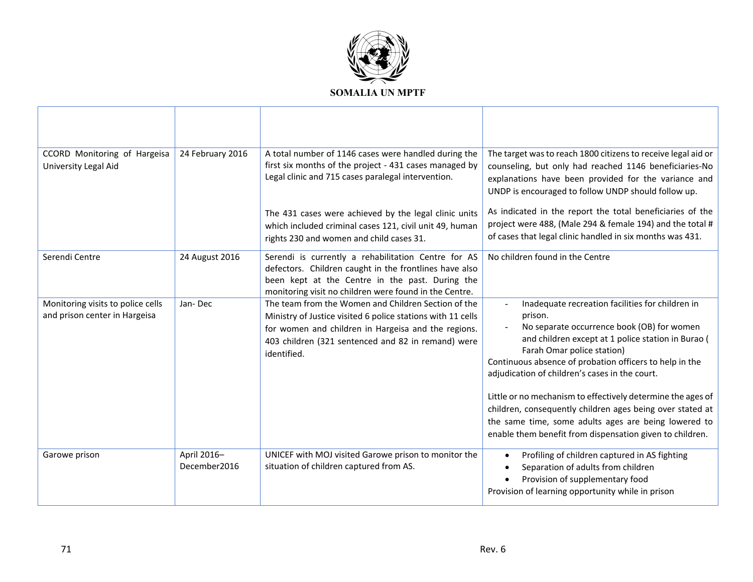| | | | |
|---|---|---|---|
| CCORD Monitoring of Hargeisa University Legal Aid | 24 February 2016 | A total number of 1146 cases were handled during the first six months of the project - 431 cases managed by Legal clinic and 715 cases paralegal intervention.<br><br>The 431 cases were achieved by the legal clinic units which included criminal cases 121, civil unit 49, human rights 230 and women and child cases 31. | The target was to reach 1800 citizens to receive legal aid or counseling, but only had reached 1146 beneficiaries-No explanations have been provided for the variance and UNDP is encouraged to follow UNDP should follow up.<br><br>As indicated in the report the total beneficiaries of the project were 488, (Male 294 & female 194) and the total # of cases that legal clinic handled in six months was 431. |
| Serendi Centre | 24 August 2016 | Serendi is currently a rehabilitation Centre for AS defectors. Children caught in the frontlines have also been kept at the Centre in the past. During the monitoring visit no children were found in the Centre. | No children found in the Centre |
| Monitoring visits to police cells and prison center in Hargeisa | Jan- Dec | The team from the Women and Children Section of the Ministry of Justice visited 6 police stations with 11 cells for women and children in Hargeisa and the regions. 403 children (321 sentenced and 82 in remand) were identified. | - Inadequate recreation facilities for children in prison.<br>- No separate occurrence book (OB) for women and children except at 1 police station in Burao ( Farah Omar police station)<br>Continuous absence of probation officers to help in the adjudication of children's cases in the court.<br><br>Little or no mechanism to effectively determine the ages of children, consequently children ages being over stated at the same time, some adults ages are being lowered to enable them benefit from dispensation given to children. |
| Garowe prison | April 2016– December2016 | UNICEF with MOJ visited Garowe prison to monitor the situation of children captured from AS. | • Profiling of children captured in AS fighting<br>• Separation of adults from children<br>• Provision of supplementary food<br>Provision of learning opportunity while in prison |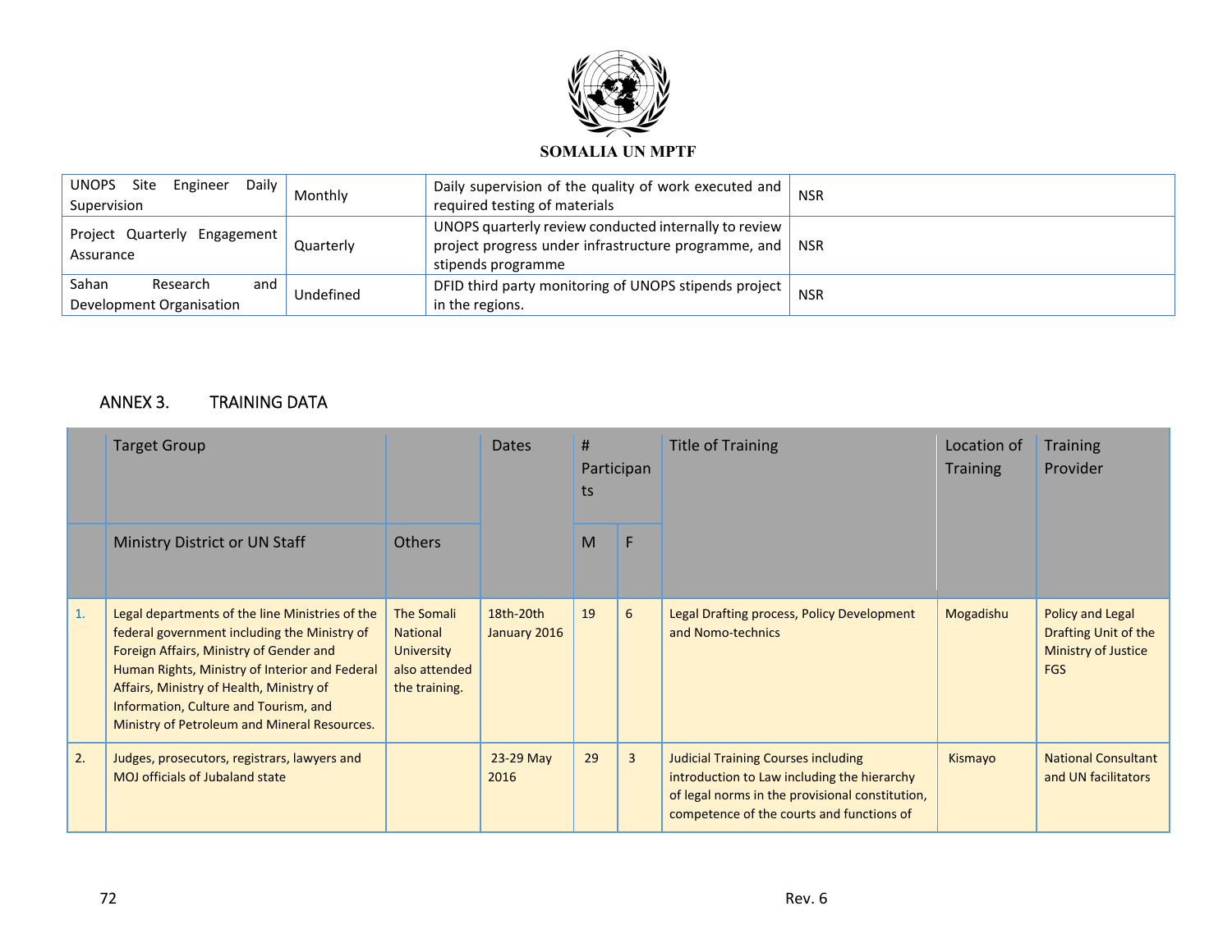| UNOPS Site Engineer Daily Supervision | Monthly | Daily supervision of the quality of work executed and required testing of materials | NSR |
|---|---|---|---|
| Project Quarterly Engagement Assurance | Quarterly | UNOPS quarterly review conducted internally to review project progress under infrastructure programme, and stipends programme | NSR |
| Sahan Research and Development Organisation | Undefined | DFID third party monitoring of UNOPS stipends project in the regions. | NSR |

## ANNEX 3. TRAINING DATA

| | Target Group | | Dates | # Participants | | Title of Training | Location of Training | Training Provider |
|---|---|---|---|---|---|---|---|---|
| | Ministry District or UN Staff | Others | | M | F | | | |
| 1. | Legal departments of the line Ministries of the federal government including the Ministry of Foreign Affairs, Ministry of Gender and Human Rights, Ministry of Interior and Federal Affairs, Ministry of Health, Ministry of Information, Culture and Tourism, and Ministry of Petroleum and Mineral Resources. | The Somali National University also attended the training. | 18th-20th January 2016 | 19 | 6 | Legal Drafting process, Policy Development and Nomo-technics | Mogadishu | Policy and Legal Drafting Unit of the Ministry of Justice FGS |
| 2. | Judges, prosecutors, registrars, lawyers and MOJ officials of Jubaland state | | 23-29 May 2016 | 29 | 3 | Judicial Training Courses including introduction to Law including the hierarchy of legal norms in the provisional constitution, competence of the courts and functions of | Kismayo | National Consultant and UN facilitators |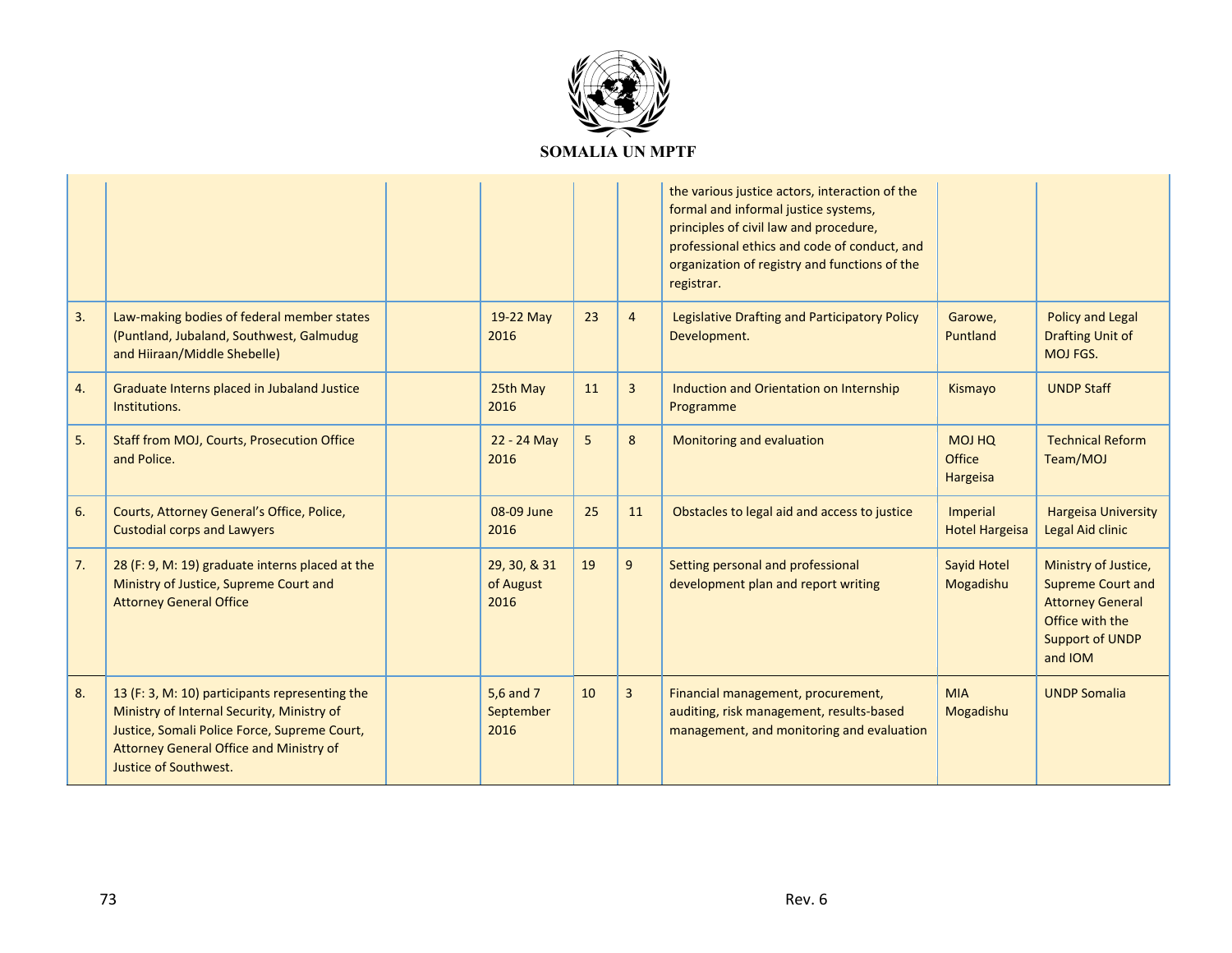| | | | | | | | | |
|---|---|---|---|---|---|---|---|---|
| | | | | | | the various justice actors, interaction of the formal and informal justice systems, principles of civil law and procedure, professional ethics and code of conduct, and organization of registry and functions of the registrar. | | |
| 3. | Law-making bodies of federal member states (Puntland, Jubaland, Southwest, Galmudug and Hiiraan/Middle Shebelle) | | 19-22 May 2016 | 23 | 4 | Legislative Drafting and Participatory Policy Development. | Garowe, Puntland | Policy and Legal Drafting Unit of MOJ FGS. |
| 4. | Graduate Interns placed in Jubaland Justice Institutions. | | 25th May 2016 | 11 | 3 | Induction and Orientation on Internship Programme | Kismayo | UNDP Staff |
| 5. | Staff from MOJ, Courts, Prosecution Office and Police. | | 22 - 24 May 2016 | 5 | 8 | Monitoring and evaluation | MOJ HQ Office Hargeisa | Technical Reform Team/MOJ |
| 6. | Courts, Attorney General's Office, Police, Custodial corps and Lawyers | | 08-09 June 2016 | 25 | 11 | Obstacles to legal aid and access to justice | Imperial Hotel Hargeisa | Hargeisa University Legal Aid clinic |
| 7. | 28 (F: 9, M: 19) graduate interns placed at the Ministry of Justice, Supreme Court and Attorney General Office | | 29, 30, & 31 of August 2016 | 19 | 9 | Setting personal and professional development plan and report writing | Sayid Hotel Mogadishu | Ministry of Justice, Supreme Court and Attorney General Office with the Support of UNDP and IOM |
| 8. | 13 (F: 3, M: 10) participants representing the Ministry of Internal Security, Ministry of Justice, Somali Police Force, Supreme Court, Attorney General Office and Ministry of Justice of Southwest. | | 5,6 and 7 September 2016 | 10 | 3 | Financial management, procurement, auditing, risk management, results-based management, and monitoring and evaluation | MIA Mogadishu | UNDP Somalia |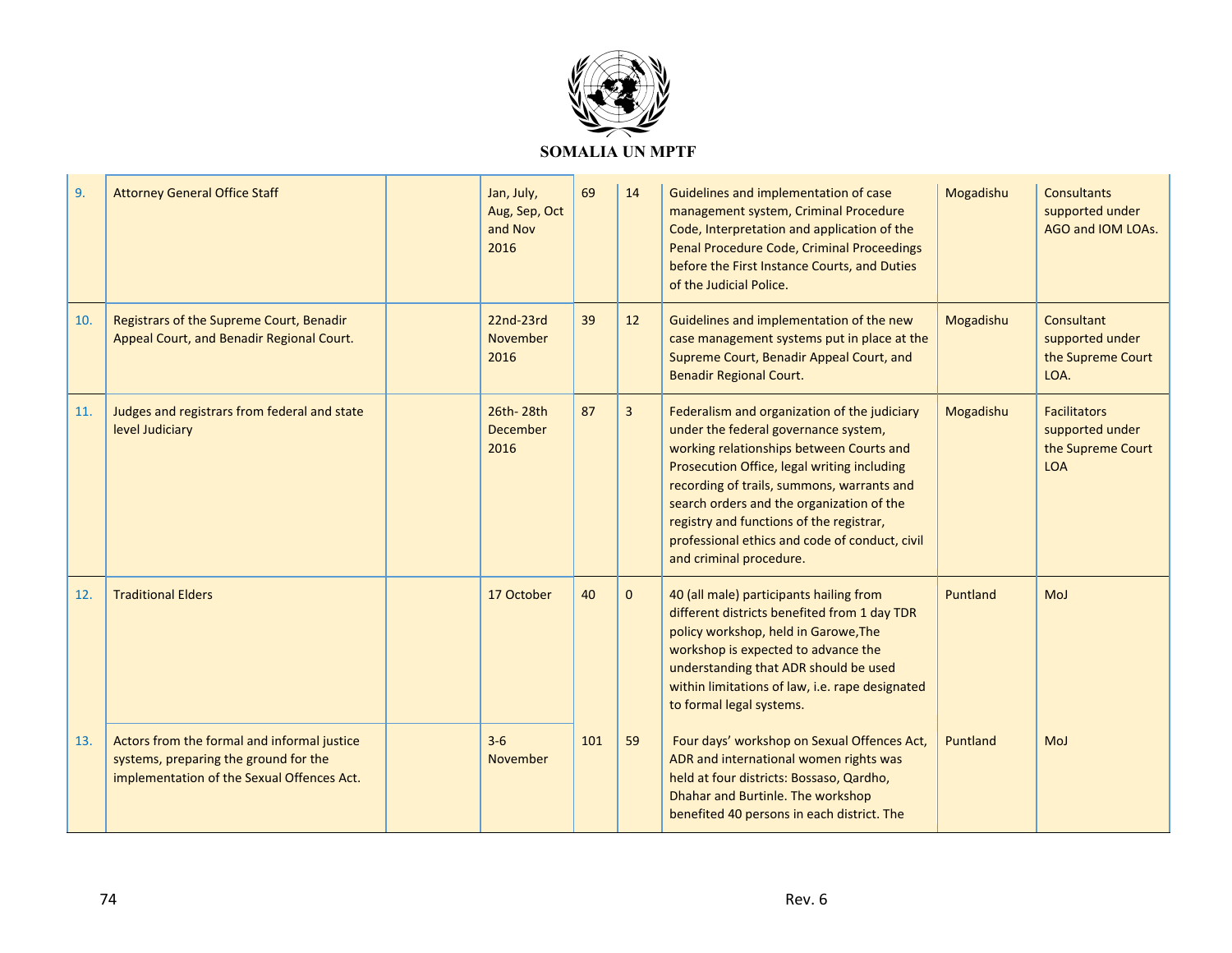**SOMALIA UN MPTF**

| | | | | | | | | |
|---|---|---|---|---|---|---|---|---|
| 9. | Attorney General Office Staff | | Jan, July, Aug, Sep, Oct and Nov 2016 | 69 | 14 | Guidelines and implementation of case management system, Criminal Procedure Code, Interpretation and application of the Penal Procedure Code, Criminal Proceedings before the First Instance Courts, and Duties of the Judicial Police. | Mogadishu | Consultants supported under AGO and IOM LOAs. |
| 10. | Registrars of the Supreme Court, Benadir Appeal Court, and Benadir Regional Court. | | 22nd-23rd November 2016 | 39 | 12 | Guidelines and implementation of the new case management systems put in place at the Supreme Court, Benadir Appeal Court, and Benadir Regional Court. | Mogadishu | Consultant supported under the Supreme Court LOA. |
| 11. | Judges and registrars from federal and state level Judiciary | | 26th- 28th December 2016 | 87 | 3 | Federalism and organization of the judiciary under the federal governance system, working relationships between Courts and Prosecution Office, legal writing including recording of trails, summons, warrants and search orders and the organization of the registry and functions of the registrar, professional ethics and code of conduct, civil and criminal procedure. | Mogadishu | Facilitators supported under the Supreme Court LOA |
| 12. | Traditional Elders | | 17 October | 40 | 0 | 40 (all male) participants hailing from different districts benefited from 1 day TDR policy workshop, held in Garowe,The workshop is expected to advance the understanding that ADR should be used within limitations of law, i.e. rape designated to formal legal systems. | Puntland | MoJ |
| 13. | Actors from the formal and informal justice systems, preparing the ground for the implementation of the Sexual Offences Act. | | 3-6 November | 101 | 59 | Four days' workshop on Sexual Offences Act, ADR and international women rights was held at four districts: Bossaso, Qardho, Dhahar and Burtinle. The workshop benefited 40 persons in each district. The | Puntland | MoJ |

Rev. 6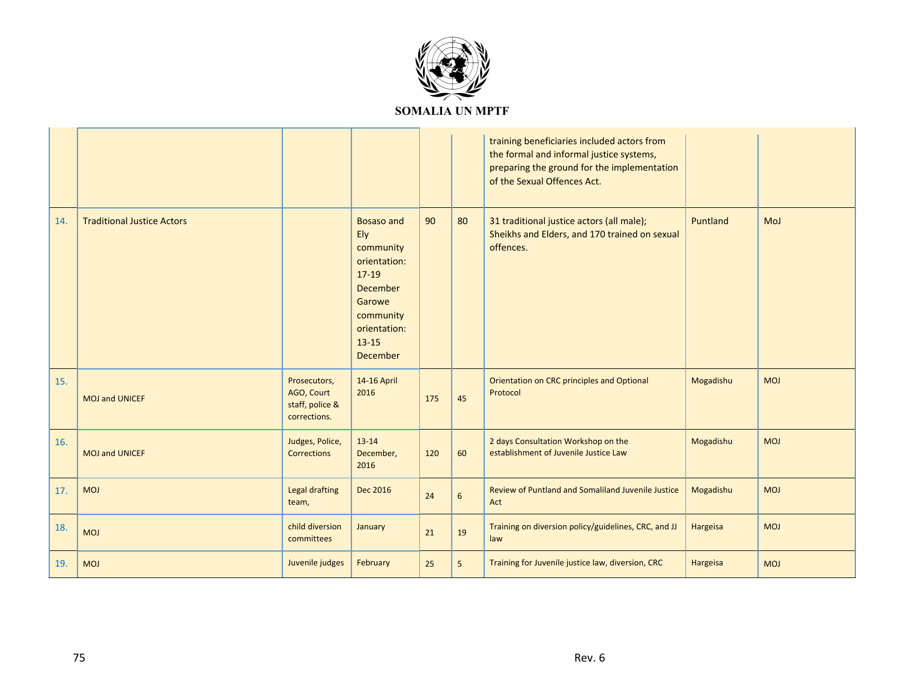| | | | | | | | | |
|---|---|---|---|---|---|---|---|---|
| | | | | | | training beneficiaries included actors from the formal and informal justice systems, preparing the ground for the implementation of the Sexual Offences Act. | | |
| 14. | Traditional Justice Actors | | Bosaso and Ely community orientation: 17-19 December Garowe community orientation: 13-15 December | 90 | 80 | 31 traditional justice actors (all male); Sheikhs and Elders, and 170 trained on sexual offences. | Puntland | MoJ |
| 15. | MOJ and UNICEF | Prosecutors, AGO, Court staff, police & corrections. | 14-16 April 2016 | 175 | 45 | Orientation on CRC principles and Optional Protocol | Mogadishu | MOJ |
| 16. | MOJ and UNICEF | Judges, Police, Corrections | 13-14 December, 2016 | 120 | 60 | 2 days Consultation Workshop on the establishment of Juvenile Justice Law | Mogadishu | MOJ |
| 17. | MOJ | Legal drafting team, | Dec 2016 | 24 | 6 | Review of Puntland and Somaliland Juvenile Justice Act | Mogadishu | MOJ |
| 18. | MOJ | child diversion committees | January | 21 | 19 | Training on diversion policy/guidelines, CRC, and JJ law | Hargeisa | MOJ |
| 19. | MOJ | Juvenile judges | February | 25 | 5 | Training for Juvenile justice law, diversion, CRC | Hargeisa | MOJ |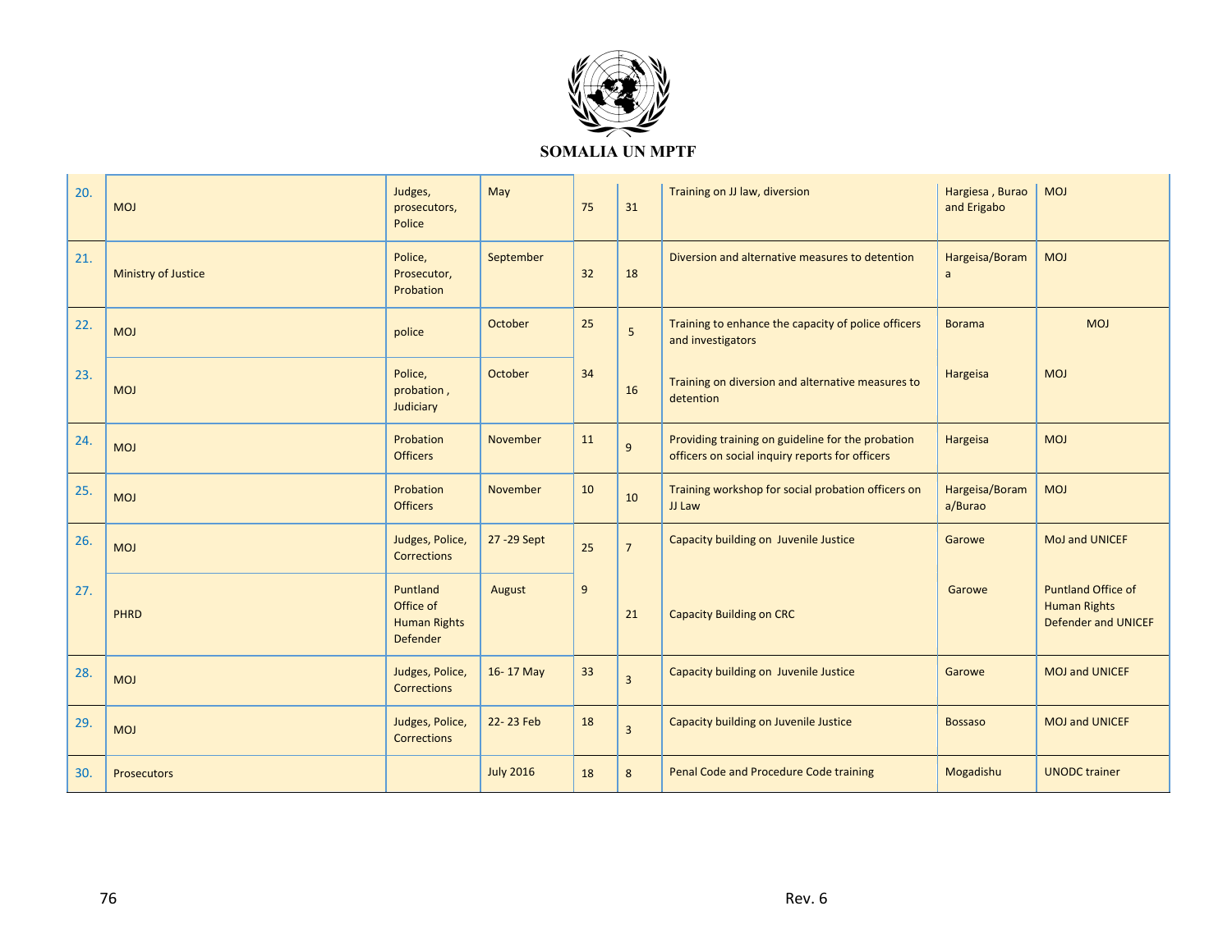SOMALIA UN MPTF

| | | | | | | | | |
|---|---|---|---|---|---|---|---|---|
| 20. | MOJ | Judges, prosecutors, Police | May | 75 | 31 | Training on JJ law, diversion | Hargiesa , Burao and Erigabo | MOJ |
| 21. | Ministry of Justice | Police, Prosecutor, Probation | September | 32 | 18 | Diversion and alternative measures to detention | Hargeisa/Borama | MOJ |
| 22. | MOJ | police | October | 25 | 5 | Training to enhance the capacity of police officers and investigators | Borama | MOJ |
| 23. | MOJ | Police, probation , Judiciary | October | 34 | 16 | Training on diversion and alternative measures to detention | Hargeisa | MOJ |
| 24. | MOJ | Probation Officers | November | 11 | 9 | Providing training on guideline for the probation officers on social inquiry reports for officers | Hargeisa | MOJ |
| 25. | MOJ | Probation Officers | November | 10 | 10 | Training workshop for social probation officers on JJ Law | Hargeisa/Borama/Burao | MOJ |
| 26. | MOJ | Judges, Police, Corrections | 27 -29 Sept | 25 | 7 | Capacity building on Juvenile Justice | Garowe | MoJ and UNICEF |
| 27. | PHRD | Puntland Office of Human Rights Defender | August | 9 | 21 | Capacity Building on CRC | Garowe | Puntland Office of Human Rights Defender and UNICEF |
| 28. | MOJ | Judges, Police, Corrections | 16- 17 May | 33 | 3 | Capacity building on Juvenile Justice | Garowe | MOJ and UNICEF |
| 29. | MOJ | Judges, Police, Corrections | 22- 23 Feb | 18 | 3 | Capacity building on Juvenile Justice | Bossaso | MOJ and UNICEF |
| 30. | Prosecutors | | July 2016 | 18 | 8 | Penal Code and Procedure Code training | Mogadishu | UNODC trainer |

Rev. 6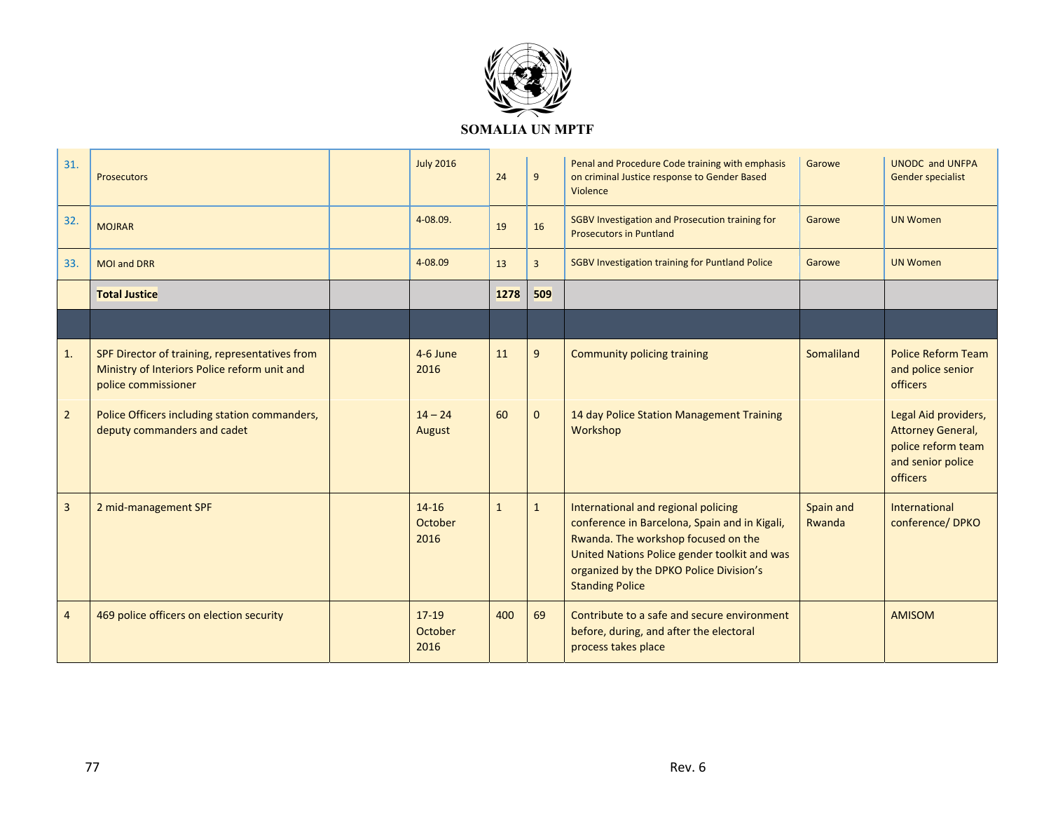SOMALIA UN MPTF

| | | | | | | | | |
|---|---|---|---|---|---|---|---|---|
| 31. | Prosecutors | | July 2016 | 24 | 9 | Penal and Procedure Code training with emphasis on criminal Justice response to Gender Based Violence | Garowe | UNODC and UNFPA Gender specialist |
| 32. | MOJRAR | | 4-08.09. | 19 | 16 | SGBV Investigation and Prosecution training for Prosecutors in Puntland | Garowe | UN Women |
| 33. | MOI and DRR | | 4-08.09 | 13 | 3 | SGBV Investigation training for Puntland Police | Garowe | UN Women |
| | **Total Justice** | | | **1278** | **509** | | | |
| | | | | | | | | |
| 1. | SPF Director of training, representatives from Ministry of Interiors Police reform unit and police commissioner | | 4-6 June 2016 | 11 | 9 | Community policing training | Somaliland | Police Reform Team and police senior officers |
| 2 | Police Officers including station commanders, deputy commanders and cadet | | 14 – 24 August | 60 | 0 | 14 day Police Station Management Training Workshop | | Legal Aid providers, Attorney General, police reform team and senior police officers |
| 3 | 2 mid-management SPF | | 14-16 October 2016 | 1 | 1 | International and regional policing conference in Barcelona, Spain and in Kigali, Rwanda. The workshop focused on the United Nations Police gender toolkit and was organized by the DPKO Police Division's Standing Police | Spain and Rwanda | International conference/ DPKO |
| 4 | 469 police officers on election security | | 17-19 October 2016 | 400 | 69 | Contribute to a safe and secure environment before, during, and after the electoral process takes place | | AMISOM |

Rev. 6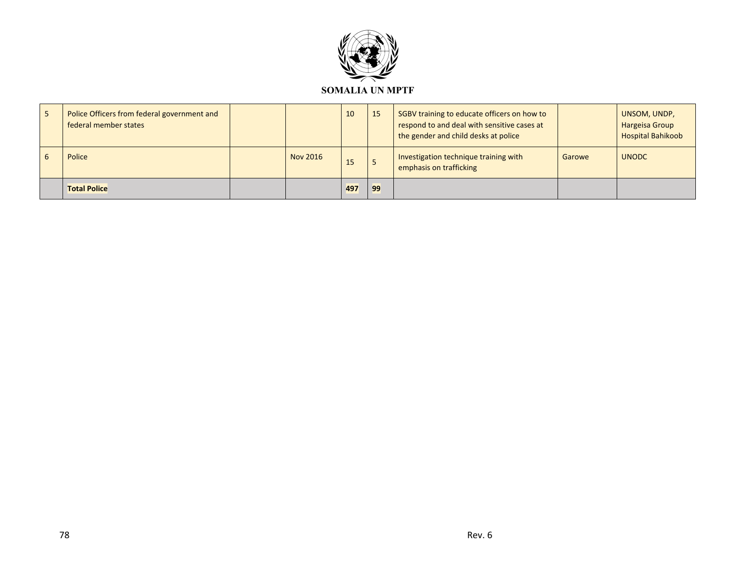SOMALIA UN MPTF

| 5 | Police Officers from federal government and federal member states | | | 10 | 15 | SGBV training to educate officers on how to respond to and deal with sensitive cases at the gender and child desks at police | | UNSOM, UNDP, Hargeisa Group Hospital Bahikoob |
|---|---|---|---|---|---|---|---|---|
| 6 | Police | | Nov 2016 | 15 | 5 | Investigation technique training with emphasis on trafficking | Garowe | UNODC |
| | **Total Police** | | | **497** | **99** | | | |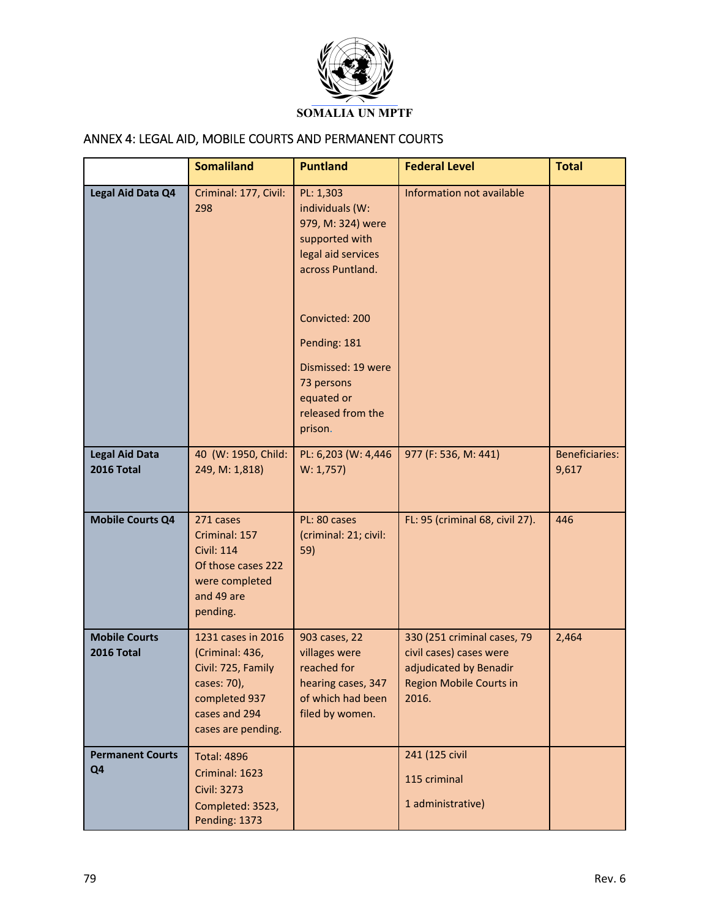SOMALIA UN MPTF

## ANNEX 4: LEGAL AID, MOBILE COURTS AND PERMANENT COURTS

| | Somaliland | Puntland | Federal Level | Total |
|---|---|---|---|---|
| **Legal Aid Data Q4** | Criminal: 177, Civil: 298 | PL: 1,303 individuals (W: 979, M: 324) were supported with legal aid services across Puntland.<br><br>Convicted: 200<br><br>Pending: 181<br><br>Dismissed: 19 were 73 persons equated or released from the prison. | Information not available | |
| **Legal Aid Data 2016 Total** | 40 (W: 1950, Child: 249, M: 1,818) | PL: 6,203 (W: 4,446 W: 1,757) | 977 (F: 536, M: 441) | Beneficiaries: 9,617 |
| **Mobile Courts Q4** | 271 cases<br>Criminal: 157<br>Civil: 114<br>Of those cases 222 were completed and 49 are pending. | PL: 80 cases (criminal: 21; civil: 59) | FL: 95 (criminal 68, civil 27). | 446 |
| **Mobile Courts 2016 Total** | 1231 cases in 2016 (Criminal: 436, Civil: 725, Family cases: 70), completed 937 cases and 294 cases are pending. | 903 cases, 22 villages were reached for hearing cases, 347 of which had been filed by women. | 330 (251 criminal cases, 79 civil cases) cases were adjudicated by Benadir Region Mobile Courts in 2016. | 2,464 |
| **Permanent Courts Q4** | Total: 4896<br>Criminal: 1623<br>Civil: 3273<br>Completed: 3523, Pending: 1373 | | 241 (125 civil<br><br>115 criminal<br><br>1 administrative) | |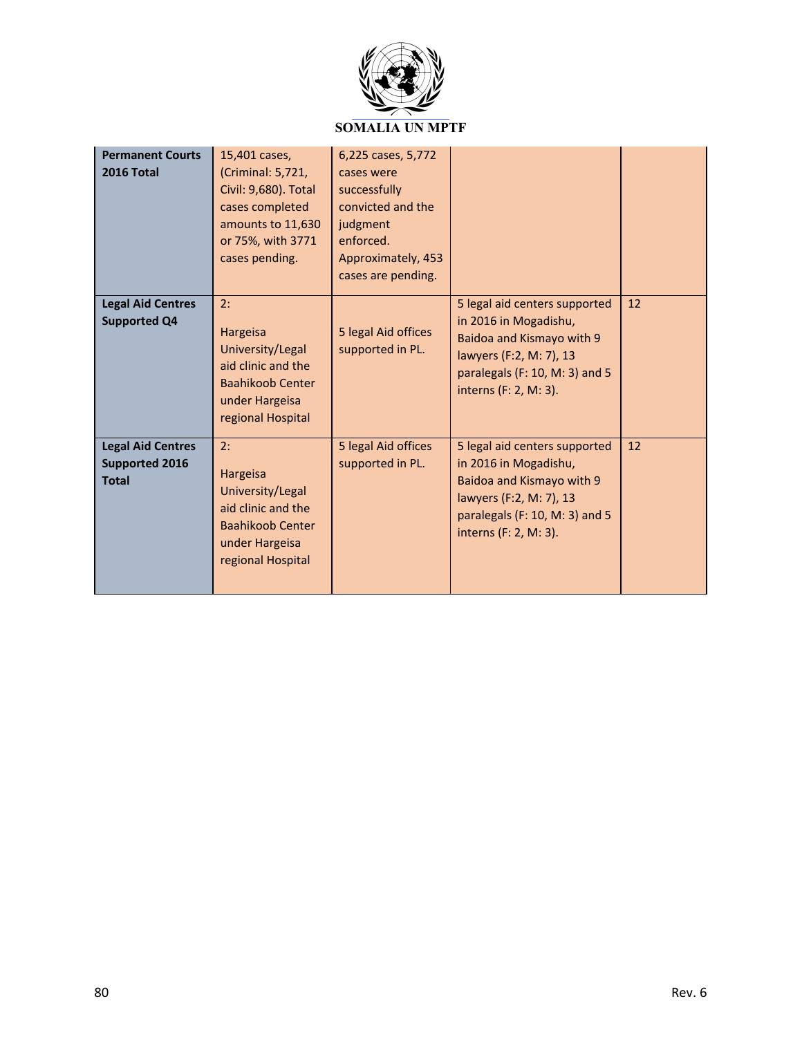| | | | | |
|---|---|---|---|---|
| **Permanent Courts 2016 Total** | 15,401 cases, (Criminal: 5,721, Civil: 9,680). Total cases completed amounts to 11,630 or 75%, with 3771 cases pending. | 6,225 cases, 5,772 cases were successfully convicted and the judgment enforced. Approximately, 453 cases are pending. | | |
| **Legal Aid Centres Supported Q4** | 2: Hargeisa University/Legal aid clinic and the Baahikoob Center under Hargeisa regional Hospital | 5 legal Aid offices supported in PL. | 5 legal aid centers supported in 2016 in Mogadishu, Baidoa and Kismayo with 9 lawyers (F:2, M: 7), 13 paralegals (F: 10, M: 3) and 5 interns (F: 2, M: 3). | 12 |
| **Legal Aid Centres Supported 2016 Total** | 2: Hargeisa University/Legal aid clinic and the Baahikoob Center under Hargeisa regional Hospital | 5 legal Aid offices supported in PL. | 5 legal aid centers supported in 2016 in Mogadishu, Baidoa and Kismayo with 9 lawyers (F:2, M: 7), 13 paralegals (F: 10, M: 3) and 5 interns (F: 2, M: 3). | 12 |